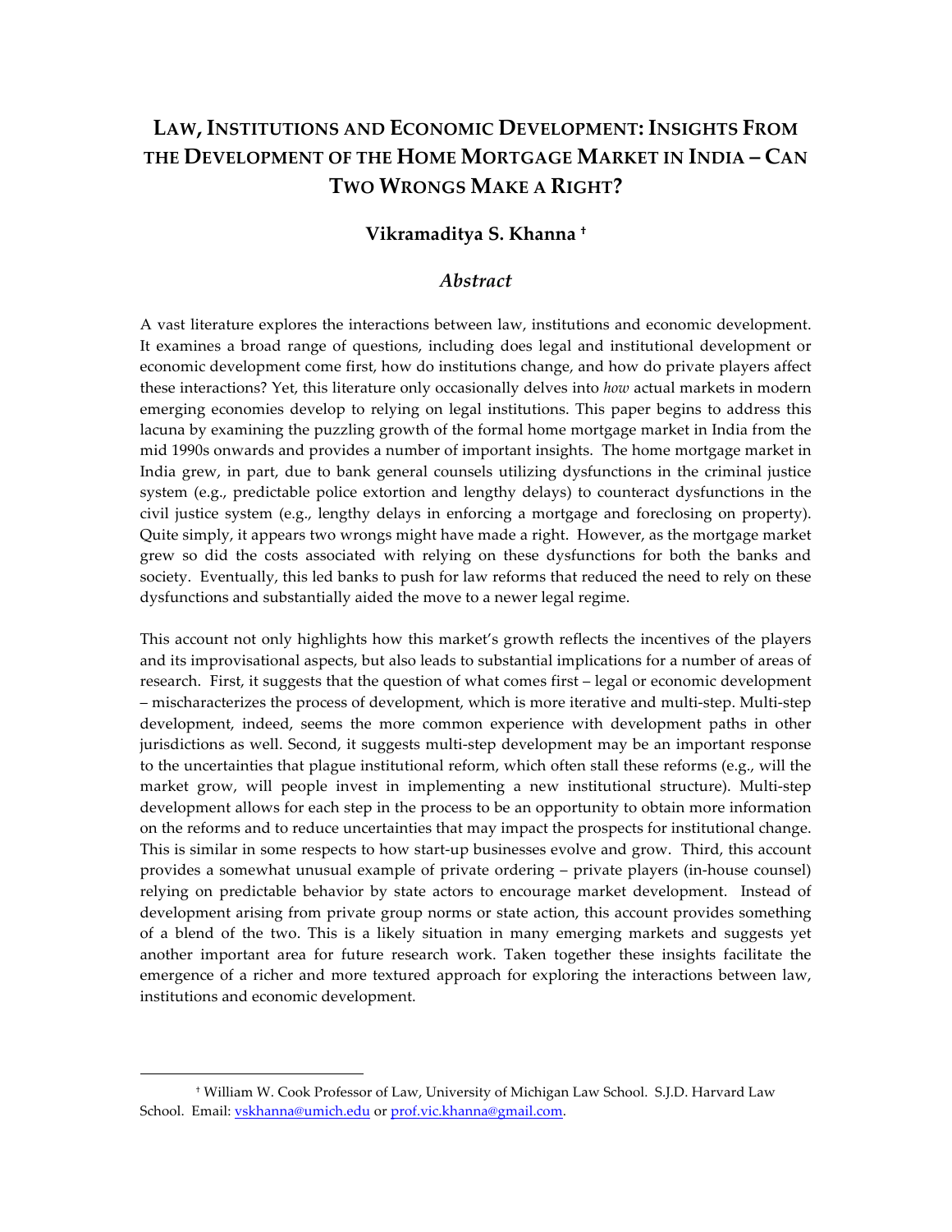# LAW, INSTITUTIONS AND ECONOMIC DEVELOPMENT: INSIGHTS FROM THE DEVELOPMENT OF THE HOME MORTGAGE MARKET IN INDIA – CAN TWO WRONGS MAKE A RIGHT?

**Vikramaditya S. Khanna †**

## *Abstract*

A vast literature explores the interactions between law, institutions and economic development. It examines a broad range of questions, including does legal and institutional development or economic development come first, how do institutions change, and how do private players affect these interactions? Yet, this literature only occasionally delves into *how* actual markets in modern emerging economies develop to relying on legal institutions. This paper begins to address this lacuna by examining the puzzling growth of the formal home mortgage market in India from the mid 1990s onwards and provides a number of important insights. The home mortgage market in India grew, in part, due to bank general counsels utilizing dysfunctions in the criminal justice system (e.g., predictable police extortion and lengthy delays) to counteract dysfunctions in the civil justice system (e.g., lengthy delays in enforcing a mortgage and foreclosing on property). Quite simply, it appears two wrongs might have made a right. However, as the mortgage market grew so did the costs associated with relying on these dysfunctions for both the banks and society. Eventually, this led banks to push for law reforms that reduced the need to rely on these dysfunctions and substantially aided the move to a newer legal regime.

This account not only highlights how this market's growth reflects the incentives of the players and its improvisational aspects, but also leads to substantial implications for a number of areas of research. First, it suggests that the question of what comes first – legal or economic development – mischaracterizes the process of development, which is more iterative and multi-step. Multi-step development, indeed, seems the more common experience with development paths in other jurisdictions as well. Second, it suggests multi-step development may be an important response to the uncertainties that plague institutional reform, which often stall these reforms (e.g., will the market grow, will people invest in implementing a new institutional structure). Multi-step development allows for each step in the process to be an opportunity to obtain more information on the reforms and to reduce uncertainties that may impact the prospects for institutional change. This is similar in some respects to how start-up businesses evolve and grow. Third, this account provides a somewhat unusual example of private ordering – private players (in-house counsel) relying on predictable behavior by state actors to encourage market development. Instead of development arising from private group norms or state action, this account provides something of a blend of the two. This is a likely situation in many emerging markets and suggests yet another important area for future research work. Taken together these insights facilitate the emergence of a richer and more textured approach for exploring the interactions between law, institutions and economic development.

---

† William W. Cook Professor of Law, University of Michigan Law School. S.J.D. Harvard Law School. Email: vskhanna@umich.edu or prof.vic.khanna@gmail.com.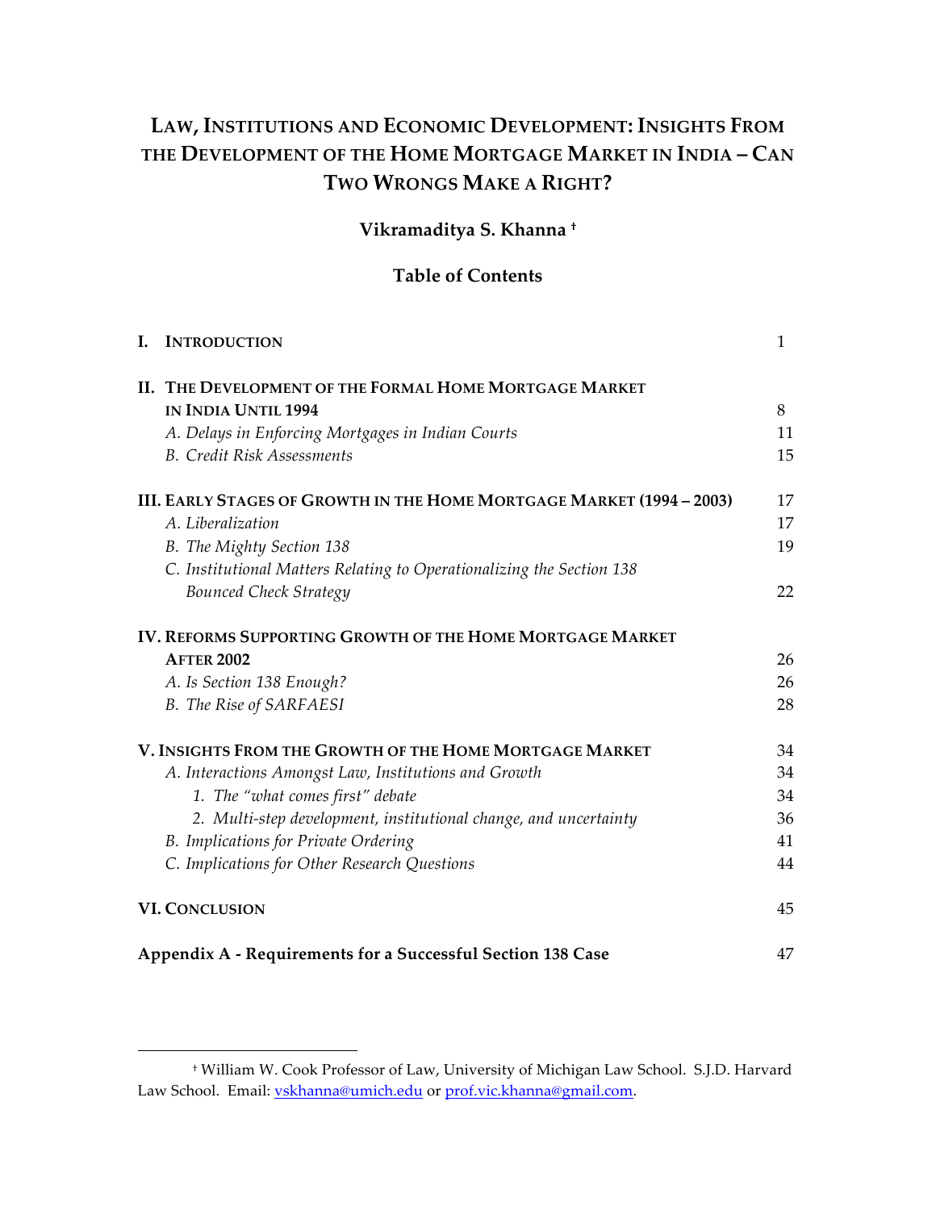# LAW, INSTITUTIONS AND ECONOMIC DEVELOPMENT: INSIGHTS FROM THE DEVELOPMENT OF THE HOME MORTGAGE MARKET IN INDIA – CAN TWO WRONGS MAKE A RIGHT?

**Vikramaditya S. Khanna** [†]

## Table of Contents

| | |
|---|---|
| **I. INTRODUCTION** | 1 |
| **II. THE DEVELOPMENT OF THE FORMAL HOME MORTGAGE MARKET IN INDIA UNTIL 1994** | 8 |
| *A. Delays in Enforcing Mortgages in Indian Courts* | 11 |
| *B. Credit Risk Assessments* | 15 |
| **III. EARLY STAGES OF GROWTH IN THE HOME MORTGAGE MARKET (1994 – 2003)** | 17 |
| *A. Liberalization* | 17 |
| *B. The Mighty Section 138* | 19 |
| *C. Institutional Matters Relating to Operationalizing the Section 138 Bounced Check Strategy* | 22 |
| **IV. REFORMS SUPPORTING GROWTH OF THE HOME MORTGAGE MARKET AFTER 2002** | 26 |
| *A. Is Section 138 Enough?* | 26 |
| *B. The Rise of SARFAESI* | 28 |
| **V. INSIGHTS FROM THE GROWTH OF THE HOME MORTGAGE MARKET** | 34 |
| *A. Interactions Amongst Law, Institutions and Growth* | 34 |
| *1. The "what comes first" debate* | 34 |
| *2. Multi-step development, institutional change, and uncertainty* | 36 |
| *B. Implications for Private Ordering* | 41 |
| *C. Implications for Other Research Questions* | 44 |
| **VI. CONCLUSION** | 45 |
| **Appendix A - Requirements for a Successful Section 138 Case** | 47 |

[†] William W. Cook Professor of Law, University of Michigan Law School. S.J.D. Harvard Law School. Email: vskhanna@umich.edu or prof.vic.khanna@gmail.com.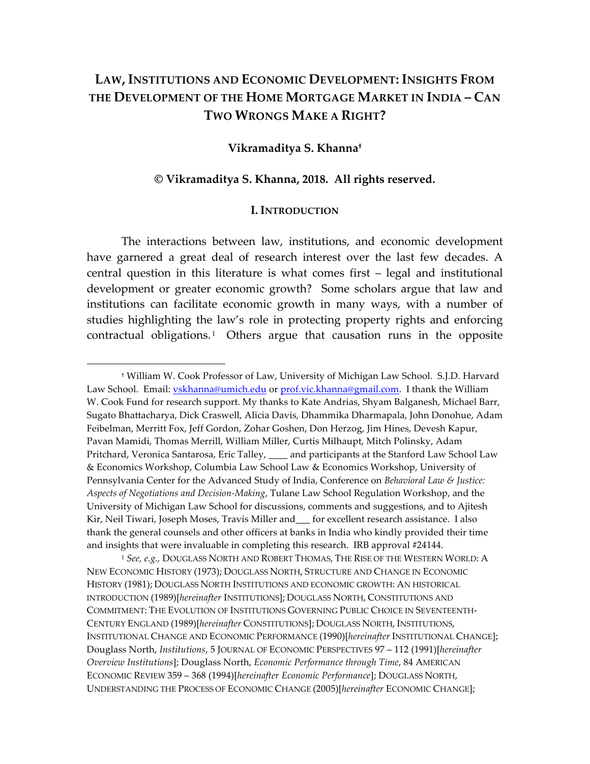# LAW, INSTITUTIONS AND ECONOMIC DEVELOPMENT: INSIGHTS FROM THE DEVELOPMENT OF THE HOME MORTGAGE MARKET IN INDIA – CAN TWO WRONGS MAKE A RIGHT?

**Vikramaditya S. Khanna[†]**

**© Vikramaditya S. Khanna, 2018. All rights reserved.**

## I. INTRODUCTION

The interactions between law, institutions, and economic development have garnered a great deal of research interest over the last few decades. A central question in this literature is what comes first – legal and institutional development or greater economic growth? Some scholars argue that law and institutions can facilitate economic growth in many ways, with a number of studies highlighting the law's role in protecting property rights and enforcing contractual obligations.[1] Others argue that causation runs in the opposite

---

[†] William W. Cook Professor of Law, University of Michigan Law School. S.J.D. Harvard Law School. Email: vskhanna@umich.edu or prof.vic.khanna@gmail.com. I thank the William W. Cook Fund for research support. My thanks to Kate Andrias, Shyam Balganesh, Michael Barr, Sugato Bhattacharya, Dick Craswell, Alicia Davis, Dhammika Dharmapala, John Donohue, Adam Feibelman, Merritt Fox, Jeff Gordon, Zohar Goshen, Don Herzog, Jim Hines, Devesh Kapur, Pavan Mamidi, Thomas Merrill, William Miller, Curtis Milhaupt, Mitch Polinsky, Adam Pritchard, Veronica Santarosa, Eric Talley, ____ and participants at the Stanford Law School Law & Economics Workshop, Columbia Law School Law & Economics Workshop, University of Pennsylvania Center for the Advanced Study of India, Conference on *Behavioral Law & Justice: Aspects of Negotiations and Decision-Making*, Tulane Law School Regulation Workshop, and the University of Michigan Law School for discussions, comments and suggestions, and to Ajitesh Kir, Neil Tiwari, Joseph Moses, Travis Miller and___ for excellent research assistance. I also thank the general counsels and other officers at banks in India who kindly provided their time and insights that were invaluable in completing this research. IRB approval #24144.

[1] *See, e.g.,* DOUGLASS NORTH AND ROBERT THOMAS, THE RISE OF THE WESTERN WORLD: A NEW ECONOMIC HISTORY (1973); DOUGLASS NORTH, STRUCTURE AND CHANGE IN ECONOMIC HISTORY (1981); DOUGLASS NORTH INSTITUTIONS AND ECONOMIC GROWTH: AN HISTORICAL INTRODUCTION (1989)[*hereinafter* INSTITUTIONS]; DOUGLASS NORTH, CONSTITUTIONS AND COMMITMENT: THE EVOLUTION OF INSTITUTIONS GOVERNING PUBLIC CHOICE IN SEVENTEENTH-CENTURY ENGLAND (1989)[*hereinafter* CONSTITUTIONS]; DOUGLASS NORTH, INSTITUTIONS, INSTITUTIONAL CHANGE AND ECONOMIC PERFORMANCE (1990)[*hereinafter* INSTITUTIONAL CHANGE]; Douglass North, *Institutions*, 5 JOURNAL OF ECONOMIC PERSPECTIVES 97 – 112 (1991)[*hereinafter Overview Institutions*]; Douglass North, *Economic Performance through Time*, 84 AMERICAN ECONOMIC REVIEW 359 – 368 (1994)[*hereinafter Economic Performance*]; DOUGLASS NORTH, UNDERSTANDING THE PROCESS OF ECONOMIC CHANGE (2005)[*hereinafter* ECONOMIC CHANGE];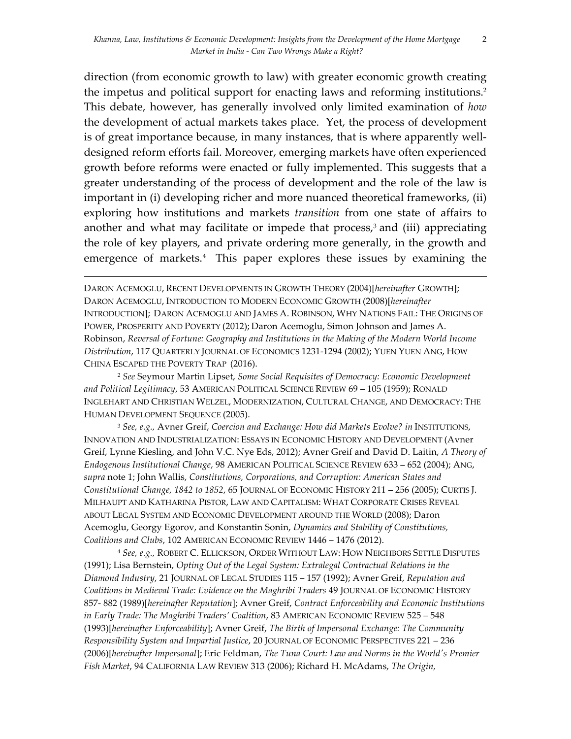direction (from economic growth to law) with greater economic growth creating the impetus and political support for enacting laws and reforming institutions.[2] This debate, however, has generally involved only limited examination of *how* the development of actual markets takes place. Yet, the process of development is of great importance because, in many instances, that is where apparently well-designed reform efforts fail. Moreover, emerging markets have often experienced growth before reforms were enacted or fully implemented. This suggests that a greater understanding of the process of development and the role of the law is important in (i) developing richer and more nuanced theoretical frameworks, (ii) exploring how institutions and markets *transition* from one state of affairs to another and what may facilitate or impede that process,[3] and (iii) appreciating the role of key players, and private ordering more generally, in the growth and emergence of markets.[4] This paper explores these issues by examining the

---

DARON ACEMOGLU, RECENT DEVELOPMENTS IN GROWTH THEORY (2004)[*hereinafter* GROWTH]; DARON ACEMOGLU, INTRODUCTION TO MODERN ECONOMIC GROWTH (2008)[*hereinafter* INTRODUCTION]; DARON ACEMOGLU AND JAMES A. ROBINSON, WHY NATIONS FAIL: THE ORIGINS OF POWER, PROSPERITY AND POVERTY (2012); Daron Acemoglu, Simon Johnson and James A. Robinson, *Reversal of Fortune: Geography and Institutions in the Making of the Modern World Income Distribution*, 117 QUARTERLY JOURNAL OF ECONOMICS 1231-1294 (2002); YUEN YUEN ANG, HOW CHINA ESCAPED THE POVERTY TRAP (2016).

[2] *See* Seymour Martin Lipset, *Some Social Requisites of Democracy: Economic Development and Political Legitimacy*, 53 AMERICAN POLITICAL SCIENCE REVIEW 69 – 105 (1959); RONALD INGLEHART AND CHRISTIAN WELZEL, MODERNIZATION, CULTURAL CHANGE, AND DEMOCRACY: THE HUMAN DEVELOPMENT SEQUENCE (2005).

[3] *See, e.g.,* Avner Greif, *Coercion and Exchange: How did Markets Evolve? in* INSTITUTIONS, INNOVATION AND INDUSTRIALIZATION: ESSAYS IN ECONOMIC HISTORY AND DEVELOPMENT (Avner Greif, Lynne Kiesling, and John V.C. Nye Eds, 2012); Avner Greif and David D. Laitin, *A Theory of Endogenous Institutional Change*, 98 AMERICAN POLITICAL SCIENCE REVIEW 633 – 652 (2004); ANG, *supra* note 1; John Wallis, *Constitutions, Corporations, and Corruption: American States and Constitutional Change, 1842 to 1852*, 65 JOURNAL OF ECONOMIC HISTORY 211 – 256 (2005); CURTIS J. MILHAUPT AND KATHARINA PISTOR, LAW AND CAPITALISM: WHAT CORPORATE CRISES REVEAL ABOUT LEGAL SYSTEM AND ECONOMIC DEVELOPMENT AROUND THE WORLD (2008); Daron Acemoglu, Georgy Egorov, and Konstantin Sonin, *Dynamics and Stability of Constitutions, Coalitions and Clubs*, 102 AMERICAN ECONOMIC REVIEW 1446 – 1476 (2012).

[4] *See, e.g.,* ROBERT C. ELLICKSON, ORDER WITHOUT LAW: HOW NEIGHBORS SETTLE DISPUTES (1991); Lisa Bernstein, *Opting Out of the Legal System: Extralegal Contractual Relations in the Diamond Industry*, 21 JOURNAL OF LEGAL STUDIES 115 – 157 (1992); Avner Greif, *Reputation and Coalitions in Medieval Trade: Evidence on the Maghribi Traders* 49 JOURNAL OF ECONOMIC HISTORY 857- 882 (1989)[*hereinafter Reputation*]; Avner Greif, *Contract Enforceability and Economic Institutions in Early Trade: The Maghribi Traders' Coalition*, 83 AMERICAN ECONOMIC REVIEW 525 – 548 (1993)[*hereinafter Enforceability*]; Avner Greif, *The Birth of Impersonal Exchange: The Community Responsibility System and Impartial Justice*, 20 JOURNAL OF ECONOMIC PERSPECTIVES 221 – 236 (2006)[*hereinafter Impersonal*]; Eric Feldman, *The Tuna Court: Law and Norms in the World's Premier Fish Market*, 94 CALIFORNIA LAW REVIEW 313 (2006); Richard H. McAdams, *The Origin,*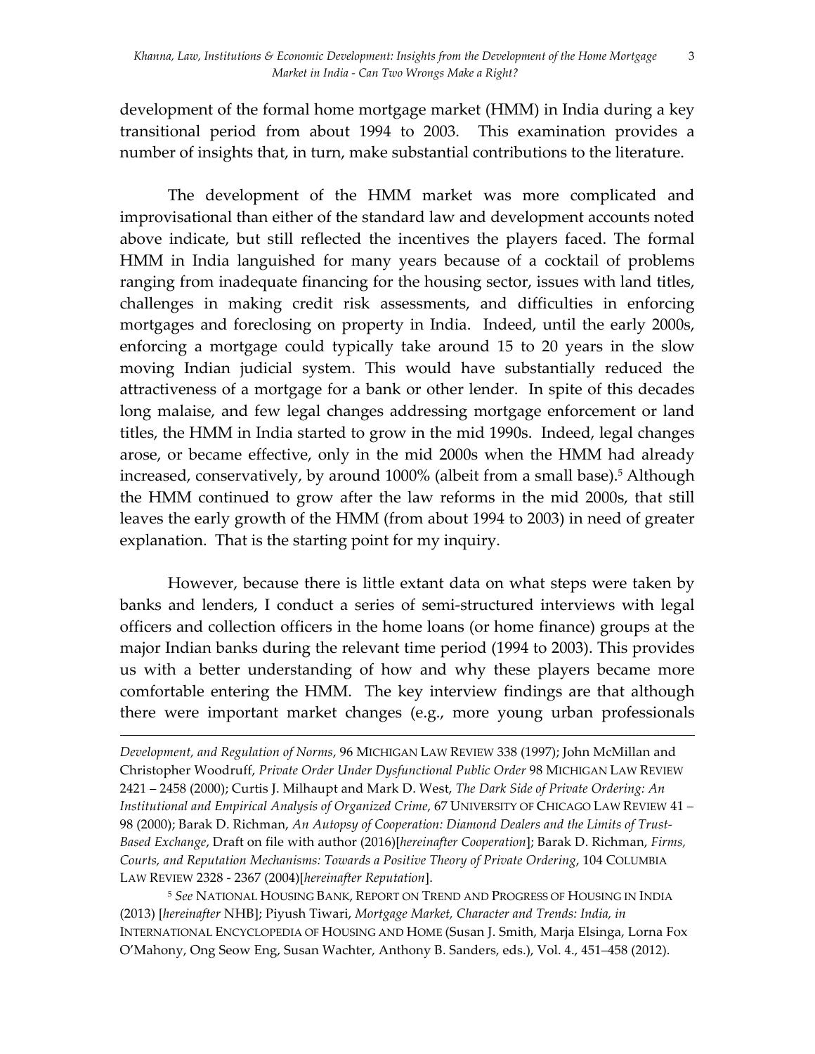development of the formal home mortgage market (HMM) in India during a key transitional period from about 1994 to 2003. This examination provides a number of insights that, in turn, make substantial contributions to the literature.

The development of the HMM market was more complicated and improvisational than either of the standard law and development accounts noted above indicate, but still reflected the incentives the players faced. The formal HMM in India languished for many years because of a cocktail of problems ranging from inadequate financing for the housing sector, issues with land titles, challenges in making credit risk assessments, and difficulties in enforcing mortgages and foreclosing on property in India. Indeed, until the early 2000s, enforcing a mortgage could typically take around 15 to 20 years in the slow moving Indian judicial system. This would have substantially reduced the attractiveness of a mortgage for a bank or other lender. In spite of this decades long malaise, and few legal changes addressing mortgage enforcement or land titles, the HMM in India started to grow in the mid 1990s. Indeed, legal changes arose, or became effective, only in the mid 2000s when the HMM had already increased, conservatively, by around 1000% (albeit from a small base).[5] Although the HMM continued to grow after the law reforms in the mid 2000s, that still leaves the early growth of the HMM (from about 1994 to 2003) in need of greater explanation. That is the starting point for my inquiry.

However, because there is little extant data on what steps were taken by banks and lenders, I conduct a series of semi-structured interviews with legal officers and collection officers in the home loans (or home finance) groups at the major Indian banks during the relevant time period (1994 to 2003). This provides us with a better understanding of how and why these players became more comfortable entering the HMM. The key interview findings are that although there were important market changes (e.g., more young urban professionals

---

*Development, and Regulation of Norms*, 96 MICHIGAN LAW REVIEW 338 (1997); John McMillan and Christopher Woodruff, *Private Order Under Dysfunctional Public Order* 98 MICHIGAN LAW REVIEW 2421 – 2458 (2000); Curtis J. Milhaupt and Mark D. West, *The Dark Side of Private Ordering: An Institutional and Empirical Analysis of Organized Crime*, 67 UNIVERSITY OF CHICAGO LAW REVIEW 41 – 98 (2000); Barak D. Richman, *An Autopsy of Cooperation: Diamond Dealers and the Limits of Trust-Based Exchange*, Draft on file with author (2016)[*hereinafter Cooperation*]; Barak D. Richman, *Firms, Courts, and Reputation Mechanisms: Towards a Positive Theory of Private Ordering*, 104 COLUMBIA LAW REVIEW 2328 - 2367 (2004)[*hereinafter Reputation*].

[5] *See* NATIONAL HOUSING BANK, REPORT ON TREND AND PROGRESS OF HOUSING IN INDIA (2013) [*hereinafter* NHB]; Piyush Tiwari, *Mortgage Market, Character and Trends: India, in* INTERNATIONAL ENCYCLOPEDIA OF HOUSING AND HOME (Susan J. Smith, Marja Elsinga, Lorna Fox O'Mahony, Ong Seow Eng, Susan Wachter, Anthony B. Sanders, eds.), Vol. 4., 451–458 (2012).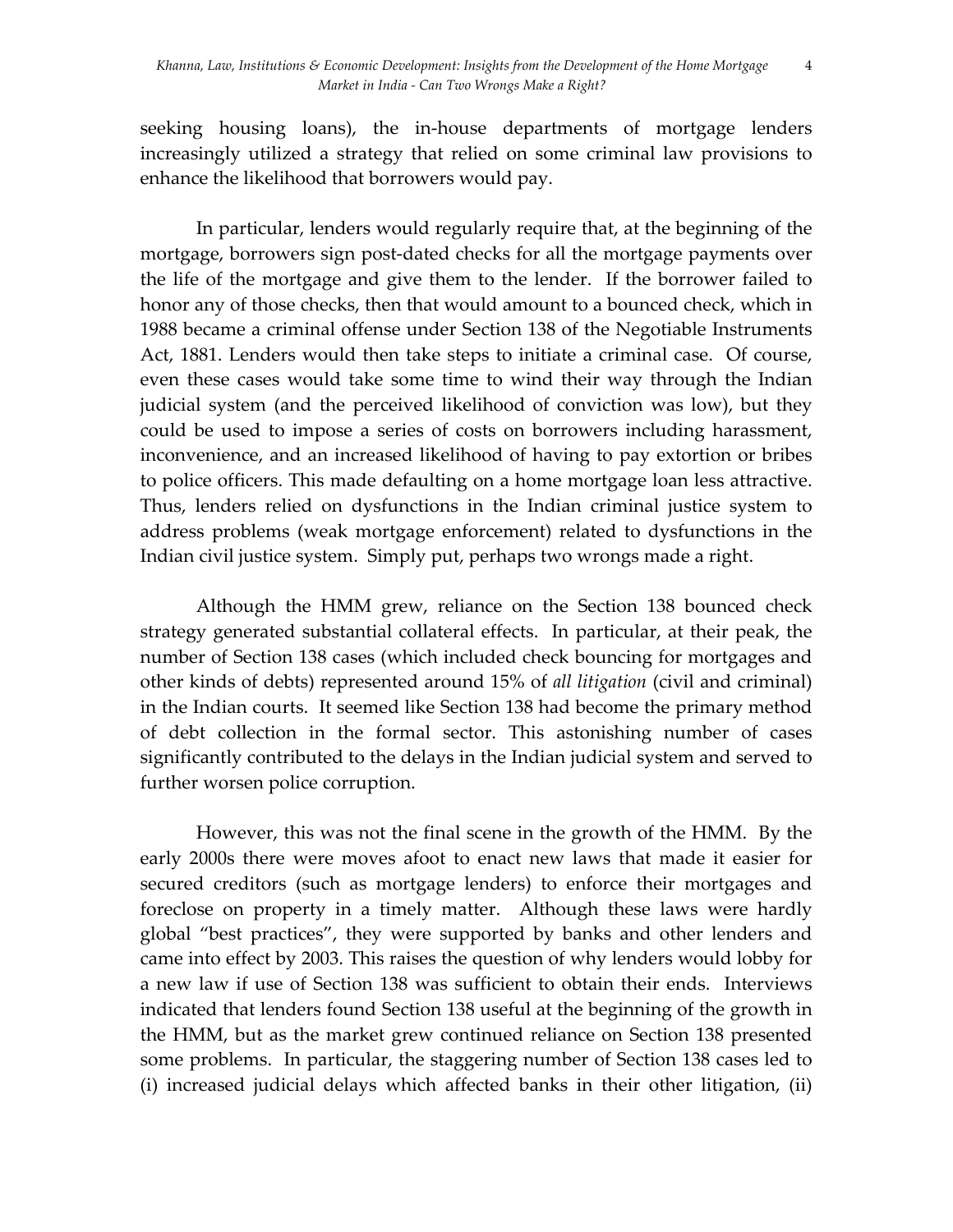seeking housing loans), the in-house departments of mortgage lenders increasingly utilized a strategy that relied on some criminal law provisions to enhance the likelihood that borrowers would pay.

In particular, lenders would regularly require that, at the beginning of the mortgage, borrowers sign post-dated checks for all the mortgage payments over the life of the mortgage and give them to the lender. If the borrower failed to honor any of those checks, then that would amount to a bounced check, which in 1988 became a criminal offense under Section 138 of the Negotiable Instruments Act, 1881. Lenders would then take steps to initiate a criminal case. Of course, even these cases would take some time to wind their way through the Indian judicial system (and the perceived likelihood of conviction was low), but they could be used to impose a series of costs on borrowers including harassment, inconvenience, and an increased likelihood of having to pay extortion or bribes to police officers. This made defaulting on a home mortgage loan less attractive. Thus, lenders relied on dysfunctions in the Indian criminal justice system to address problems (weak mortgage enforcement) related to dysfunctions in the Indian civil justice system. Simply put, perhaps two wrongs made a right.

Although the HMM grew, reliance on the Section 138 bounced check strategy generated substantial collateral effects. In particular, at their peak, the number of Section 138 cases (which included check bouncing for mortgages and other kinds of debts) represented around 15% of *all litigation* (civil and criminal) in the Indian courts. It seemed like Section 138 had become the primary method of debt collection in the formal sector. This astonishing number of cases significantly contributed to the delays in the Indian judicial system and served to further worsen police corruption.

However, this was not the final scene in the growth of the HMM. By the early 2000s there were moves afoot to enact new laws that made it easier for secured creditors (such as mortgage lenders) to enforce their mortgages and foreclose on property in a timely matter. Although these laws were hardly global "best practices", they were supported by banks and other lenders and came into effect by 2003. This raises the question of why lenders would lobby for a new law if use of Section 138 was sufficient to obtain their ends. Interviews indicated that lenders found Section 138 useful at the beginning of the growth in the HMM, but as the market grew continued reliance on Section 138 presented some problems. In particular, the staggering number of Section 138 cases led to (i) increased judicial delays which affected banks in their other litigation, (ii)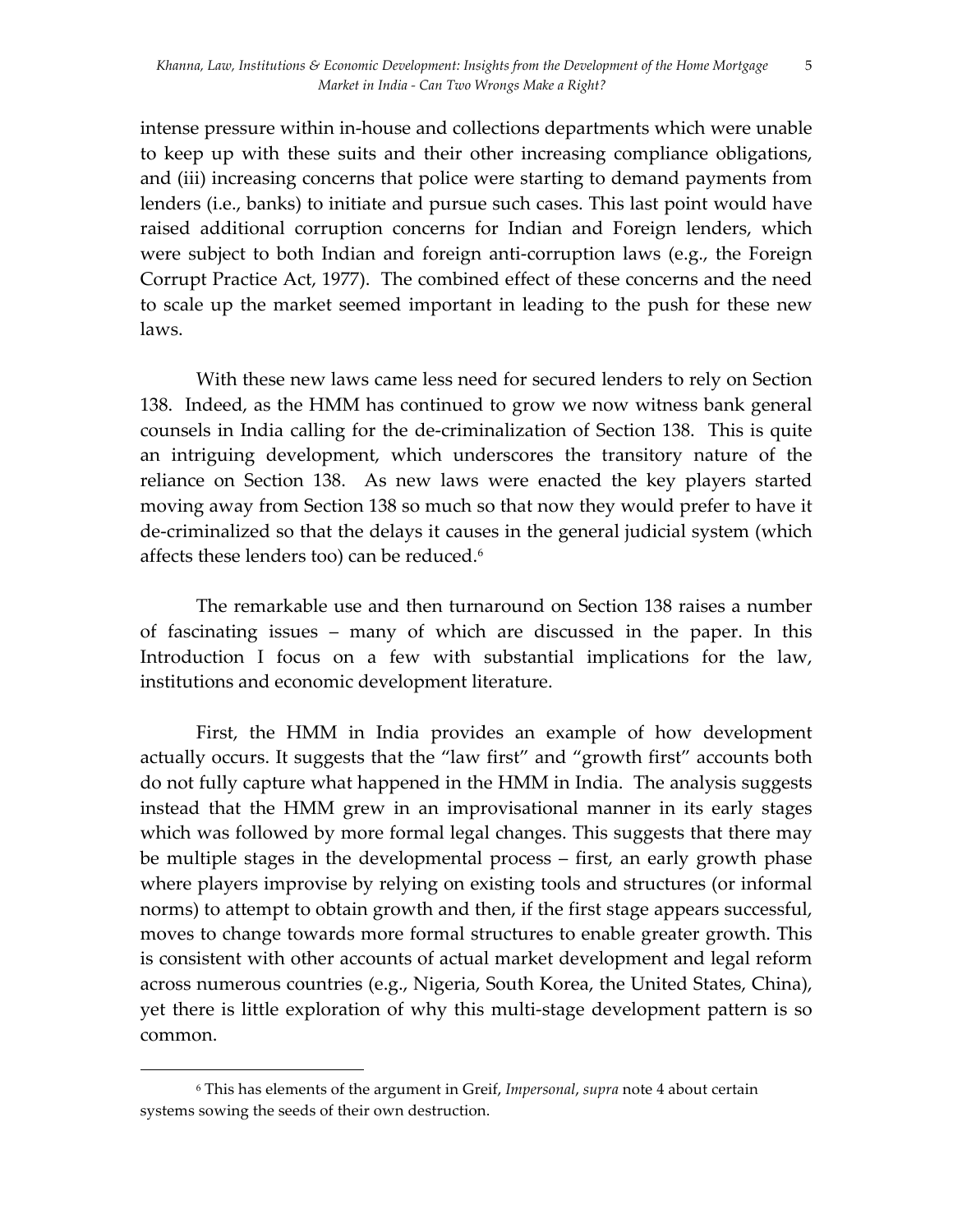intense pressure within in-house and collections departments which were unable to keep up with these suits and their other increasing compliance obligations, and (iii) increasing concerns that police were starting to demand payments from lenders (i.e., banks) to initiate and pursue such cases. This last point would have raised additional corruption concerns for Indian and Foreign lenders, which were subject to both Indian and foreign anti-corruption laws (e.g., the Foreign Corrupt Practice Act, 1977). The combined effect of these concerns and the need to scale up the market seemed important in leading to the push for these new laws.

With these new laws came less need for secured lenders to rely on Section 138. Indeed, as the HMM has continued to grow we now witness bank general counsels in India calling for the de-criminalization of Section 138. This is quite an intriguing development, which underscores the transitory nature of the reliance on Section 138. As new laws were enacted the key players started moving away from Section 138 so much so that now they would prefer to have it de-criminalized so that the delays it causes in the general judicial system (which affects these lenders too) can be reduced.[6]

The remarkable use and then turnaround on Section 138 raises a number of fascinating issues – many of which are discussed in the paper. In this Introduction I focus on a few with substantial implications for the law, institutions and economic development literature.

First, the HMM in India provides an example of how development actually occurs. It suggests that the "law first" and "growth first" accounts both do not fully capture what happened in the HMM in India. The analysis suggests instead that the HMM grew in an improvisational manner in its early stages which was followed by more formal legal changes. This suggests that there may be multiple stages in the developmental process – first, an early growth phase where players improvise by relying on existing tools and structures (or informal norms) to attempt to obtain growth and then, if the first stage appears successful, moves to change towards more formal structures to enable greater growth. This is consistent with other accounts of actual market development and legal reform across numerous countries (e.g., Nigeria, South Korea, the United States, China), yet there is little exploration of why this multi-stage development pattern is so common.

[6] This has elements of the argument in Greif, *Impersonal*, *supra* note 4 about certain systems sowing the seeds of their own destruction.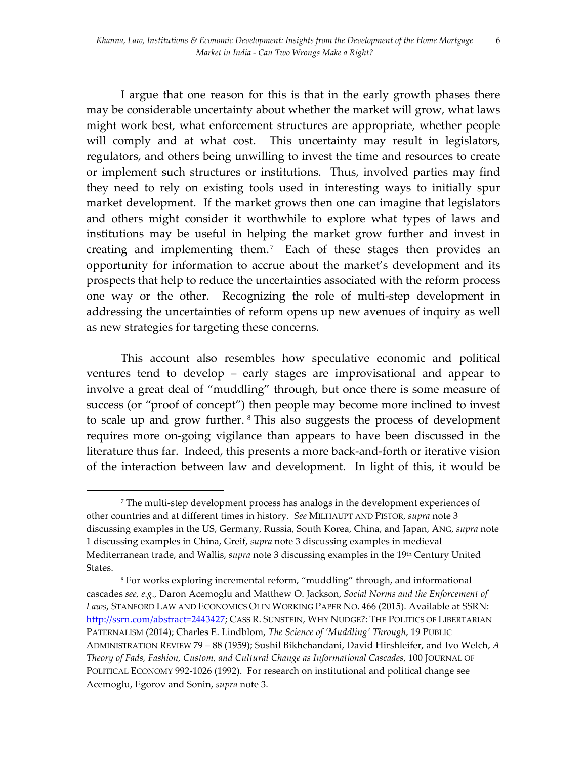I argue that one reason for this is that in the early growth phases there may be considerable uncertainty about whether the market will grow, what laws might work best, what enforcement structures are appropriate, whether people will comply and at what cost. This uncertainty may result in legislators, regulators, and others being unwilling to invest the time and resources to create or implement such structures or institutions. Thus, involved parties may find they need to rely on existing tools used in interesting ways to initially spur market development. If the market grows then one can imagine that legislators and others might consider it worthwhile to explore what types of laws and institutions may be useful in helping the market grow further and invest in creating and implementing them.[7] Each of these stages then provides an opportunity for information to accrue about the market's development and its prospects that help to reduce the uncertainties associated with the reform process one way or the other. Recognizing the role of multi-step development in addressing the uncertainties of reform opens up new avenues of inquiry as well as new strategies for targeting these concerns.

This account also resembles how speculative economic and political ventures tend to develop – early stages are improvisational and appear to involve a great deal of "muddling" through, but once there is some measure of success (or "proof of concept") then people may become more inclined to invest to scale up and grow further.[8] This also suggests the process of development requires more on-going vigilance than appears to have been discussed in the literature thus far. Indeed, this presents a more back-and-forth or iterative vision of the interaction between law and development. In light of this, it would be

---

[7] The multi-step development process has analogs in the development experiences of other countries and at different times in history. *See* MILHAUPT AND PISTOR, *supra* note 3 discussing examples in the US, Germany, Russia, South Korea, China, and Japan, ANG, *supra* note 1 discussing examples in China, Greif, *supra* note 3 discussing examples in medieval Mediterranean trade, and Wallis, *supra* note 3 discussing examples in the 19th Century United States.

[8] For works exploring incremental reform, "muddling" through, and informational cascades *see, e.g.,* Daron Acemoglu and Matthew O. Jackson, *Social Norms and the Enforcement of Laws*, STANFORD LAW AND ECONOMICS OLIN WORKING PAPER NO. 466 (2015). Available at SSRN: http://ssrn.com/abstract=2443427; CASS R. SUNSTEIN, WHY NUDGE?: THE POLITICS OF LIBERTARIAN PATERNALISM (2014); Charles E. Lindblom, *The Science of 'Muddling' Through*, 19 PUBLIC ADMINISTRATION REVIEW 79 – 88 (1959); Sushil Bikhchandani, David Hirshleifer, and Ivo Welch, *A Theory of Fads, Fashion, Custom, and Cultural Change as Informational Cascades*, 100 JOURNAL OF POLITICAL ECONOMY 992-1026 (1992). For research on institutional and political change see Acemoglu, Egorov and Sonin, *supra* note 3.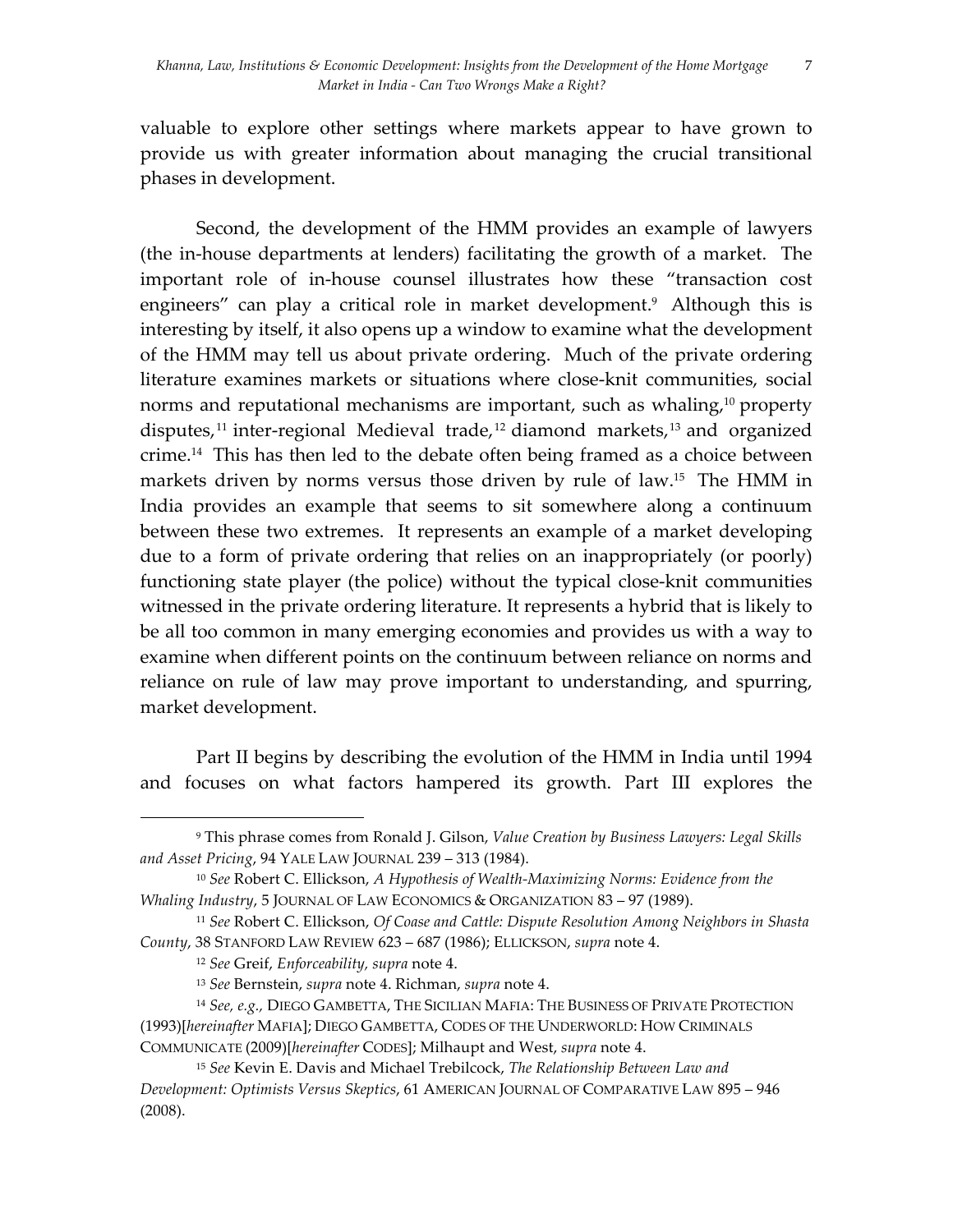valuable to explore other settings where markets appear to have grown to provide us with greater information about managing the crucial transitional phases in development.

Second, the development of the HMM provides an example of lawyers (the in-house departments at lenders) facilitating the growth of a market. The important role of in-house counsel illustrates how these "transaction cost engineers" can play a critical role in market development.[9] Although this is interesting by itself, it also opens up a window to examine what the development of the HMM may tell us about private ordering. Much of the private ordering literature examines markets or situations where close-knit communities, social norms and reputational mechanisms are important, such as whaling,[10] property disputes,[11] inter-regional Medieval trade,[12] diamond markets,[13] and organized crime.[14] This has then led to the debate often being framed as a choice between markets driven by norms versus those driven by rule of law.[15] The HMM in India provides an example that seems to sit somewhere along a continuum between these two extremes. It represents an example of a market developing due to a form of private ordering that relies on an inappropriately (or poorly) functioning state player (the police) without the typical close-knit communities witnessed in the private ordering literature. It represents a hybrid that is likely to be all too common in many emerging economies and provides us with a way to examine when different points on the continuum between reliance on norms and reliance on rule of law may prove important to understanding, and spurring, market development.

Part II begins by describing the evolution of the HMM in India until 1994 and focuses on what factors hampered its growth. Part III explores the

---

[9] This phrase comes from Ronald J. Gilson, *Value Creation by Business Lawyers: Legal Skills and Asset Pricing*, 94 YALE LAW JOURNAL 239 – 313 (1984).

[10] *See* Robert C. Ellickson, *A Hypothesis of Wealth-Maximizing Norms: Evidence from the Whaling Industry*, 5 JOURNAL OF LAW ECONOMICS & ORGANIZATION 83 – 97 (1989).

[11] *See* Robert C. Ellickson, *Of Coase and Cattle: Dispute Resolution Among Neighbors in Shasta County*, 38 STANFORD LAW REVIEW 623 – 687 (1986); ELLICKSON, *supra* note 4.

[12] *See* Greif, *Enforceability, supra* note 4.

[13] *See* Bernstein, *supra* note 4. Richman, *supra* note 4.

[14] *See, e.g.,* DIEGO GAMBETTA, THE SICILIAN MAFIA: THE BUSINESS OF PRIVATE PROTECTION (1993)[*hereinafter* MAFIA]; DIEGO GAMBETTA, CODES OF THE UNDERWORLD: HOW CRIMINALS COMMUNICATE (2009)[*hereinafter* CODES]; Milhaupt and West, *supra* note 4.

[15] *See* Kevin E. Davis and Michael Trebilcock, *The Relationship Between Law and Development: Optimists Versus Skeptics*, 61 AMERICAN JOURNAL OF COMPARATIVE LAW 895 – 946 (2008).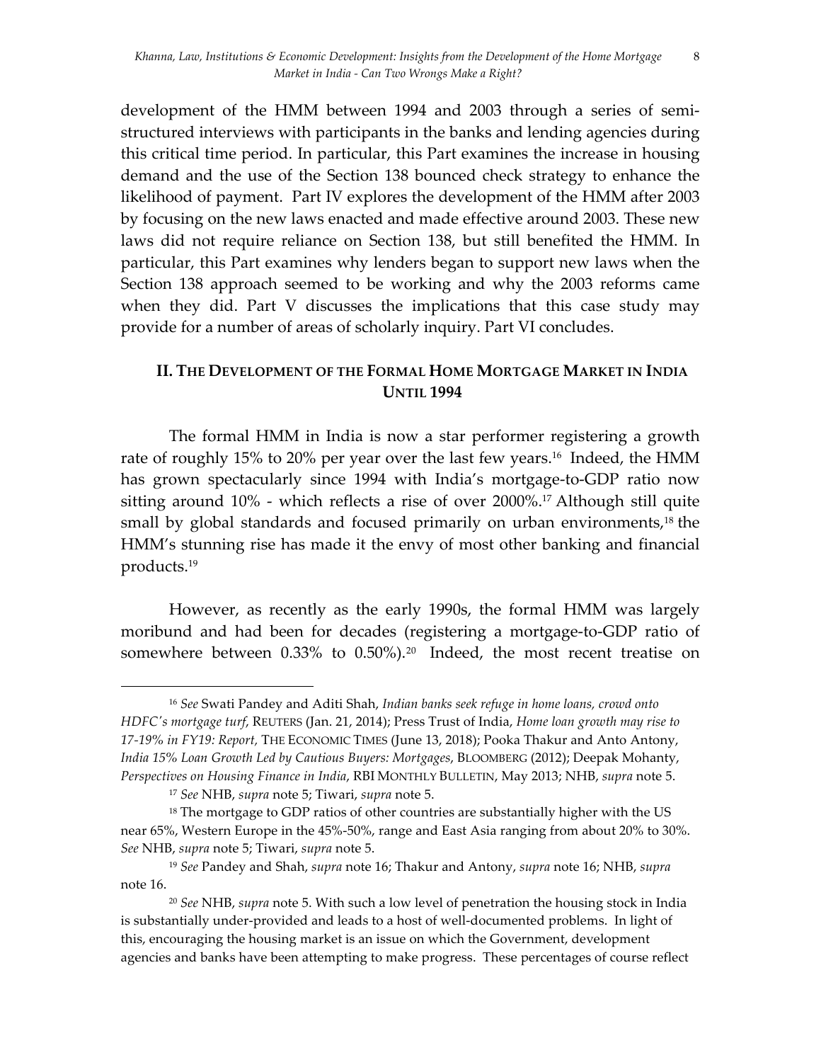development of the HMM between 1994 and 2003 through a series of semi-structured interviews with participants in the banks and lending agencies during this critical time period. In particular, this Part examines the increase in housing demand and the use of the Section 138 bounced check strategy to enhance the likelihood of payment. Part IV explores the development of the HMM after 2003 by focusing on the new laws enacted and made effective around 2003. These new laws did not require reliance on Section 138, but still benefited the HMM. In particular, this Part examines why lenders began to support new laws when the Section 138 approach seemed to be working and why the 2003 reforms came when they did. Part V discusses the implications that this case study may provide for a number of areas of scholarly inquiry. Part VI concludes.

## II. THE DEVELOPMENT OF THE FORMAL HOME MORTGAGE MARKET IN INDIA UNTIL 1994

The formal HMM in India is now a star performer registering a growth rate of roughly 15% to 20% per year over the last few years.[16] Indeed, the HMM has grown spectacularly since 1994 with India's mortgage-to-GDP ratio now sitting around 10% - which reflects a rise of over 2000%.[17] Although still quite small by global standards and focused primarily on urban environments,[18] the HMM's stunning rise has made it the envy of most other banking and financial products.[19]

However, as recently as the early 1990s, the formal HMM was largely moribund and had been for decades (registering a mortgage-to-GDP ratio of somewhere between 0.33% to 0.50%).[20] Indeed, the most recent treatise on

---

[16] *See* Swati Pandey and Aditi Shah, *Indian banks seek refuge in home loans, crowd onto HDFC's mortgage turf*, REUTERS (Jan. 21, 2014); Press Trust of India, *Home loan growth may rise to 17-19% in FY19: Report,* THE ECONOMIC TIMES (June 13, 2018); Pooka Thakur and Anto Antony, *India 15% Loan Growth Led by Cautious Buyers: Mortgages*, BLOOMBERG (2012); Deepak Mohanty, *Perspectives on Housing Finance in India*, RBI MONTHLY BULLETIN, May 2013; NHB, *supra* note 5.

[17] *See* NHB, *supra* note 5; Tiwari, *supra* note 5.

[18] The mortgage to GDP ratios of other countries are substantially higher with the US near 65%, Western Europe in the 45%-50%, range and East Asia ranging from about 20% to 30%. *See* NHB, *supra* note 5; Tiwari, *supra* note 5.

[19] *See* Pandey and Shah, *supra* note 16; Thakur and Antony, *supra* note 16; NHB, *supra* note 16.

[20] *See* NHB, *supra* note 5. With such a low level of penetration the housing stock in India is substantially under-provided and leads to a host of well-documented problems. In light of this, encouraging the housing market is an issue on which the Government, development agencies and banks have been attempting to make progress. These percentages of course reflect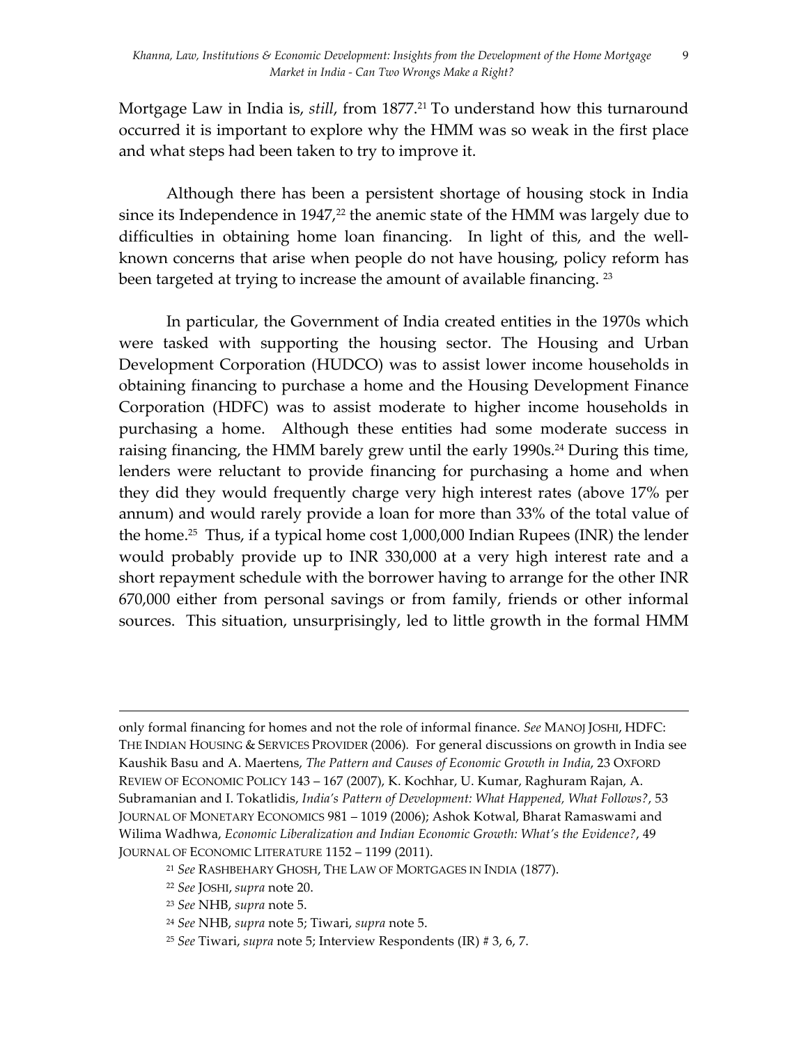Mortgage Law in India is, *still*, from 1877.[21] To understand how this turnaround occurred it is important to explore why the HMM was so weak in the first place and what steps had been taken to try to improve it.

Although there has been a persistent shortage of housing stock in India since its Independence in 1947,[22] the anemic state of the HMM was largely due to difficulties in obtaining home loan financing. In light of this, and the well-known concerns that arise when people do not have housing, policy reform has been targeted at trying to increase the amount of available financing. [23]

In particular, the Government of India created entities in the 1970s which were tasked with supporting the housing sector. The Housing and Urban Development Corporation (HUDCO) was to assist lower income households in obtaining financing to purchase a home and the Housing Development Finance Corporation (HDFC) was to assist moderate to higher income households in purchasing a home. Although these entities had some moderate success in raising financing, the HMM barely grew until the early 1990s.[24] During this time, lenders were reluctant to provide financing for purchasing a home and when they did they would frequently charge very high interest rates (above 17% per annum) and would rarely provide a loan for more than 33% of the total value of the home.[25] Thus, if a typical home cost 1,000,000 Indian Rupees (INR) the lender would probably provide up to INR 330,000 at a very high interest rate and a short repayment schedule with the borrower having to arrange for the other INR 670,000 either from personal savings or from family, friends or other informal sources. This situation, unsurprisingly, led to little growth in the formal HMM

---

only formal financing for homes and not the role of informal finance. *See* MANOJ JOSHI, HDFC: THE INDIAN HOUSING & SERVICES PROVIDER (2006). For general discussions on growth in India see Kaushik Basu and A. Maertens, *The Pattern and Causes of Economic Growth in India*, 23 OXFORD REVIEW OF ECONOMIC POLICY 143 – 167 (2007), K. Kochhar, U. Kumar, Raghuram Rajan, A. Subramanian and I. Tokatlidis, *India's Pattern of Development: What Happened, What Follows?*, 53 JOURNAL OF MONETARY ECONOMICS 981 – 1019 (2006); Ashok Kotwal, Bharat Ramaswami and Wilima Wadhwa, *Economic Liberalization and Indian Economic Growth: What's the Evidence?*, 49 JOURNAL OF ECONOMIC LITERATURE 1152 – 1199 (2011).

[21] *See* RASHBEHARY GHOSH, THE LAW OF MORTGAGES IN INDIA (1877).

[22] *See* JOSHI, *supra* note 20.

[23] *See* NHB, *supra* note 5.

[24] *See* NHB, *supra* note 5; Tiwari, *supra* note 5.

[25] *See* Tiwari, *supra* note 5; Interview Respondents (IR) # 3, 6, 7.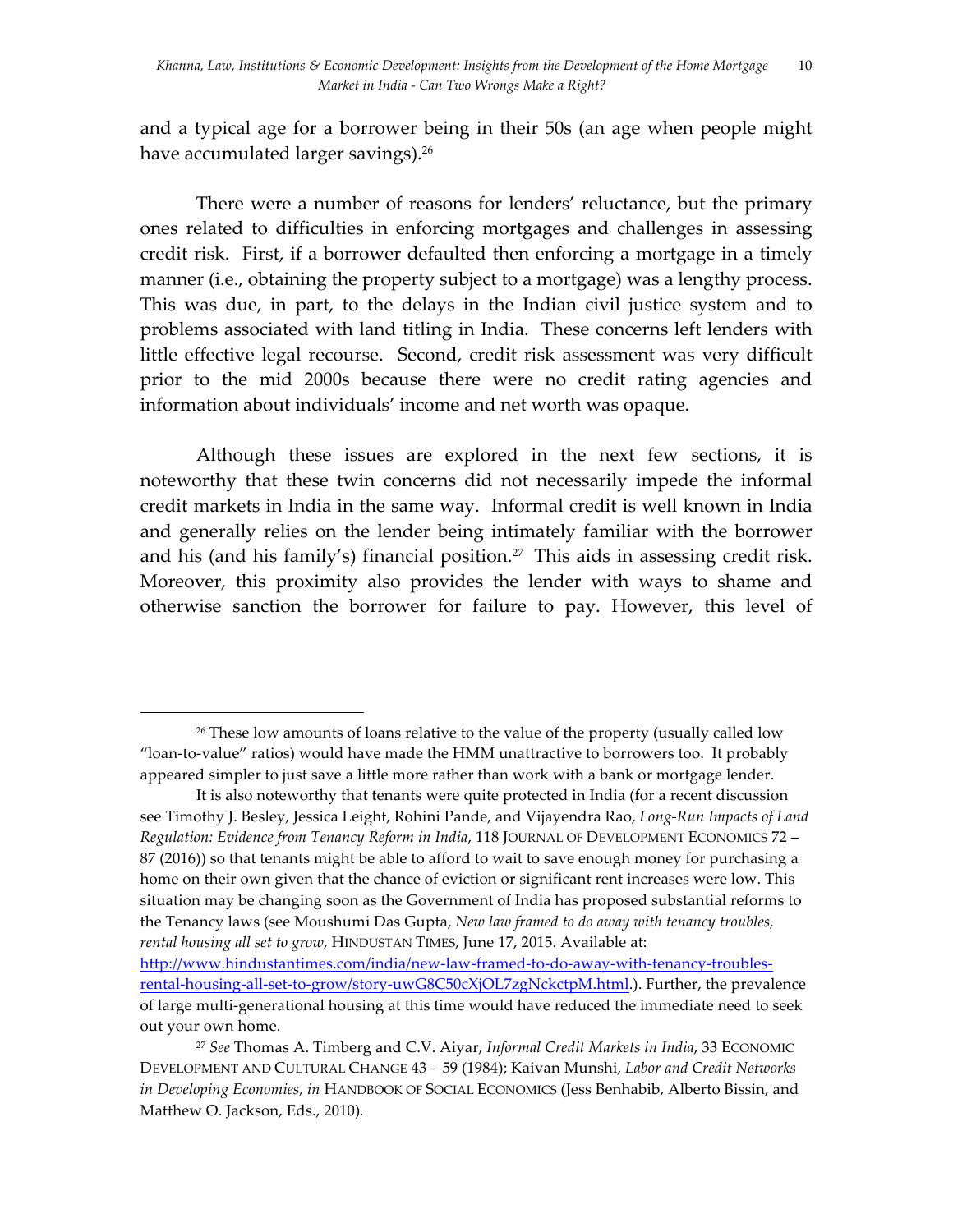and a typical age for a borrower being in their 50s (an age when people might have accumulated larger savings).[26]

There were a number of reasons for lenders' reluctance, but the primary ones related to difficulties in enforcing mortgages and challenges in assessing credit risk. First, if a borrower defaulted then enforcing a mortgage in a timely manner (i.e., obtaining the property subject to a mortgage) was a lengthy process. This was due, in part, to the delays in the Indian civil justice system and to problems associated with land titling in India. These concerns left lenders with little effective legal recourse. Second, credit risk assessment was very difficult prior to the mid 2000s because there were no credit rating agencies and information about individuals' income and net worth was opaque.

Although these issues are explored in the next few sections, it is noteworthy that these twin concerns did not necessarily impede the informal credit markets in India in the same way. Informal credit is well known in India and generally relies on the lender being intimately familiar with the borrower and his (and his family's) financial position.[27] This aids in assessing credit risk. Moreover, this proximity also provides the lender with ways to shame and otherwise sanction the borrower for failure to pay. However, this level of

---

[26] These low amounts of loans relative to the value of the property (usually called low "loan-to-value" ratios) would have made the HMM unattractive to borrowers too. It probably appeared simpler to just save a little more rather than work with a bank or mortgage lender.

It is also noteworthy that tenants were quite protected in India (for a recent discussion see Timothy J. Besley, Jessica Leight, Rohini Pande, and Vijayendra Rao, *Long-Run Impacts of Land Regulation: Evidence from Tenancy Reform in India*, 118 JOURNAL OF DEVELOPMENT ECONOMICS 72 – 87 (2016)) so that tenants might be able to afford to wait to save enough money for purchasing a home on their own given that the chance of eviction or significant rent increases were low. This situation may be changing soon as the Government of India has proposed substantial reforms to the Tenancy laws (see Moushumi Das Gupta, *New law framed to do away with tenancy troubles, rental housing all set to grow*, HINDUSTAN TIMES, June 17, 2015. Available at: http://www.hindustantimes.com/india/new-law-framed-to-do-away-with-tenancy-troubles-rental-housing-all-set-to-grow/story-uwG8C50cXjOL7zgNckctpM.html.). Further, the prevalence of large multi-generational housing at this time would have reduced the immediate need to seek out your own home.

[27] *See* Thomas A. Timberg and C.V. Aiyar, *Informal Credit Markets in India*, 33 ECONOMIC DEVELOPMENT AND CULTURAL CHANGE 43 – 59 (1984); Kaivan Munshi, *Labor and Credit Networks in Developing Economies, in* HANDBOOK OF SOCIAL ECONOMICS (Jess Benhabib, Alberto Bissin, and Matthew O. Jackson, Eds., 2010).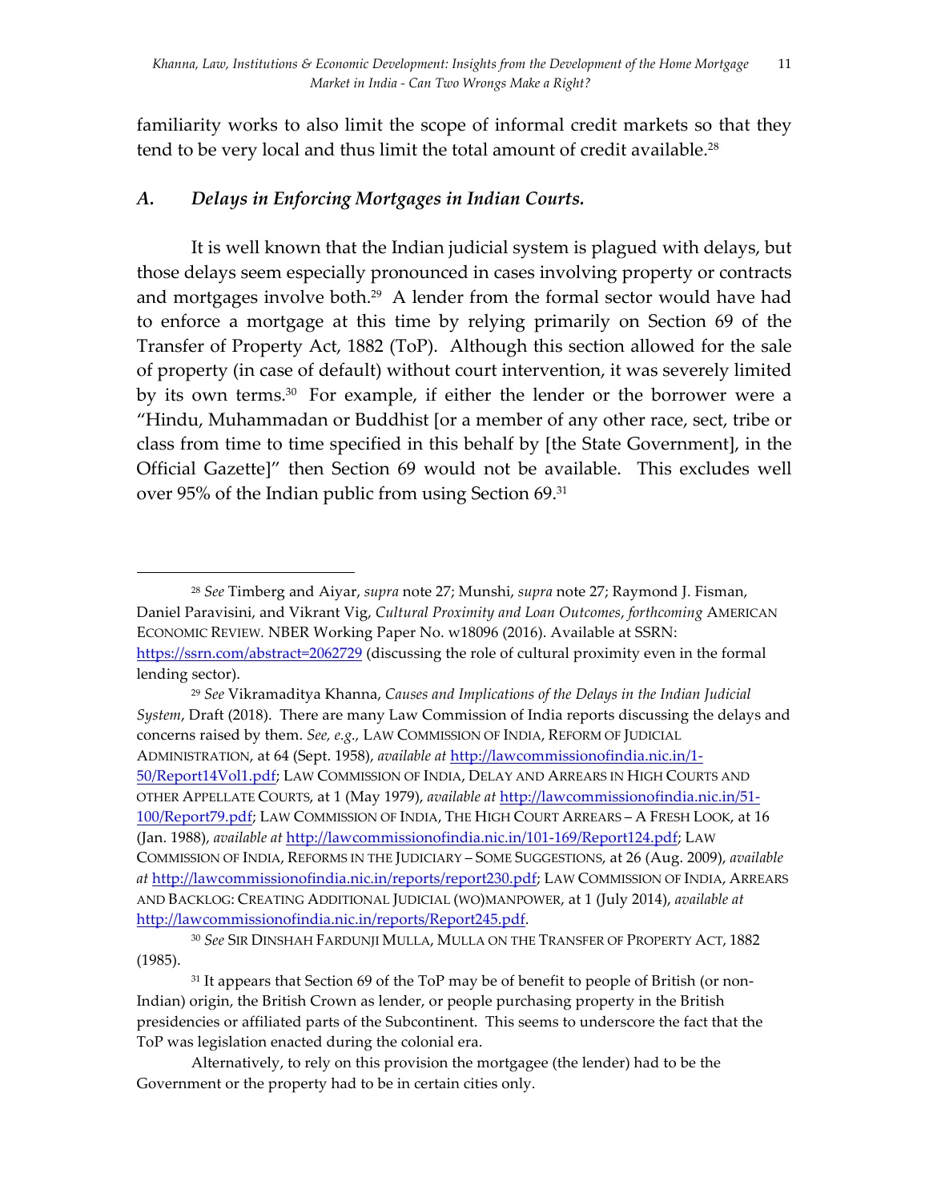familiarity works to also limit the scope of informal credit markets so that they tend to be very local and thus limit the total amount of credit available.[28]

### *A. Delays in Enforcing Mortgages in Indian Courts.*

It is well known that the Indian judicial system is plagued with delays, but those delays seem especially pronounced in cases involving property or contracts and mortgages involve both.[29] A lender from the formal sector would have had to enforce a mortgage at this time by relying primarily on Section 69 of the Transfer of Property Act, 1882 (ToP). Although this section allowed for the sale of property (in case of default) without court intervention, it was severely limited by its own terms.[30] For example, if either the lender or the borrower were a "Hindu, Muhammadan or Buddhist [or a member of any other race, sect, tribe or class from time to time specified in this behalf by [the State Government], in the Official Gazette]" then Section 69 would not be available. This excludes well over 95% of the Indian public from using Section 69.[31]

---

[28] *See* Timberg and Aiyar, *supra* note 27; Munshi, *supra* note 27; Raymond J. Fisman, Daniel Paravisini, and Vikrant Vig, *Cultural Proximity and Loan Outcomes*, *forthcoming* AMERICAN ECONOMIC REVIEW. NBER Working Paper No. w18096 (2016). Available at SSRN: https://ssrn.com/abstract=2062729 (discussing the role of cultural proximity even in the formal lending sector).

[29] *See* Vikramaditya Khanna, *Causes and Implications of the Delays in the Indian Judicial System*, Draft (2018). There are many Law Commission of India reports discussing the delays and concerns raised by them. *See, e.g.,* LAW COMMISSION OF INDIA, REFORM OF JUDICIAL ADMINISTRATION, at 64 (Sept. 1958), *available at* http://lawcommissionofindia.nic.in/1-50/Report14Vol1.pdf; LAW COMMISSION OF INDIA, DELAY AND ARREARS IN HIGH COURTS AND OTHER APPELLATE COURTS, at 1 (May 1979), *available at* http://lawcommissionofindia.nic.in/51-100/Report79.pdf; LAW COMMISSION OF INDIA, THE HIGH COURT ARREARS – A FRESH LOOK, at 16 (Jan. 1988), *available at* http://lawcommissionofindia.nic.in/101-169/Report124.pdf; LAW COMMISSION OF INDIA, REFORMS IN THE JUDICIARY – SOME SUGGESTIONS, at 26 (Aug. 2009), *available at* http://lawcommissionofindia.nic.in/reports/report230.pdf; LAW COMMISSION OF INDIA, ARREARS AND BACKLOG: CREATING ADDITIONAL JUDICIAL (WO)MANPOWER, at 1 (July 2014), *available at* http://lawcommissionofindia.nic.in/reports/Report245.pdf.

[30] *See* SIR DINSHAH FARDUNJI MULLA, MULLA ON THE TRANSFER OF PROPERTY ACT, 1882 (1985).

[31] It appears that Section 69 of the ToP may be of benefit to people of British (or non-Indian) origin, the British Crown as lender, or people purchasing property in the British presidencies or affiliated parts of the Subcontinent. This seems to underscore the fact that the ToP was legislation enacted during the colonial era.

Alternatively, to rely on this provision the mortgagee (the lender) had to be the Government or the property had to be in certain cities only.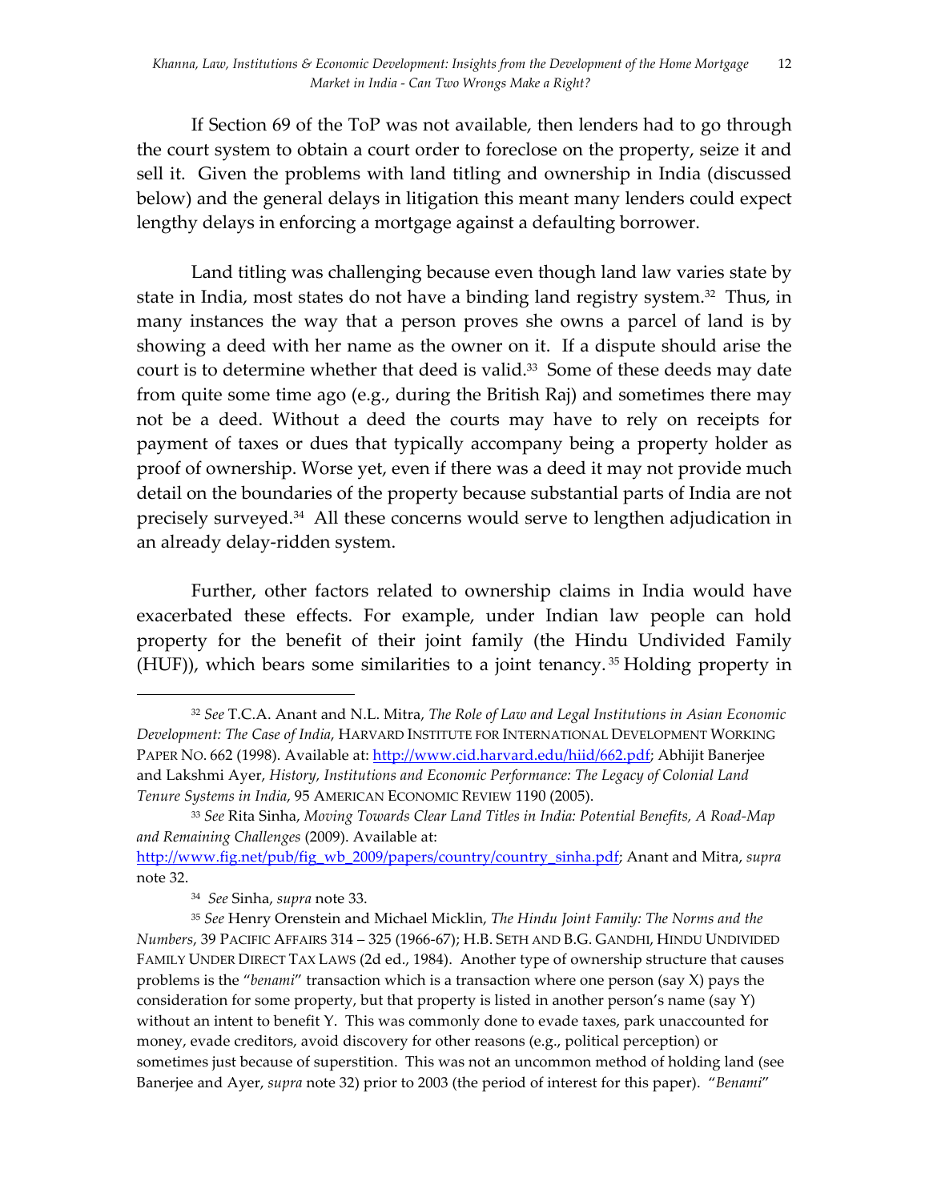If Section 69 of the ToP was not available, then lenders had to go through the court system to obtain a court order to foreclose on the property, seize it and sell it. Given the problems with land titling and ownership in India (discussed below) and the general delays in litigation this meant many lenders could expect lengthy delays in enforcing a mortgage against a defaulting borrower.

Land titling was challenging because even though land law varies state by state in India, most states do not have a binding land registry system.[32] Thus, in many instances the way that a person proves she owns a parcel of land is by showing a deed with her name as the owner on it. If a dispute should arise the court is to determine whether that deed is valid.[33] Some of these deeds may date from quite some time ago (e.g., during the British Raj) and sometimes there may not be a deed. Without a deed the courts may have to rely on receipts for payment of taxes or dues that typically accompany being a property holder as proof of ownership. Worse yet, even if there was a deed it may not provide much detail on the boundaries of the property because substantial parts of India are not precisely surveyed.[34] All these concerns would serve to lengthen adjudication in an already delay-ridden system.

Further, other factors related to ownership claims in India would have exacerbated these effects. For example, under Indian law people can hold property for the benefit of their joint family (the Hindu Undivided Family (HUF)), which bears some similarities to a joint tenancy.[35] Holding property in

---

[32] *See* T.C.A. Anant and N.L. Mitra, *The Role of Law and Legal Institutions in Asian Economic Development: The Case of India*, HARVARD INSTITUTE FOR INTERNATIONAL DEVELOPMENT WORKING PAPER NO. 662 (1998). Available at: http://www.cid.harvard.edu/hiid/662.pdf; Abhijit Banerjee and Lakshmi Ayer, *History, Institutions and Economic Performance: The Legacy of Colonial Land Tenure Systems in India*, 95 AMERICAN ECONOMIC REVIEW 1190 (2005).

[33] *See* Rita Sinha, *Moving Towards Clear Land Titles in India: Potential Benefits, A Road-Map and Remaining Challenges* (2009). Available at: http://www.fig.net/pub/fig_wb_2009/papers/country/country_sinha.pdf; Anant and Mitra, *supra* note 32.

[34] *See* Sinha, *supra* note 33.

[35] *See* Henry Orenstein and Michael Micklin, *The Hindu Joint Family: The Norms and the Numbers*, 39 PACIFIC AFFAIRS 314 – 325 (1966-67); H.B. SETH AND B.G. GANDHI, HINDU UNDIVIDED FAMILY UNDER DIRECT TAX LAWS (2d ed., 1984). Another type of ownership structure that causes problems is the "*benami*" transaction which is a transaction where one person (say X) pays the consideration for some property, but that property is listed in another person's name (say Y) without an intent to benefit Y. This was commonly done to evade taxes, park unaccounted for money, evade creditors, avoid discovery for other reasons (e.g., political perception) or sometimes just because of superstition. This was not an uncommon method of holding land (see Banerjee and Ayer, *supra* note 32) prior to 2003 (the period of interest for this paper). "*Benami*"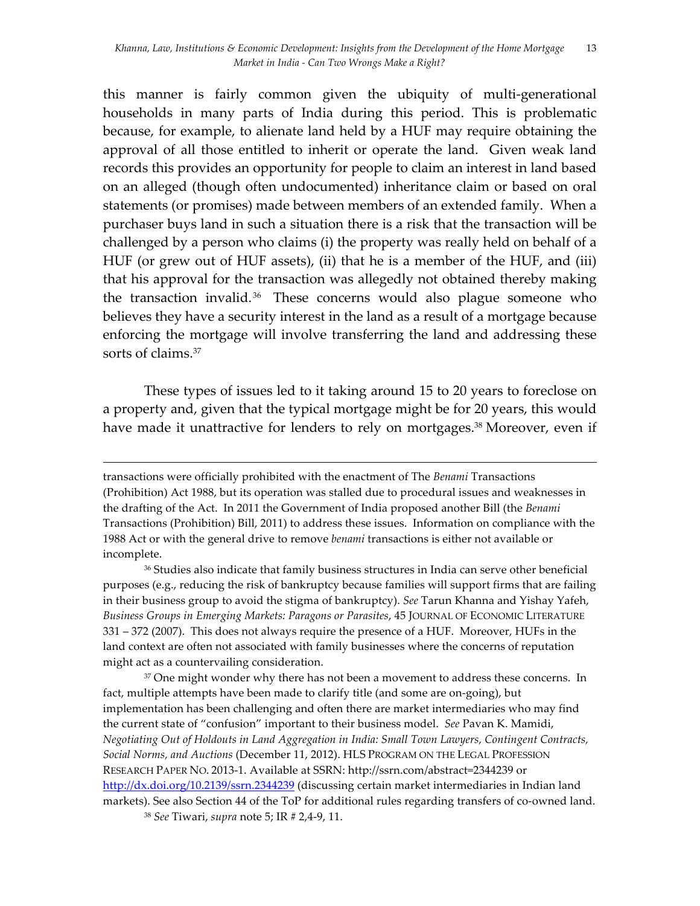this manner is fairly common given the ubiquity of multi-generational households in many parts of India during this period. This is problematic because, for example, to alienate land held by a HUF may require obtaining the approval of all those entitled to inherit or operate the land. Given weak land records this provides an opportunity for people to claim an interest in land based on an alleged (though often undocumented) inheritance claim or based on oral statements (or promises) made between members of an extended family. When a purchaser buys land in such a situation there is a risk that the transaction will be challenged by a person who claims (i) the property was really held on behalf of a HUF (or grew out of HUF assets), (ii) that he is a member of the HUF, and (iii) that his approval for the transaction was allegedly not obtained thereby making the transaction invalid.[36] These concerns would also plague someone who believes they have a security interest in the land as a result of a mortgage because enforcing the mortgage will involve transferring the land and addressing these sorts of claims.[37]

These types of issues led to it taking around 15 to 20 years to foreclose on a property and, given that the typical mortgage might be for 20 years, this would have made it unattractive for lenders to rely on mortgages.[38] Moreover, even if

---

transactions were officially prohibited with the enactment of The *Benami* Transactions (Prohibition) Act 1988, but its operation was stalled due to procedural issues and weaknesses in the drafting of the Act. In 2011 the Government of India proposed another Bill (the *Benami* Transactions (Prohibition) Bill, 2011) to address these issues. Information on compliance with the 1988 Act or with the general drive to remove *benami* transactions is either not available or incomplete.

[36] Studies also indicate that family business structures in India can serve other beneficial purposes (e.g., reducing the risk of bankruptcy because families will support firms that are failing in their business group to avoid the stigma of bankruptcy). *See* Tarun Khanna and Yishay Yafeh, *Business Groups in Emerging Markets: Paragons or Parasites*, 45 JOURNAL OF ECONOMIC LITERATURE 331 – 372 (2007). This does not always require the presence of a HUF. Moreover, HUFs in the land context are often not associated with family businesses where the concerns of reputation might act as a countervailing consideration.

[37] One might wonder why there has not been a movement to address these concerns. In fact, multiple attempts have been made to clarify title (and some are on-going), but implementation has been challenging and often there are market intermediaries who may find the current state of "confusion" important to their business model. *See* Pavan K. Mamidi, *Negotiating Out of Holdouts in Land Aggregation in India: Small Town Lawyers, Contingent Contracts, Social Norms, and Auctions* (December 11, 2012). HLS PROGRAM ON THE LEGAL PROFESSION RESEARCH PAPER NO. 2013-1. Available at SSRN: http://ssrn.com/abstract=2344239 or http://dx.doi.org/10.2139/ssrn.2344239 (discussing certain market intermediaries in Indian land markets). See also Section 44 of the ToP for additional rules regarding transfers of co-owned land.

[38] *See* Tiwari, *supra* note 5; IR # 2,4-9, 11.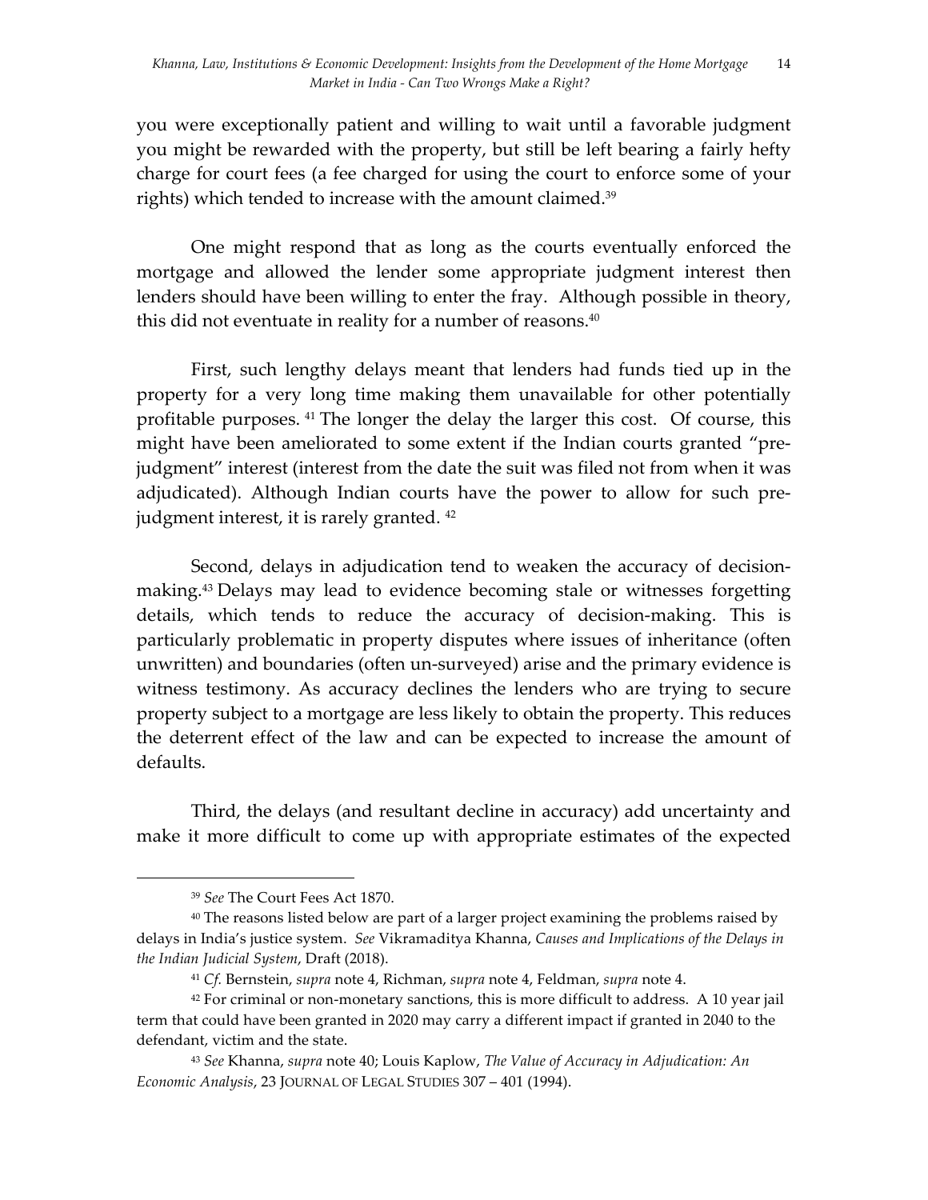you were exceptionally patient and willing to wait until a favorable judgment you might be rewarded with the property, but still be left bearing a fairly hefty charge for court fees (a fee charged for using the court to enforce some of your rights) which tended to increase with the amount claimed.[39]

One might respond that as long as the courts eventually enforced the mortgage and allowed the lender some appropriate judgment interest then lenders should have been willing to enter the fray. Although possible in theory, this did not eventuate in reality for a number of reasons.[40]

First, such lengthy delays meant that lenders had funds tied up in the property for a very long time making them unavailable for other potentially profitable purposes.[41] The longer the delay the larger this cost. Of course, this might have been ameliorated to some extent if the Indian courts granted "pre-judgment" interest (interest from the date the suit was filed not from when it was adjudicated). Although Indian courts have the power to allow for such pre-judgment interest, it is rarely granted.[42]

Second, delays in adjudication tend to weaken the accuracy of decision-making.[43] Delays may lead to evidence becoming stale or witnesses forgetting details, which tends to reduce the accuracy of decision-making. This is particularly problematic in property disputes where issues of inheritance (often unwritten) and boundaries (often un-surveyed) arise and the primary evidence is witness testimony. As accuracy declines the lenders who are trying to secure property subject to a mortgage are less likely to obtain the property. This reduces the deterrent effect of the law and can be expected to increase the amount of defaults.

Third, the delays (and resultant decline in accuracy) add uncertainty and make it more difficult to come up with appropriate estimates of the expected

---

[39] *See* The Court Fees Act 1870.

[40] The reasons listed below are part of a larger project examining the problems raised by delays in India's justice system. *See* Vikramaditya Khanna, *Causes and Implications of the Delays in the Indian Judicial System*, Draft (2018).

[41] *Cf.* Bernstein, *supra* note 4, Richman, *supra* note 4, Feldman, *supra* note 4.

[42] For criminal or non-monetary sanctions, this is more difficult to address. A 10 year jail term that could have been granted in 2020 may carry a different impact if granted in 2040 to the defendant, victim and the state.

[43] *See* Khanna, *supra* note 40; Louis Kaplow, *The Value of Accuracy in Adjudication: An Economic Analysis*, 23 JOURNAL OF LEGAL STUDIES 307 – 401 (1994).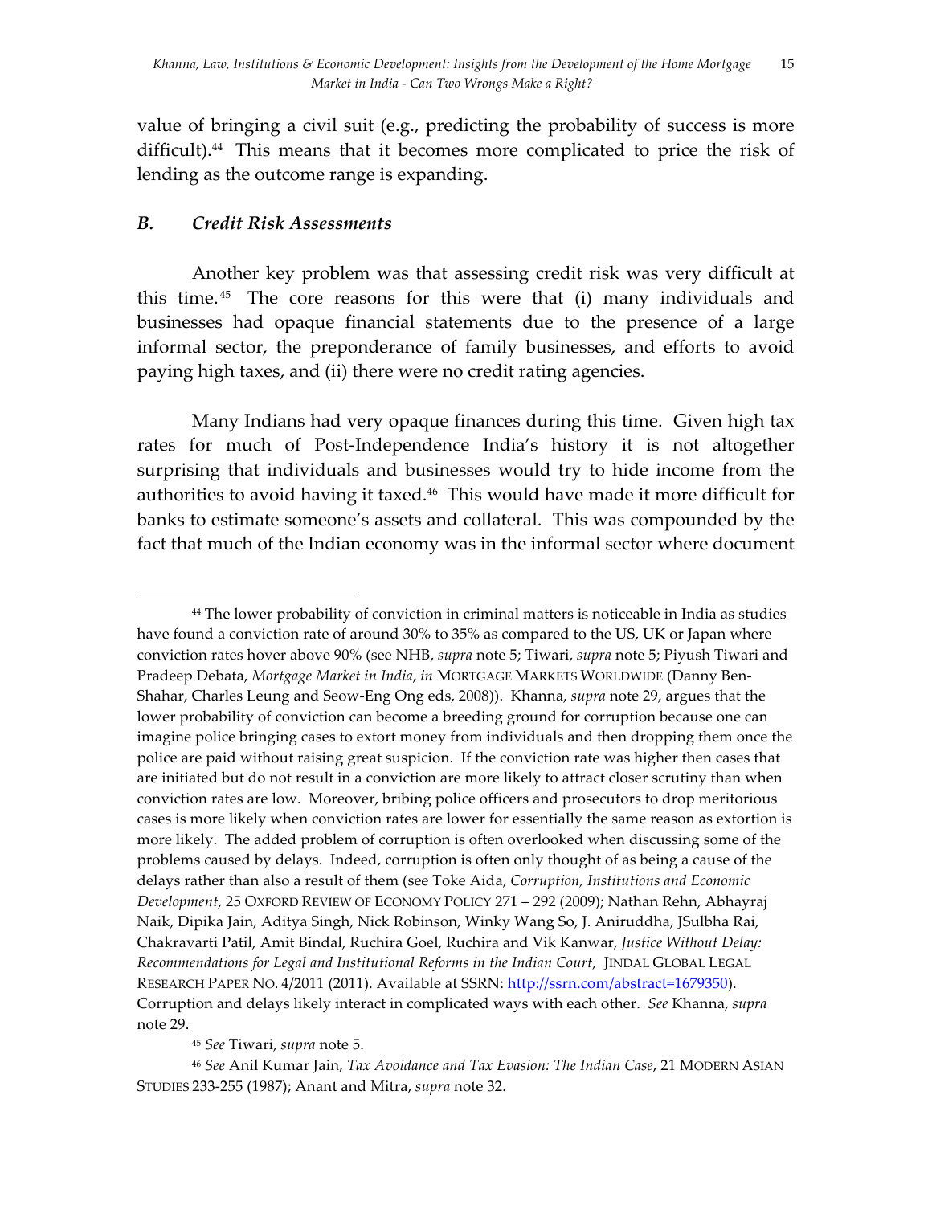value of bringing a civil suit (e.g., predicting the probability of success is more difficult).[44] This means that it becomes more complicated to price the risk of lending as the outcome range is expanding.

### *B. Credit Risk Assessments*

Another key problem was that assessing credit risk was very difficult at this time.[45] The core reasons for this were that (i) many individuals and businesses had opaque financial statements due to the presence of a large informal sector, the preponderance of family businesses, and efforts to avoid paying high taxes, and (ii) there were no credit rating agencies.

Many Indians had very opaque finances during this time. Given high tax rates for much of Post-Independence India's history it is not altogether surprising that individuals and businesses would try to hide income from the authorities to avoid having it taxed.[46] This would have made it more difficult for banks to estimate someone's assets and collateral. This was compounded by the fact that much of the Indian economy was in the informal sector where document

---

[44] The lower probability of conviction in criminal matters is noticeable in India as studies have found a conviction rate of around 30% to 35% as compared to the US, UK or Japan where conviction rates hover above 90% (see NHB, *supra* note 5; Tiwari, *supra* note 5; Piyush Tiwari and Pradeep Debata, *Mortgage Market in India*, *in* MORTGAGE MARKETS WORLDWIDE (Danny Ben-Shahar, Charles Leung and Seow-Eng Ong eds, 2008)). Khanna, *supra* note 29, argues that the lower probability of conviction can become a breeding ground for corruption because one can imagine police bringing cases to extort money from individuals and then dropping them once the police are paid without raising great suspicion. If the conviction rate was higher then cases that are initiated but do not result in a conviction are more likely to attract closer scrutiny than when conviction rates are low. Moreover, bribing police officers and prosecutors to drop meritorious cases is more likely when conviction rates are lower for essentially the same reason as extortion is more likely. The added problem of corruption is often overlooked when discussing some of the problems caused by delays. Indeed, corruption is often only thought of as being a cause of the delays rather than also a result of them (see Toke Aida, *Corruption, Institutions and Economic Development*, 25 OXFORD REVIEW OF ECONOMY POLICY 271 – 292 (2009); Nathan Rehn, Abhayraj Naik, Dipika Jain, Aditya Singh, Nick Robinson, Winky Wang So, J. Aniruddha, JSulbha Rai, Chakravarti Patil, Amit Bindal, Ruchira Goel, Ruchira and Vik Kanwar, *Justice Without Delay: Recommendations for Legal and Institutional Reforms in the Indian Court*, JINDAL GLOBAL LEGAL RESEARCH PAPER NO. 4/2011 (2011). Available at SSRN: http://ssrn.com/abstract=1679350). Corruption and delays likely interact in complicated ways with each other. *See* Khanna, *supra* note 29.

[45] *See* Tiwari, *supra* note 5.

[46] *See* Anil Kumar Jain, *Tax Avoidance and Tax Evasion: The Indian Case*, 21 MODERN ASIAN STUDIES 233-255 (1987); Anant and Mitra, *supra* note 32.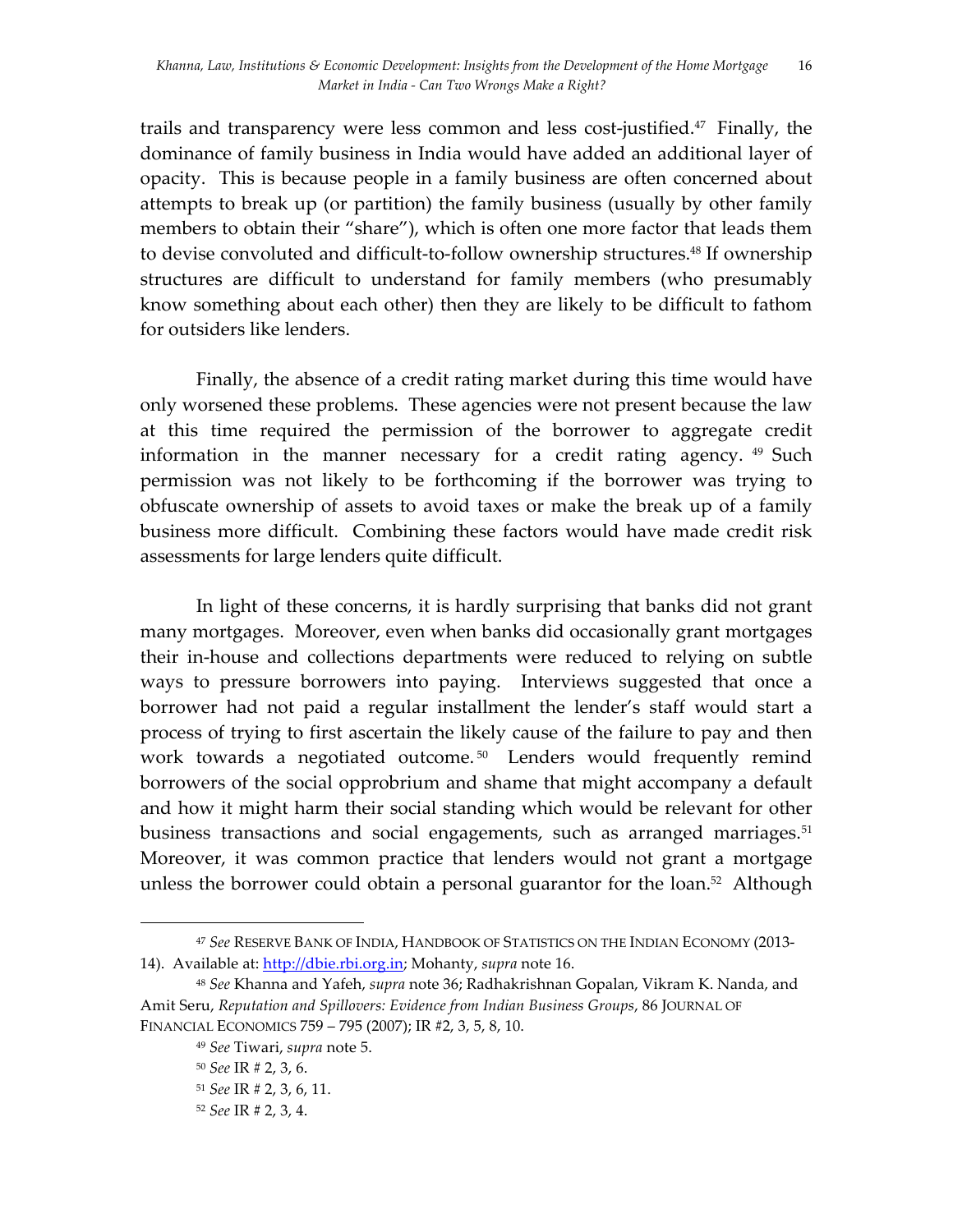trails and transparency were less common and less cost-justified.[47] Finally, the dominance of family business in India would have added an additional layer of opacity. This is because people in a family business are often concerned about attempts to break up (or partition) the family business (usually by other family members to obtain their "share"), which is often one more factor that leads them to devise convoluted and difficult-to-follow ownership structures.[48] If ownership structures are difficult to understand for family members (who presumably know something about each other) then they are likely to be difficult to fathom for outsiders like lenders.

Finally, the absence of a credit rating market during this time would have only worsened these problems. These agencies were not present because the law at this time required the permission of the borrower to aggregate credit information in the manner necessary for a credit rating agency.[49] Such permission was not likely to be forthcoming if the borrower was trying to obfuscate ownership of assets to avoid taxes or make the break up of a family business more difficult. Combining these factors would have made credit risk assessments for large lenders quite difficult.

In light of these concerns, it is hardly surprising that banks did not grant many mortgages. Moreover, even when banks did occasionally grant mortgages their in-house and collections departments were reduced to relying on subtle ways to pressure borrowers into paying. Interviews suggested that once a borrower had not paid a regular installment the lender's staff would start a process of trying to first ascertain the likely cause of the failure to pay and then work towards a negotiated outcome.[50] Lenders would frequently remind borrowers of the social opprobrium and shame that might accompany a default and how it might harm their social standing which would be relevant for other business transactions and social engagements, such as arranged marriages.[51] Moreover, it was common practice that lenders would not grant a mortgage unless the borrower could obtain a personal guarantor for the loan.[52] Although

---

[47] *See* RESERVE BANK OF INDIA, HANDBOOK OF STATISTICS ON THE INDIAN ECONOMY (2013-14). Available at: http://dbie.rbi.org.in; Mohanty, *supra* note 16.

[48] *See* Khanna and Yafeh, *supra* note 36; Radhakrishnan Gopalan, Vikram K. Nanda, and Amit Seru, *Reputation and Spillovers: Evidence from Indian Business Groups*, 86 JOURNAL OF FINANCIAL ECONOMICS 759 – 795 (2007); IR #2, 3, 5, 8, 10.

[49] *See* Tiwari, *supra* note 5.

[50] *See* IR # 2, 3, 6.

[51] *See* IR # 2, 3, 6, 11.

[52] *See* IR # 2, 3, 4.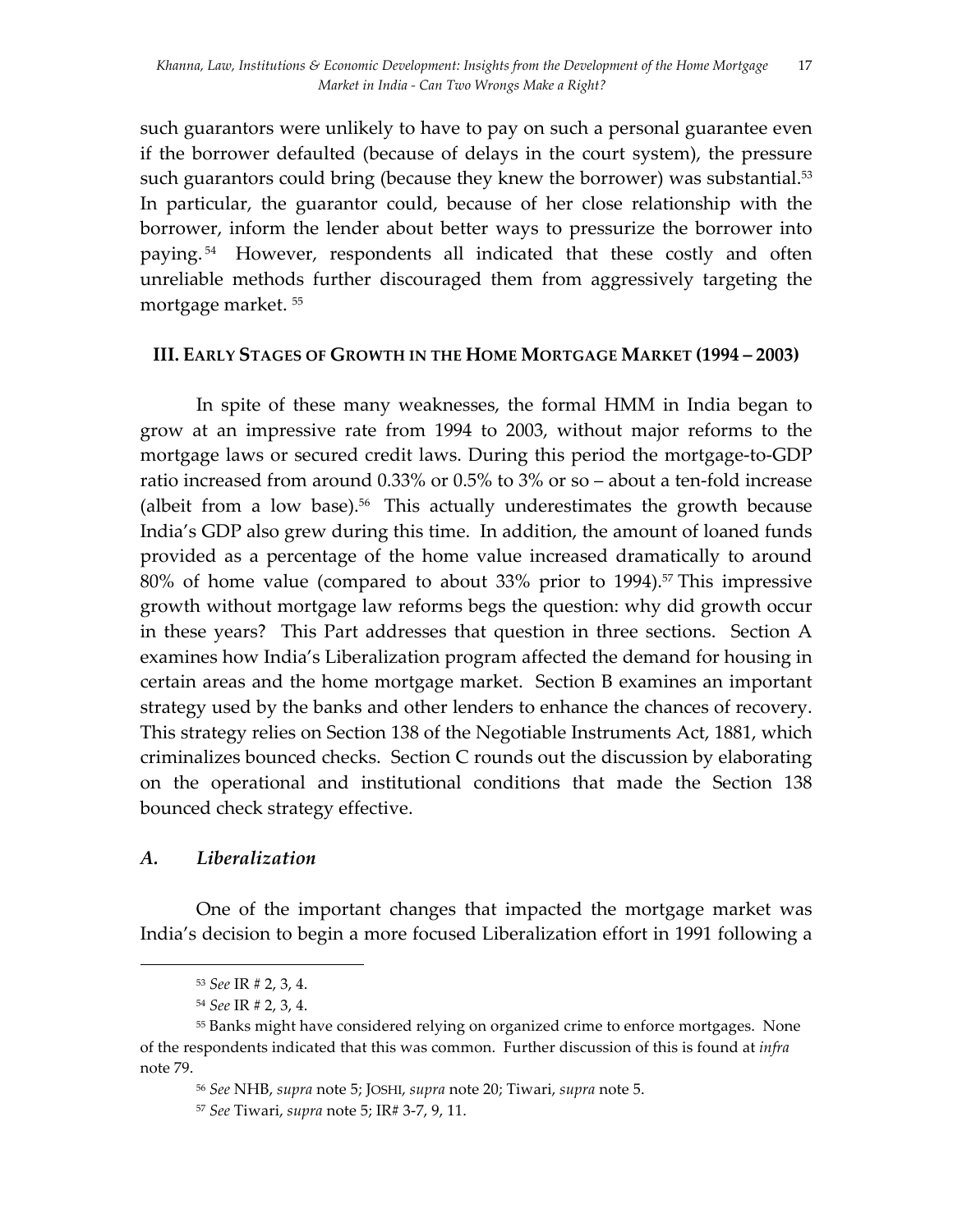such guarantors were unlikely to have to pay on such a personal guarantee even if the borrower defaulted (because of delays in the court system), the pressure such guarantors could bring (because they knew the borrower) was substantial.[53] In particular, the guarantor could, because of her close relationship with the borrower, inform the lender about better ways to pressurize the borrower into paying.[54] However, respondents all indicated that these costly and often unreliable methods further discouraged them from aggressively targeting the mortgage market.[55]

## III. Early Stages of Growth in the Home Mortgage Market (1994 – 2003)

In spite of these many weaknesses, the formal HMM in India began to grow at an impressive rate from 1994 to 2003, without major reforms to the mortgage laws or secured credit laws. During this period the mortgage-to-GDP ratio increased from around 0.33% or 0.5% to 3% or so – about a ten-fold increase (albeit from a low base).[56] This actually underestimates the growth because India's GDP also grew during this time. In addition, the amount of loaned funds provided as a percentage of the home value increased dramatically to around 80% of home value (compared to about 33% prior to 1994).[57] This impressive growth without mortgage law reforms begs the question: why did growth occur in these years? This Part addresses that question in three sections. Section A examines how India's Liberalization program affected the demand for housing in certain areas and the home mortgage market. Section B examines an important strategy used by the banks and other lenders to enhance the chances of recovery. This strategy relies on Section 138 of the Negotiable Instruments Act, 1881, which criminalizes bounced checks. Section C rounds out the discussion by elaborating on the operational and institutional conditions that made the Section 138 bounced check strategy effective.

### *A. Liberalization*

One of the important changes that impacted the mortgage market was India's decision to begin a more focused Liberalization effort in 1991 following a

---

[53] *See* IR # 2, 3, 4.

[54] *See* IR # 2, 3, 4.

[55] Banks might have considered relying on organized crime to enforce mortgages. None of the respondents indicated that this was common. Further discussion of this is found at *infra* note 79.

[56] *See* NHB, *supra* note 5; JOSHI, *supra* note 20; Tiwari, *supra* note 5.

[57] *See* Tiwari, *supra* note 5; IR# 3-7, 9, 11.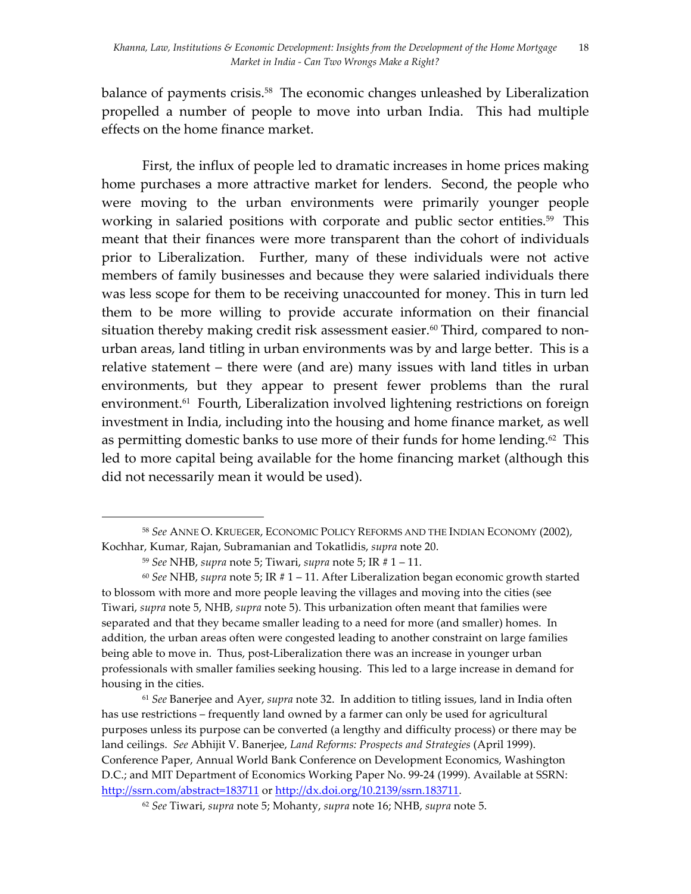balance of payments crisis.[58] The economic changes unleashed by Liberalization propelled a number of people to move into urban India. This had multiple effects on the home finance market.

First, the influx of people led to dramatic increases in home prices making home purchases a more attractive market for lenders. Second, the people who were moving to the urban environments were primarily younger people working in salaried positions with corporate and public sector entities.[59] This meant that their finances were more transparent than the cohort of individuals prior to Liberalization. Further, many of these individuals were not active members of family businesses and because they were salaried individuals there was less scope for them to be receiving unaccounted for money. This in turn led them to be more willing to provide accurate information on their financial situation thereby making credit risk assessment easier.[60] Third, compared to non-urban areas, land titling in urban environments was by and large better. This is a relative statement – there were (and are) many issues with land titles in urban environments, but they appear to present fewer problems than the rural environment.[61] Fourth, Liberalization involved lightening restrictions on foreign investment in India, including into the housing and home finance market, as well as permitting domestic banks to use more of their funds for home lending.[62] This led to more capital being available for the home financing market (although this did not necessarily mean it would be used).

---

[58] *See* ANNE O. KRUEGER, ECONOMIC POLICY REFORMS AND THE INDIAN ECONOMY (2002), Kochhar, Kumar, Rajan, Subramanian and Tokatlidis, *supra* note 20.

[59] *See* NHB, *supra* note 5; Tiwari, *supra* note 5; IR # 1 – 11.

[60] *See* NHB, *supra* note 5; IR # 1 – 11. After Liberalization began economic growth started to blossom with more and more people leaving the villages and moving into the cities (see Tiwari, *supra* note 5, NHB, *supra* note 5). This urbanization often meant that families were separated and that they became smaller leading to a need for more (and smaller) homes. In addition, the urban areas often were congested leading to another constraint on large families being able to move in. Thus, post-Liberalization there was an increase in younger urban professionals with smaller families seeking housing. This led to a large increase in demand for housing in the cities.

[61] *See* Banerjee and Ayer, *supra* note 32. In addition to titling issues, land in India often has use restrictions – frequently land owned by a farmer can only be used for agricultural purposes unless its purpose can be converted (a lengthy and difficulty process) or there may be land ceilings. *See* Abhijit V. Banerjee, *Land Reforms: Prospects and Strategies* (April 1999). Conference Paper, Annual World Bank Conference on Development Economics, Washington D.C.; and MIT Department of Economics Working Paper No. 99-24 (1999). Available at SSRN: http://ssrn.com/abstract=183711 or http://dx.doi.org/10.2139/ssrn.183711.

[62] *See* Tiwari, *supra* note 5; Mohanty, *supra* note 16; NHB, *supra* note 5.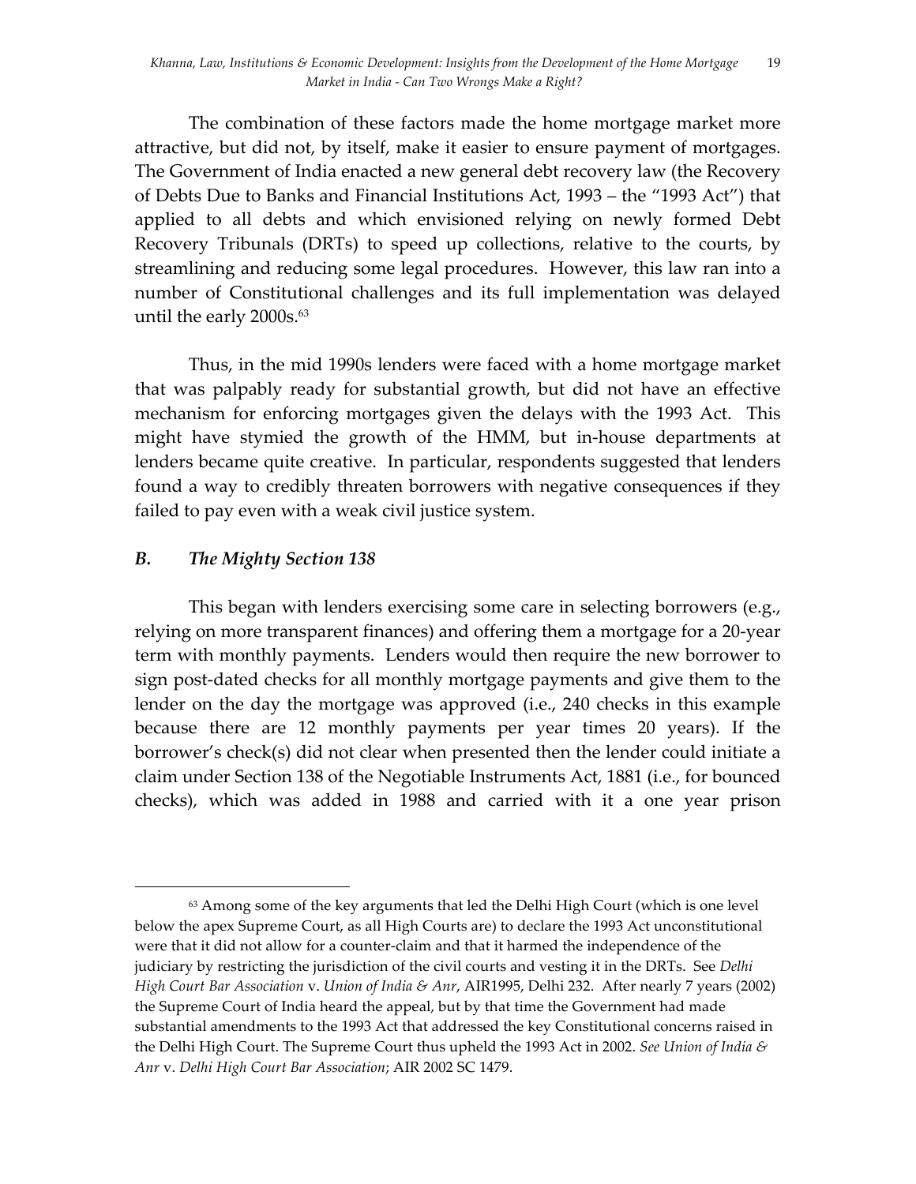The combination of these factors made the home mortgage market more attractive, but did not, by itself, make it easier to ensure payment of mortgages. The Government of India enacted a new general debt recovery law (the Recovery of Debts Due to Banks and Financial Institutions Act, 1993 – the "1993 Act") that applied to all debts and which envisioned relying on newly formed Debt Recovery Tribunals (DRTs) to speed up collections, relative to the courts, by streamlining and reducing some legal procedures. However, this law ran into a number of Constitutional challenges and its full implementation was delayed until the early 2000s.[63]

Thus, in the mid 1990s lenders were faced with a home mortgage market that was palpably ready for substantial growth, but did not have an effective mechanism for enforcing mortgages given the delays with the 1993 Act. This might have stymied the growth of the HMM, but in-house departments at lenders became quite creative. In particular, respondents suggested that lenders found a way to credibly threaten borrowers with negative consequences if they failed to pay even with a weak civil justice system.

### *B. The Mighty Section 138*

This began with lenders exercising some care in selecting borrowers (e.g., relying on more transparent finances) and offering them a mortgage for a 20-year term with monthly payments. Lenders would then require the new borrower to sign post-dated checks for all monthly mortgage payments and give them to the lender on the day the mortgage was approved (i.e., 240 checks in this example because there are 12 monthly payments per year times 20 years). If the borrower's check(s) did not clear when presented then the lender could initiate a claim under Section 138 of the Negotiable Instruments Act, 1881 (i.e., for bounced checks), which was added in 1988 and carried with it a one year prison

---

[63] Among some of the key arguments that led the Delhi High Court (which is one level below the apex Supreme Court, as all High Courts are) to declare the 1993 Act unconstitutional were that it did not allow for a counter-claim and that it harmed the independence of the judiciary by restricting the jurisdiction of the civil courts and vesting it in the DRTs. See *Delhi High Court Bar Association* v. *Union of India & Anr*, AIR1995, Delhi 232. After nearly 7 years (2002) the Supreme Court of India heard the appeal, but by that time the Government had made substantial amendments to the 1993 Act that addressed the key Constitutional concerns raised in the Delhi High Court. The Supreme Court thus upheld the 1993 Act in 2002. *See Union of India & Anr* v. *Delhi High Court Bar Association*; AIR 2002 SC 1479.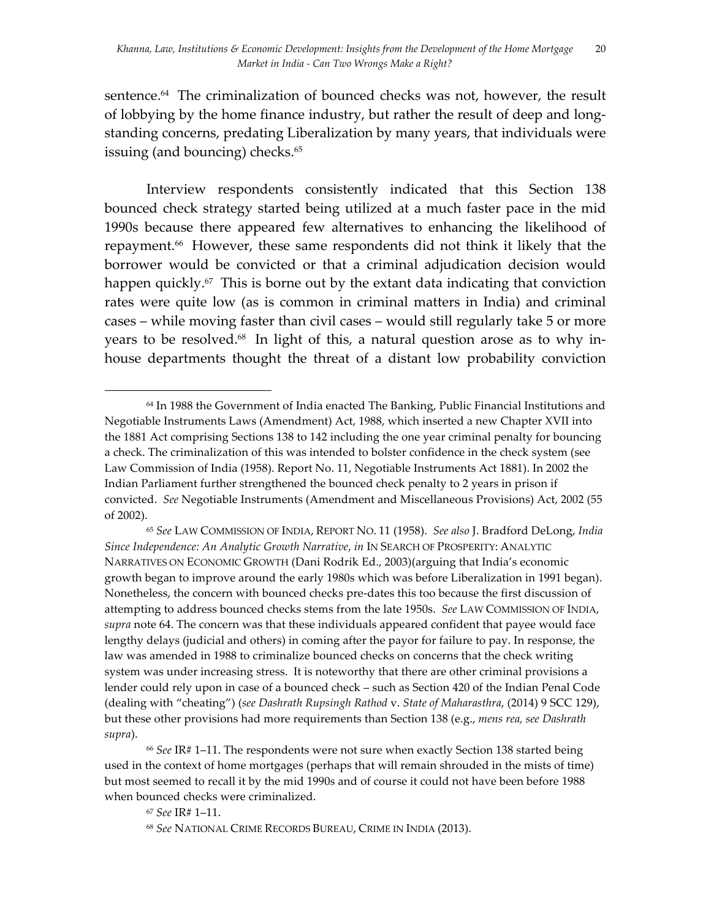sentence.[64] The criminalization of bounced checks was not, however, the result of lobbying by the home finance industry, but rather the result of deep and long-standing concerns, predating Liberalization by many years, that individuals were issuing (and bouncing) checks.[65]

Interview respondents consistently indicated that this Section 138 bounced check strategy started being utilized at a much faster pace in the mid 1990s because there appeared few alternatives to enhancing the likelihood of repayment.[66] However, these same respondents did not think it likely that the borrower would be convicted or that a criminal adjudication decision would happen quickly.[67] This is borne out by the extant data indicating that conviction rates were quite low (as is common in criminal matters in India) and criminal cases – while moving faster than civil cases – would still regularly take 5 or more years to be resolved.[68] In light of this, a natural question arose as to why in-house departments thought the threat of a distant low probability conviction

---

[64] In 1988 the Government of India enacted The Banking, Public Financial Institutions and Negotiable Instruments Laws (Amendment) Act, 1988, which inserted a new Chapter XVII into the 1881 Act comprising Sections 138 to 142 including the one year criminal penalty for bouncing a check. The criminalization of this was intended to bolster confidence in the check system (see Law Commission of India (1958). Report No. 11, Negotiable Instruments Act 1881). In 2002 the Indian Parliament further strengthened the bounced check penalty to 2 years in prison if convicted. *See* Negotiable Instruments (Amendment and Miscellaneous Provisions) Act, 2002 (55 of 2002).

[65] *See* LAW COMMISSION OF INDIA, REPORT NO. 11 (1958). *See also* J. Bradford DeLong, *India Since Independence: An Analytic Growth Narrative*, *in* IN SEARCH OF PROSPERITY: ANALYTIC NARRATIVES ON ECONOMIC GROWTH (Dani Rodrik Ed., 2003)(arguing that India's economic growth began to improve around the early 1980s which was before Liberalization in 1991 began). Nonetheless, the concern with bounced checks pre-dates this too because the first discussion of attempting to address bounced checks stems from the late 1950s. *See* LAW COMMISSION OF INDIA, *supra* note 64. The concern was that these individuals appeared confident that payee would face lengthy delays (judicial and others) in coming after the payor for failure to pay. In response, the law was amended in 1988 to criminalize bounced checks on concerns that the check writing system was under increasing stress. It is noteworthy that there are other criminal provisions a lender could rely upon in case of a bounced check – such as Section 420 of the Indian Penal Code (dealing with "cheating") (*see Dashrath Rupsingh Rathod* v. *State of Maharasthra*, (2014) 9 SCC 129), but these other provisions had more requirements than Section 138 (e.g., *mens rea, see Dashrath supra*).

[66] *See* IR# 1–11. The respondents were not sure when exactly Section 138 started being used in the context of home mortgages (perhaps that will remain shrouded in the mists of time) but most seemed to recall it by the mid 1990s and of course it could not have been before 1988 when bounced checks were criminalized.

[67] *See* IR# 1–11.

[68] *See* NATIONAL CRIME RECORDS BUREAU, CRIME IN INDIA (2013).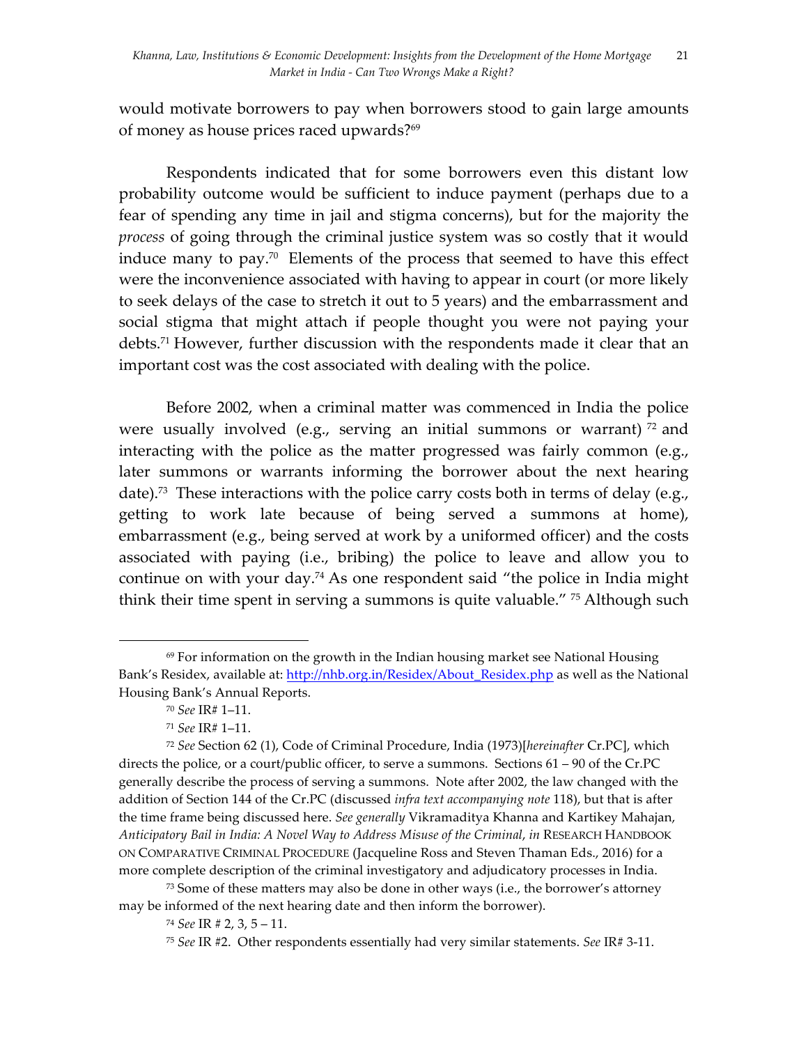would motivate borrowers to pay when borrowers stood to gain large amounts of money as house prices raced upwards?[69]

Respondents indicated that for some borrowers even this distant low probability outcome would be sufficient to induce payment (perhaps due to a fear of spending any time in jail and stigma concerns), but for the majority the *process* of going through the criminal justice system was so costly that it would induce many to pay.[70] Elements of the process that seemed to have this effect were the inconvenience associated with having to appear in court (or more likely to seek delays of the case to stretch it out to 5 years) and the embarrassment and social stigma that might attach if people thought you were not paying your debts.[71] However, further discussion with the respondents made it clear that an important cost was the cost associated with dealing with the police.

Before 2002, when a criminal matter was commenced in India the police were usually involved (e.g., serving an initial summons or warrant)[72] and interacting with the police as the matter progressed was fairly common (e.g., later summons or warrants informing the borrower about the next hearing date).[73] These interactions with the police carry costs both in terms of delay (e.g., getting to work late because of being served a summons at home), embarrassment (e.g., being served at work by a uniformed officer) and the costs associated with paying (i.e., bribing) the police to leave and allow you to continue on with your day.[74] As one respondent said "the police in India might think their time spent in serving a summons is quite valuable."[75] Although such

---

[69] For information on the growth in the Indian housing market see National Housing Bank's Residex, available at: [http://nhb.org.in/Residex/About_Residex.php](http://nhb.org.in/Residex/About_Residex.php) as well as the National Housing Bank's Annual Reports.

[70] *See* IR# 1–11.

[71] *See* IR# 1–11.

[72] *See* Section 62 (1), Code of Criminal Procedure, India (1973)[*hereinafter* Cr.PC], which directs the police, or a court/public officer, to serve a summons. Sections 61 – 90 of the Cr.PC generally describe the process of serving a summons. Note after 2002, the law changed with the addition of Section 144 of the Cr.PC (discussed *infra text accompanying note* 118), but that is after the time frame being discussed here. *See generally* Vikramaditya Khanna and Kartikey Mahajan, *Anticipatory Bail in India: A Novel Way to Address Misuse of the Criminal*, *in* RESEARCH HANDBOOK ON COMPARATIVE CRIMINAL PROCEDURE (Jacqueline Ross and Steven Thaman Eds., 2016) for a more complete description of the criminal investigatory and adjudicatory processes in India.

[73] Some of these matters may also be done in other ways (i.e., the borrower's attorney may be informed of the next hearing date and then inform the borrower).

[74] *See* IR # 2, 3, 5 – 11.

[75] *See* IR #2. Other respondents essentially had very similar statements. *See* IR# 3-11.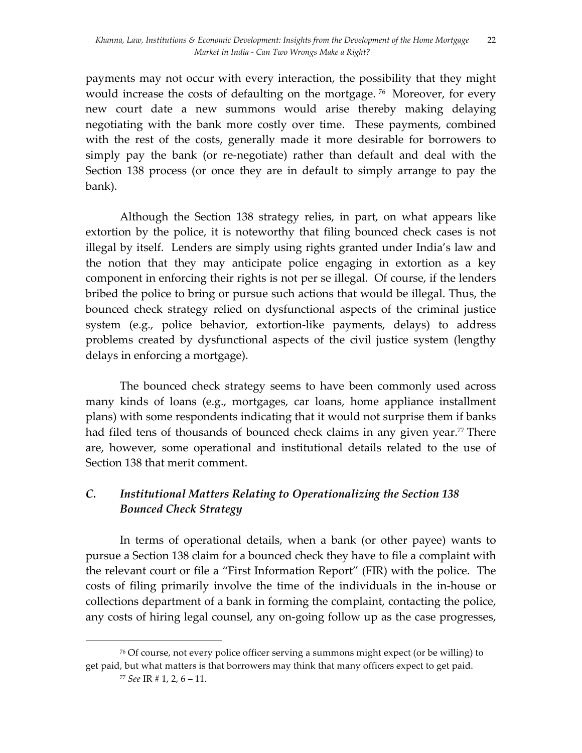payments may not occur with every interaction, the possibility that they might would increase the costs of defaulting on the mortgage.[76] Moreover, for every new court date a new summons would arise thereby making delaying negotiating with the bank more costly over time. These payments, combined with the rest of the costs, generally made it more desirable for borrowers to simply pay the bank (or re-negotiate) rather than default and deal with the Section 138 process (or once they are in default to simply arrange to pay the bank).

Although the Section 138 strategy relies, in part, on what appears like extortion by the police, it is noteworthy that filing bounced check cases is not illegal by itself. Lenders are simply using rights granted under India's law and the notion that they may anticipate police engaging in extortion as a key component in enforcing their rights is not per se illegal. Of course, if the lenders bribed the police to bring or pursue such actions that would be illegal. Thus, the bounced check strategy relied on dysfunctional aspects of the criminal justice system (e.g., police behavior, extortion-like payments, delays) to address problems created by dysfunctional aspects of the civil justice system (lengthy delays in enforcing a mortgage).

The bounced check strategy seems to have been commonly used across many kinds of loans (e.g., mortgages, car loans, home appliance installment plans) with some respondents indicating that it would not surprise them if banks had filed tens of thousands of bounced check claims in any given year.[77] There are, however, some operational and institutional details related to the use of Section 138 that merit comment.

### *C. Institutional Matters Relating to Operationalizing the Section 138 Bounced Check Strategy*

In terms of operational details, when a bank (or other payee) wants to pursue a Section 138 claim for a bounced check they have to file a complaint with the relevant court or file a "First Information Report" (FIR) with the police. The costs of filing primarily involve the time of the individuals in the in-house or collections department of a bank in forming the complaint, contacting the police, any costs of hiring legal counsel, any on-going follow up as the case progresses,

---

[76] Of course, not every police officer serving a summons might expect (or be willing) to get paid, but what matters is that borrowers may think that many officers expect to get paid.

[77] *See* IR # 1, 2, 6 – 11.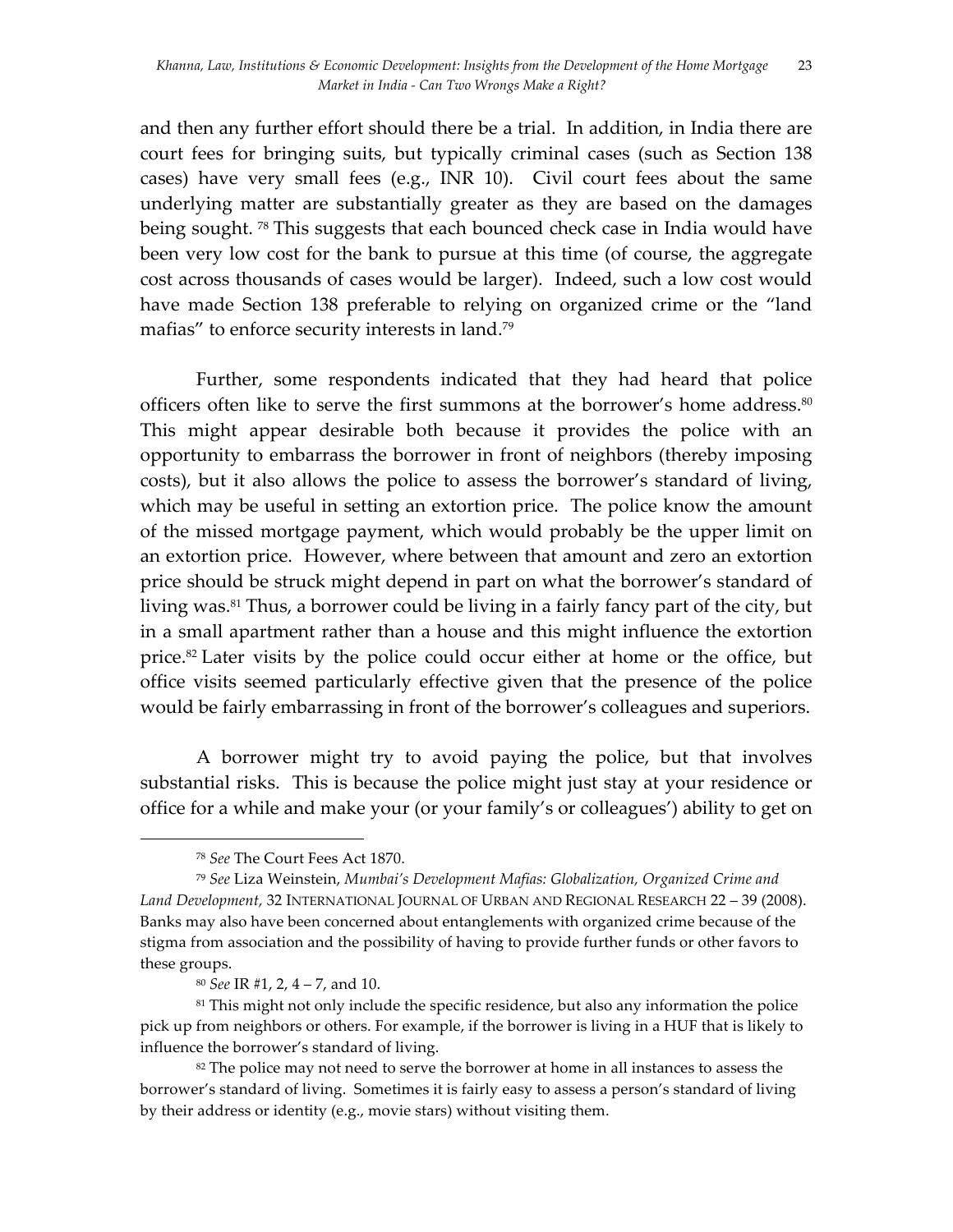and then any further effort should there be a trial. In addition, in India there are court fees for bringing suits, but typically criminal cases (such as Section 138 cases) have very small fees (e.g., INR 10). Civil court fees about the same underlying matter are substantially greater as they are based on the damages being sought. [78] This suggests that each bounced check case in India would have been very low cost for the bank to pursue at this time (of course, the aggregate cost across thousands of cases would be larger). Indeed, such a low cost would have made Section 138 preferable to relying on organized crime or the "land mafias" to enforce security interests in land.[79]

Further, some respondents indicated that they had heard that police officers often like to serve the first summons at the borrower's home address.[80] This might appear desirable both because it provides the police with an opportunity to embarrass the borrower in front of neighbors (thereby imposing costs), but it also allows the police to assess the borrower's standard of living, which may be useful in setting an extortion price. The police know the amount of the missed mortgage payment, which would probably be the upper limit on an extortion price. However, where between that amount and zero an extortion price should be struck might depend in part on what the borrower's standard of living was.[81] Thus, a borrower could be living in a fairly fancy part of the city, but in a small apartment rather than a house and this might influence the extortion price.[82] Later visits by the police could occur either at home or the office, but office visits seemed particularly effective given that the presence of the police would be fairly embarrassing in front of the borrower's colleagues and superiors.

A borrower might try to avoid paying the police, but that involves substantial risks. This is because the police might just stay at your residence or office for a while and make your (or your family's or colleagues') ability to get on

---

[78] *See* The Court Fees Act 1870.

[79] *See* Liza Weinstein, *Mumbai's Development Mafias: Globalization, Organized Crime and Land Development*, 32 INTERNATIONAL JOURNAL OF URBAN AND REGIONAL RESEARCH 22 – 39 (2008). Banks may also have been concerned about entanglements with organized crime because of the stigma from association and the possibility of having to provide further funds or other favors to these groups.

[80] *See* IR #1, 2, 4 – 7, and 10.

[81] This might not only include the specific residence, but also any information the police pick up from neighbors or others. For example, if the borrower is living in a HUF that is likely to influence the borrower's standard of living.

[82] The police may not need to serve the borrower at home in all instances to assess the borrower's standard of living. Sometimes it is fairly easy to assess a person's standard of living by their address or identity (e.g., movie stars) without visiting them.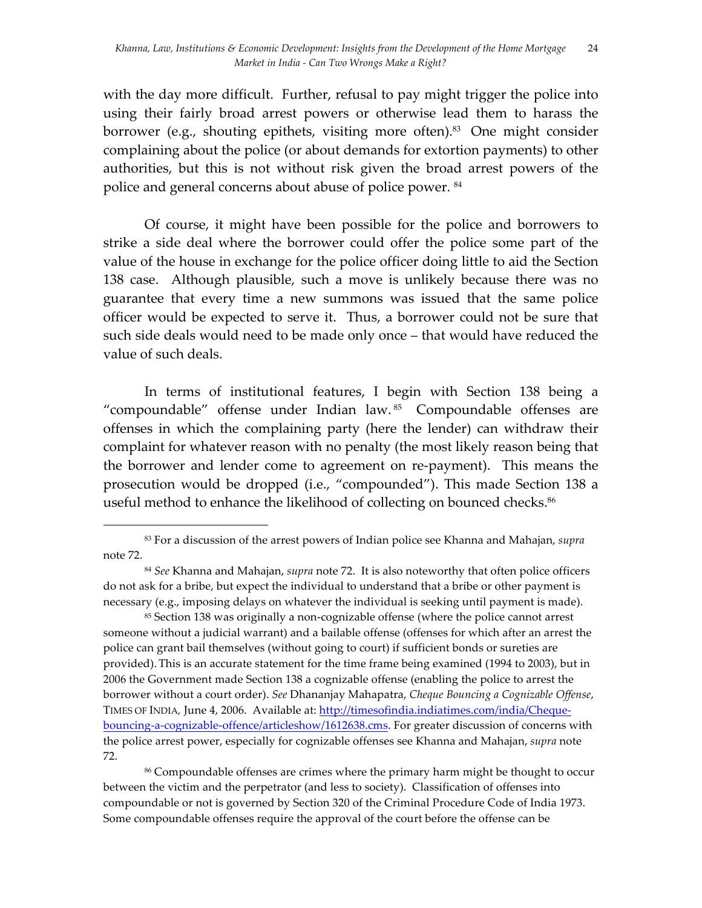with the day more difficult. Further, refusal to pay might trigger the police into using their fairly broad arrest powers or otherwise lead them to harass the borrower (e.g., shouting epithets, visiting more often).[83] One might consider complaining about the police (or about demands for extortion payments) to other authorities, but this is not without risk given the broad arrest powers of the police and general concerns about abuse of police power. [84]

Of course, it might have been possible for the police and borrowers to strike a side deal where the borrower could offer the police some part of the value of the house in exchange for the police officer doing little to aid the Section 138 case. Although plausible, such a move is unlikely because there was no guarantee that every time a new summons was issued that the same police officer would be expected to serve it. Thus, a borrower could not be sure that such side deals would need to be made only once – that would have reduced the value of such deals.

In terms of institutional features, I begin with Section 138 being a "compoundable" offense under Indian law.[85] Compoundable offenses are offenses in which the complaining party (here the lender) can withdraw their complaint for whatever reason with no penalty (the most likely reason being that the borrower and lender come to agreement on re-payment). This means the prosecution would be dropped (i.e., "compounded"). This made Section 138 a useful method to enhance the likelihood of collecting on bounced checks.[86]

---

[83] For a discussion of the arrest powers of Indian police see Khanna and Mahajan, *supra* note 72.

[84] *See* Khanna and Mahajan, *supra* note 72. It is also noteworthy that often police officers do not ask for a bribe, but expect the individual to understand that a bribe or other payment is necessary (e.g., imposing delays on whatever the individual is seeking until payment is made).

[85] Section 138 was originally a non-cognizable offense (where the police cannot arrest someone without a judicial warrant) and a bailable offense (offenses for which after an arrest the police can grant bail themselves (without going to court) if sufficient bonds or sureties are provided). This is an accurate statement for the time frame being examined (1994 to 2003), but in 2006 the Government made Section 138 a cognizable offense (enabling the police to arrest the borrower without a court order). *See* Dhananjay Mahapatra, *Cheque Bouncing a Cognizable Offense*, TIMES OF INDIA, June 4, 2006. Available at: http://timesofindia.indiatimes.com/india/Cheque-bouncing-a-cognizable-offence/articleshow/1612638.cms. For greater discussion of concerns with the police arrest power, especially for cognizable offenses see Khanna and Mahajan, *supra* note 72.

[86] Compoundable offenses are crimes where the primary harm might be thought to occur between the victim and the perpetrator (and less to society). Classification of offenses into compoundable or not is governed by Section 320 of the Criminal Procedure Code of India 1973. Some compoundable offenses require the approval of the court before the offense can be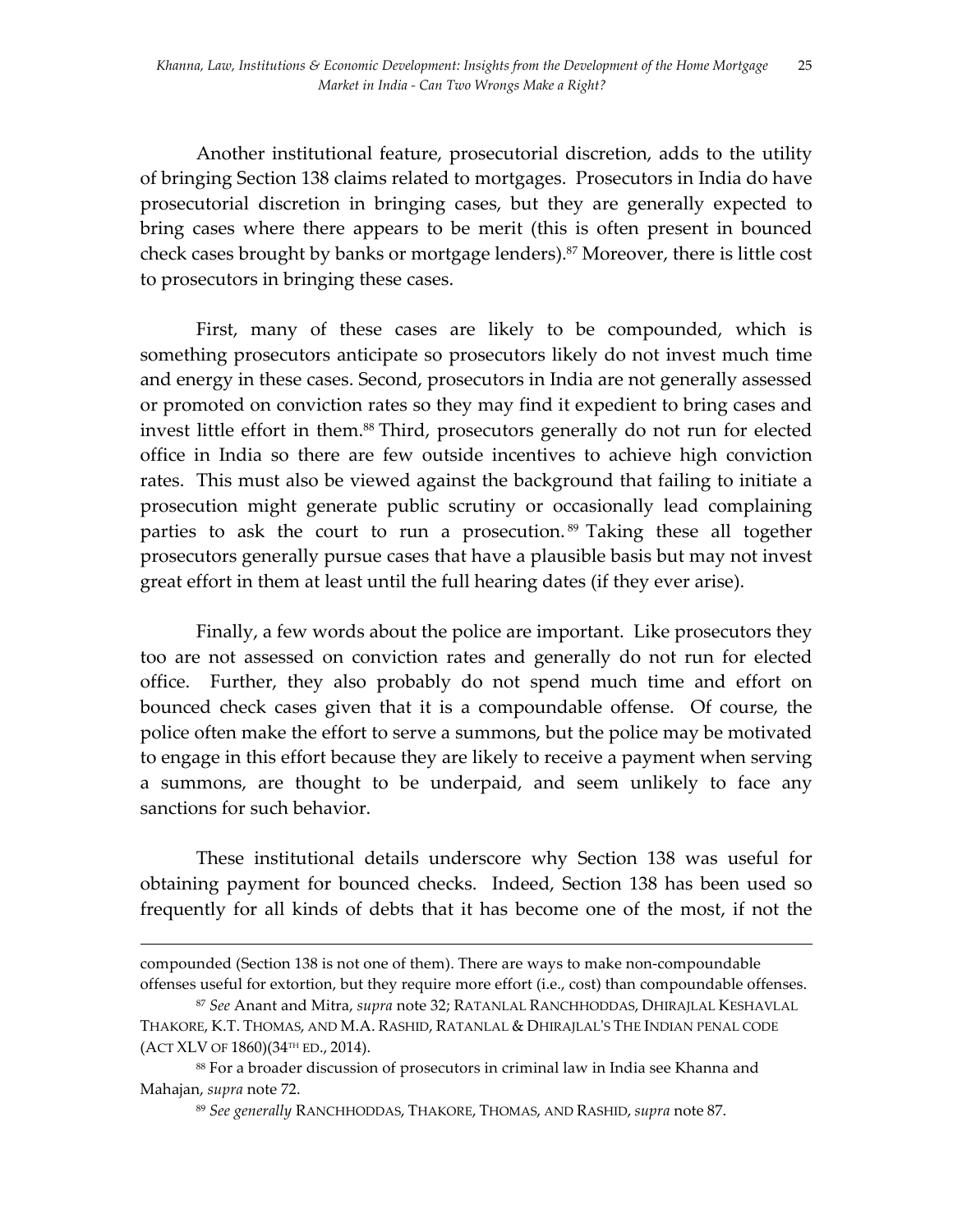Another institutional feature, prosecutorial discretion, adds to the utility of bringing Section 138 claims related to mortgages. Prosecutors in India do have prosecutorial discretion in bringing cases, but they are generally expected to bring cases where there appears to be merit (this is often present in bounced check cases brought by banks or mortgage lenders).[87] Moreover, there is little cost to prosecutors in bringing these cases.

First, many of these cases are likely to be compounded, which is something prosecutors anticipate so prosecutors likely do not invest much time and energy in these cases. Second, prosecutors in India are not generally assessed or promoted on conviction rates so they may find it expedient to bring cases and invest little effort in them.[88] Third, prosecutors generally do not run for elected office in India so there are few outside incentives to achieve high conviction rates. This must also be viewed against the background that failing to initiate a prosecution might generate public scrutiny or occasionally lead complaining parties to ask the court to run a prosecution.[89] Taking these all together prosecutors generally pursue cases that have a plausible basis but may not invest great effort in them at least until the full hearing dates (if they ever arise).

Finally, a few words about the police are important. Like prosecutors they too are not assessed on conviction rates and generally do not run for elected office. Further, they also probably do not spend much time and effort on bounced check cases given that it is a compoundable offense. Of course, the police often make the effort to serve a summons, but the police may be motivated to engage in this effort because they are likely to receive a payment when serving a summons, are thought to be underpaid, and seem unlikely to face any sanctions for such behavior.

These institutional details underscore why Section 138 was useful for obtaining payment for bounced checks. Indeed, Section 138 has been used so frequently for all kinds of debts that it has become one of the most, if not the

---

compounded (Section 138 is not one of them). There are ways to make non-compoundable offenses useful for extortion, but they require more effort (i.e., cost) than compoundable offenses.

[87] *See* Anant and Mitra, *supra* note 32; RATANLAL RANCHHODDAS, DHIRAJLAL KESHAVLAL THAKORE, K.T. THOMAS, AND M.A. RASHID, RATANLAL & DHIRAJLAL'S THE INDIAN PENAL CODE (ACT XLV OF 1860)(34TH ED., 2014).

[88] For a broader discussion of prosecutors in criminal law in India see Khanna and Mahajan, *supra* note 72.

[89] *See generally* RANCHHODDAS, THAKORE, THOMAS, AND RASHID, *supra* note 87.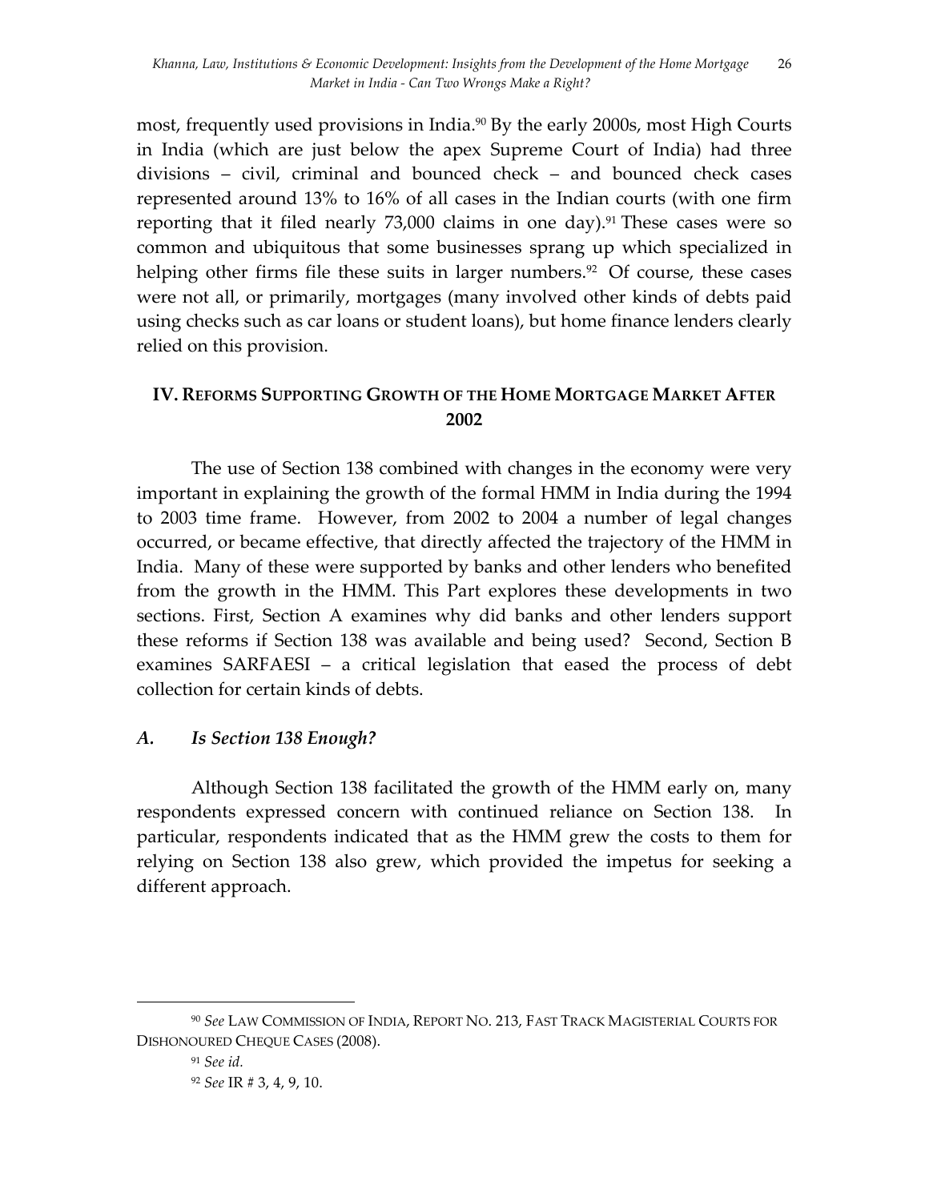most, frequently used provisions in India.[90] By the early 2000s, most High Courts in India (which are just below the apex Supreme Court of India) had three divisions – civil, criminal and bounced check – and bounced check cases represented around 13% to 16% of all cases in the Indian courts (with one firm reporting that it filed nearly 73,000 claims in one day).[91] These cases were so common and ubiquitous that some businesses sprang up which specialized in helping other firms file these suits in larger numbers.[92] Of course, these cases were not all, or primarily, mortgages (many involved other kinds of debts paid using checks such as car loans or student loans), but home finance lenders clearly relied on this provision.

## IV. REFORMS SUPPORTING GROWTH OF THE HOME MORTGAGE MARKET AFTER 2002

The use of Section 138 combined with changes in the economy were very important in explaining the growth of the formal HMM in India during the 1994 to 2003 time frame. However, from 2002 to 2004 a number of legal changes occurred, or became effective, that directly affected the trajectory of the HMM in India. Many of these were supported by banks and other lenders who benefited from the growth in the HMM. This Part explores these developments in two sections. First, Section A examines why did banks and other lenders support these reforms if Section 138 was available and being used? Second, Section B examines SARFAESI – a critical legislation that eased the process of debt collection for certain kinds of debts.

### *A. Is Section 138 Enough?*

Although Section 138 facilitated the growth of the HMM early on, many respondents expressed concern with continued reliance on Section 138. In particular, respondents indicated that as the HMM grew the costs to them for relying on Section 138 also grew, which provided the impetus for seeking a different approach.

---

[90] *See* LAW COMMISSION OF INDIA, REPORT NO. 213, FAST TRACK MAGISTERIAL COURTS FOR DISHONOURED CHEQUE CASES (2008).

[91] *See id.*

[92] *See* IR # 3, 4, 9, 10.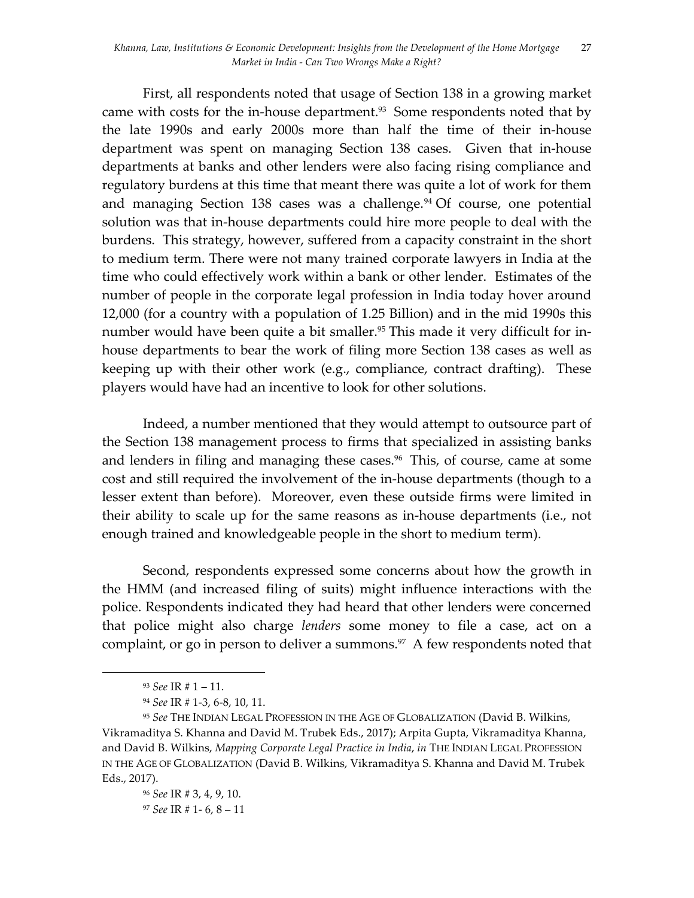First, all respondents noted that usage of Section 138 in a growing market came with costs for the in-house department.[93] Some respondents noted that by the late 1990s and early 2000s more than half the time of their in-house department was spent on managing Section 138 cases. Given that in-house departments at banks and other lenders were also facing rising compliance and regulatory burdens at this time that meant there was quite a lot of work for them and managing Section 138 cases was a challenge.[94] Of course, one potential solution was that in-house departments could hire more people to deal with the burdens. This strategy, however, suffered from a capacity constraint in the short to medium term. There were not many trained corporate lawyers in India at the time who could effectively work within a bank or other lender. Estimates of the number of people in the corporate legal profession in India today hover around 12,000 (for a country with a population of 1.25 Billion) and in the mid 1990s this number would have been quite a bit smaller.[95] This made it very difficult for in-house departments to bear the work of filing more Section 138 cases as well as keeping up with their other work (e.g., compliance, contract drafting). These players would have had an incentive to look for other solutions.

Indeed, a number mentioned that they would attempt to outsource part of the Section 138 management process to firms that specialized in assisting banks and lenders in filing and managing these cases.[96] This, of course, came at some cost and still required the involvement of the in-house departments (though to a lesser extent than before). Moreover, even these outside firms were limited in their ability to scale up for the same reasons as in-house departments (i.e., not enough trained and knowledgeable people in the short to medium term).

Second, respondents expressed some concerns about how the growth in the HMM (and increased filing of suits) might influence interactions with the police. Respondents indicated they had heard that other lenders were concerned that police might also charge *lenders* some money to file a case, act on a complaint, or go in person to deliver a summons.[97] A few respondents noted that

---

[93] *See* IR # 1 – 11.

[94] *See* IR # 1-3, 6-8, 10, 11.

[95] *See* THE INDIAN LEGAL PROFESSION IN THE AGE OF GLOBALIZATION (David B. Wilkins, Vikramaditya S. Khanna and David M. Trubek Eds., 2017); Arpita Gupta, Vikramaditya Khanna, and David B. Wilkins, *Mapping Corporate Legal Practice in India*, *in* THE INDIAN LEGAL PROFESSION IN THE AGE OF GLOBALIZATION (David B. Wilkins, Vikramaditya S. Khanna and David M. Trubek Eds., 2017).

[96] *See* IR # 3, 4, 9, 10.

[97] *See* IR # 1- 6, 8 – 11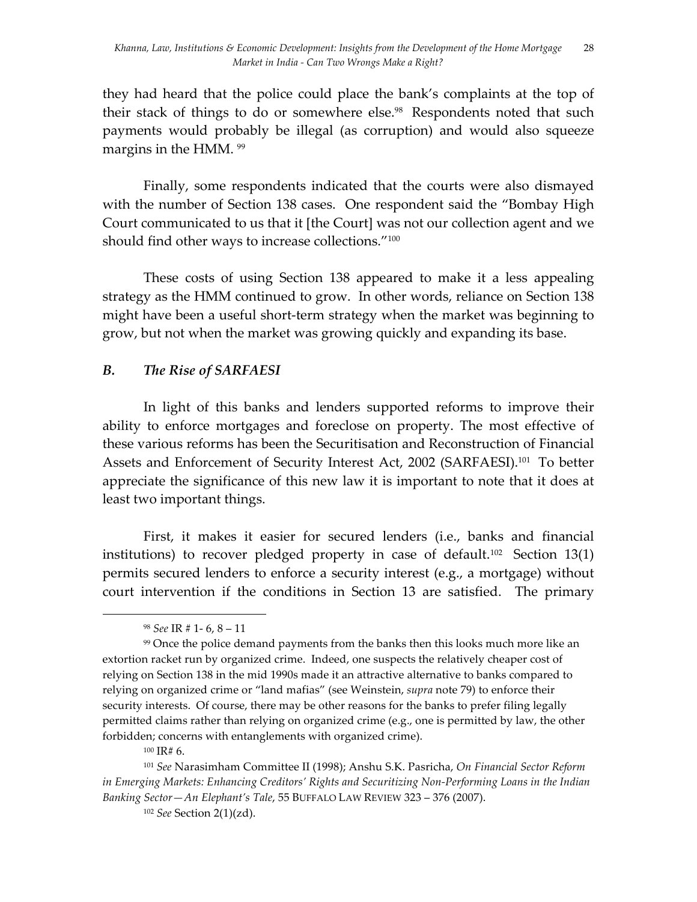they had heard that the police could place the bank's complaints at the top of their stack of things to do or somewhere else.[98] Respondents noted that such payments would probably be illegal (as corruption) and would also squeeze margins in the HMM. [99]

Finally, some respondents indicated that the courts were also dismayed with the number of Section 138 cases. One respondent said the "Bombay High Court communicated to us that it [the Court] was not our collection agent and we should find other ways to increase collections."[100]

These costs of using Section 138 appeared to make it a less appealing strategy as the HMM continued to grow. In other words, reliance on Section 138 might have been a useful short-term strategy when the market was beginning to grow, but not when the market was growing quickly and expanding its base.

### *B. The Rise of SARFAESI*

In light of this banks and lenders supported reforms to improve their ability to enforce mortgages and foreclose on property. The most effective of these various reforms has been the Securitisation and Reconstruction of Financial Assets and Enforcement of Security Interest Act, 2002 (SARFAESI).[101] To better appreciate the significance of this new law it is important to note that it does at least two important things.

First, it makes it easier for secured lenders (i.e., banks and financial institutions) to recover pledged property in case of default.[102] Section 13(1) permits secured lenders to enforce a security interest (e.g., a mortgage) without court intervention if the conditions in Section 13 are satisfied. The primary

---

[98] *See* IR # 1- 6, 8 – 11

[99] Once the police demand payments from the banks then this looks much more like an extortion racket run by organized crime. Indeed, one suspects the relatively cheaper cost of relying on Section 138 in the mid 1990s made it an attractive alternative to banks compared to relying on organized crime or "land mafias" (see Weinstein, *supra* note 79) to enforce their security interests. Of course, there may be other reasons for the banks to prefer filing legally permitted claims rather than relying on organized crime (e.g., one is permitted by law, the other forbidden; concerns with entanglements with organized crime).

[100] IR# 6.

[101] *See* Narasimham Committee II (1998); Anshu S.K. Pasricha, *On Financial Sector Reform in Emerging Markets: Enhancing Creditors' Rights and Securitizing Non-Performing Loans in the Indian Banking Sector—An Elephant's Tale*, 55 BUFFALO LAW REVIEW 323 – 376 (2007).

[102] *See* Section 2(1)(zd).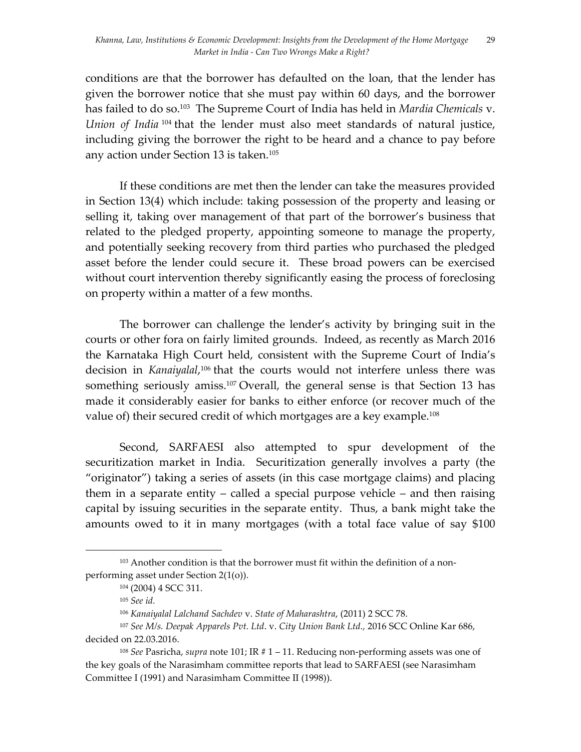conditions are that the borrower has defaulted on the loan, that the lender has given the borrower notice that she must pay within 60 days, and the borrower has failed to do so.[103] The Supreme Court of India has held in *Mardia Chemicals* v. *Union of India*[104] that the lender must also meet standards of natural justice, including giving the borrower the right to be heard and a chance to pay before any action under Section 13 is taken.[105]

If these conditions are met then the lender can take the measures provided in Section 13(4) which include: taking possession of the property and leasing or selling it, taking over management of that part of the borrower's business that related to the pledged property, appointing someone to manage the property, and potentially seeking recovery from third parties who purchased the pledged asset before the lender could secure it. These broad powers can be exercised without court intervention thereby significantly easing the process of foreclosing on property within a matter of a few months.

The borrower can challenge the lender's activity by bringing suit in the courts or other fora on fairly limited grounds. Indeed, as recently as March 2016 the Karnataka High Court held, consistent with the Supreme Court of India's decision in *Kanaiyalal*,[106] that the courts would not interfere unless there was something seriously amiss.[107] Overall, the general sense is that Section 13 has made it considerably easier for banks to either enforce (or recover much of the value of) their secured credit of which mortgages are a key example.[108]

Second, SARFAESI also attempted to spur development of the securitization market in India. Securitization generally involves a party (the "originator") taking a series of assets (in this case mortgage claims) and placing them in a separate entity – called a special purpose vehicle – and then raising capital by issuing securities in the separate entity. Thus, a bank might take the amounts owed to it in many mortgages (with a total face value of say $100

---

[103] Another condition is that the borrower must fit within the definition of a non-performing asset under Section 2(1(o)).

[104] (2004) 4 SCC 311.

[105] *See id.*

[106] *Kanaiyalal Lalchand Sachdev* v. *State of Maharashtra*, (2011) 2 SCC 78.

[107] *See M/s. Deepak Apparels Pvt. Ltd.* v. *City Union Bank Ltd.,* 2016 SCC Online Kar 686, decided on 22.03.2016.

[108] *See* Pasricha, *supra* note 101; IR # 1 – 11. Reducing non-performing assets was one of the key goals of the Narasimham committee reports that lead to SARFAESI (see Narasimham Committee I (1991) and Narasimham Committee II (1998)).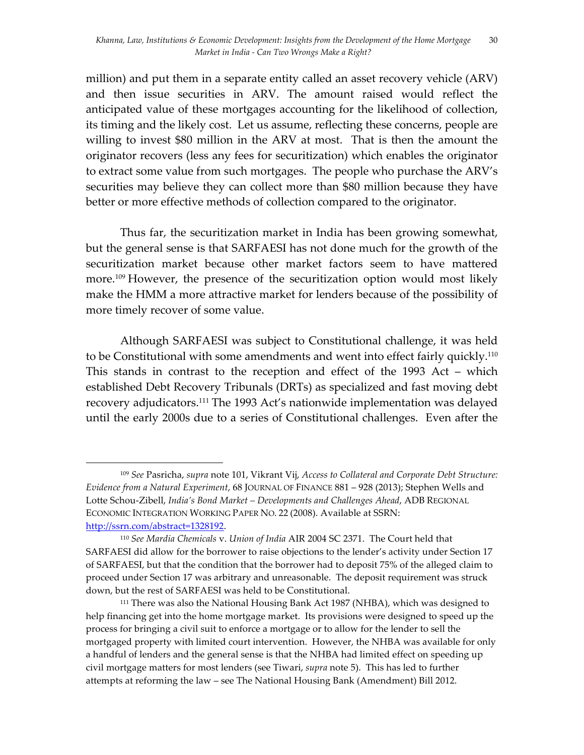million) and put them in a separate entity called an asset recovery vehicle (ARV) and then issue securities in ARV. The amount raised would reflect the anticipated value of these mortgages accounting for the likelihood of collection, its timing and the likely cost. Let us assume, reflecting these concerns, people are willing to invest $80 million in the ARV at most. That is then the amount the originator recovers (less any fees for securitization) which enables the originator to extract some value from such mortgages. The people who purchase the ARV's securities may believe they can collect more than $80 million because they have better or more effective methods of collection compared to the originator.

Thus far, the securitization market in India has been growing somewhat, but the general sense is that SARFAESI has not done much for the growth of the securitization market because other market factors seem to have mattered more.[109] However, the presence of the securitization option would most likely make the HMM a more attractive market for lenders because of the possibility of more timely recover of some value.

Although SARFAESI was subject to Constitutional challenge, it was held to be Constitutional with some amendments and went into effect fairly quickly.[110] This stands in contrast to the reception and effect of the 1993 Act – which established Debt Recovery Tribunals (DRTs) as specialized and fast moving debt recovery adjudicators.[111] The 1993 Act's nationwide implementation was delayed until the early 2000s due to a series of Constitutional challenges. Even after the

---

[109] *See* Pasricha, *supra* note 101, Vikrant Vij, *Access to Collateral and Corporate Debt Structure: Evidence from a Natural Experiment*, 68 JOURNAL OF FINANCE 881 – 928 (2013); Stephen Wells and Lotte Schou-Zibell, *India's Bond Market – Developments and Challenges Ahead*, ADB REGIONAL ECONOMIC INTEGRATION WORKING PAPER NO. 22 (2008). Available at SSRN: http://ssrn.com/abstract=1328192.

[110] *See Mardia Chemicals* v. *Union of India* AIR 2004 SC 2371. The Court held that SARFAESI did allow for the borrower to raise objections to the lender's activity under Section 17 of SARFAESI, but that the condition that the borrower had to deposit 75% of the alleged claim to proceed under Section 17 was arbitrary and unreasonable. The deposit requirement was struck down, but the rest of SARFAESI was held to be Constitutional.

[111] There was also the National Housing Bank Act 1987 (NHBA), which was designed to help financing get into the home mortgage market. Its provisions were designed to speed up the process for bringing a civil suit to enforce a mortgage or to allow for the lender to sell the mortgaged property with limited court intervention. However, the NHBA was available for only a handful of lenders and the general sense is that the NHBA had limited effect on speeding up civil mortgage matters for most lenders (see Tiwari, *supra* note 5). This has led to further attempts at reforming the law – see The National Housing Bank (Amendment) Bill 2012.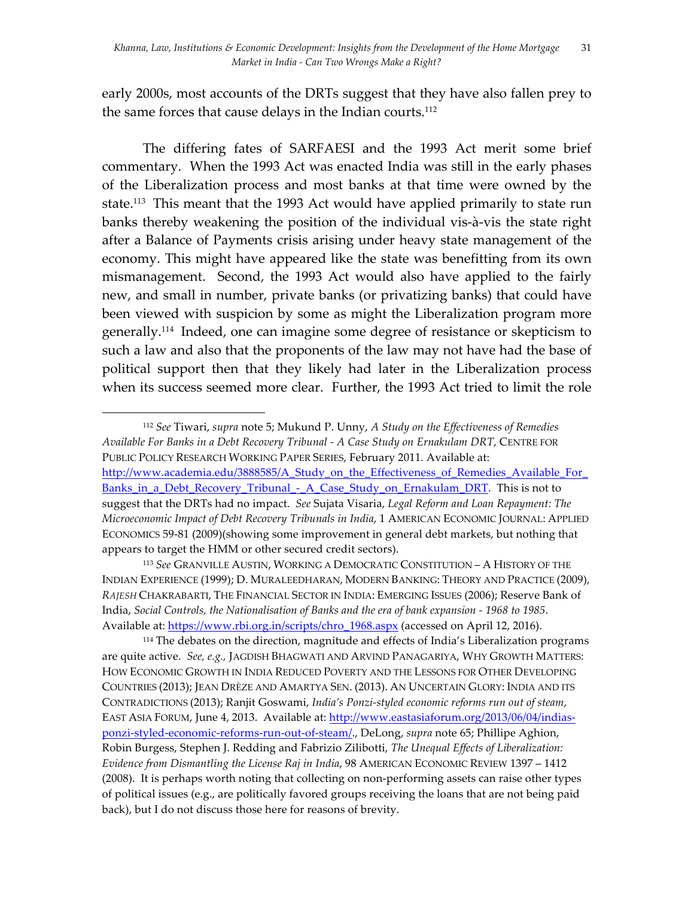early 2000s, most accounts of the DRTs suggest that they have also fallen prey to the same forces that cause delays in the Indian courts.[112]

The differing fates of SARFAESI and the 1993 Act merit some brief commentary. When the 1993 Act was enacted India was still in the early phases of the Liberalization process and most banks at that time were owned by the state.[113] This meant that the 1993 Act would have applied primarily to state run banks thereby weakening the position of the individual vis-à-vis the state right after a Balance of Payments crisis arising under heavy state management of the economy. This might have appeared like the state was benefitting from its own mismanagement. Second, the 1993 Act would also have applied to the fairly new, and small in number, private banks (or privatizing banks) that could have been viewed with suspicion by some as might the Liberalization program more generally.[114] Indeed, one can imagine some degree of resistance or skepticism to such a law and also that the proponents of the law may not have had the base of political support then that they likely had later in the Liberalization process when its success seemed more clear. Further, the 1993 Act tried to limit the role

---

[112] *See* Tiwari, *supra* note 5; Mukund P. Unny, *A Study on the Effectiveness of Remedies Available For Banks in a Debt Recovery Tribunal - A Case Study on Ernakulam DRT*, CENTRE FOR PUBLIC POLICY RESEARCH WORKING PAPER SERIES, February 2011. Available at: http://www.academia.edu/3888585/A_Study_on_the_Effectiveness_of_Remedies_Available_For_Banks_in_a_Debt_Recovery_Tribunal_-_A_Case_Study_on_Ernakulam_DRT. This is not to suggest that the DRTs had no impact. *See* Sujata Visaria, *Legal Reform and Loan Repayment: The Microeconomic Impact of Debt Recovery Tribunals in India*, 1 AMERICAN ECONOMIC JOURNAL: APPLIED ECONOMICS 59-81 (2009)(showing some improvement in general debt markets, but nothing that appears to target the HMM or other secured credit sectors).

[113] *See* GRANVILLE AUSTIN, WORKING A DEMOCRATIC CONSTITUTION – A HISTORY OF THE INDIAN EXPERIENCE (1999); D. MURALEEDHARAN, MODERN BANKING: THEORY AND PRACTICE (2009), *RAJESH* CHAKRABARTI, THE FINANCIAL SECTOR IN INDIA: EMERGING ISSUES (2006); Reserve Bank of India, *Social Controls, the Nationalisation of Banks and the era of bank expansion - 1968 to 1985*. Available at: https://www.rbi.org.in/scripts/chro_1968.aspx (accessed on April 12, 2016).

[114] The debates on the direction, magnitude and effects of India's Liberalization programs are quite active. *See, e.g.,* JAGDISH BHAGWATI AND ARVIND PANAGARIYA, WHY GROWTH MATTERS: HOW ECONOMIC GROWTH IN INDIA REDUCED POVERTY AND THE LESSONS FOR OTHER DEVELOPING COUNTRIES (2013); JEAN DRÈZE AND AMARTYA SEN. (2013). AN UNCERTAIN GLORY: INDIA AND ITS CONTRADICTIONS (2013); Ranjit Goswami, *India's Ponzi-styled economic reforms run out of steam*, EAST ASIA FORUM, June 4, 2013. Available at: http://www.eastasiaforum.org/2013/06/04/indias-ponzi-styled-economic-reforms-run-out-of-steam/., DeLong, *supra* note 65; Phillipe Aghion, Robin Burgess, Stephen J. Redding and Fabrizio Zilibotti, *The Unequal Effects of Liberalization: Evidence from Dismantling the License Raj in India*, 98 AMERICAN ECONOMIC REVIEW 1397 – 1412 (2008). It is perhaps worth noting that collecting on non-performing assets can raise other types of political issues (e.g., are politically favored groups receiving the loans that are not being paid back), but I do not discuss those here for reasons of brevity.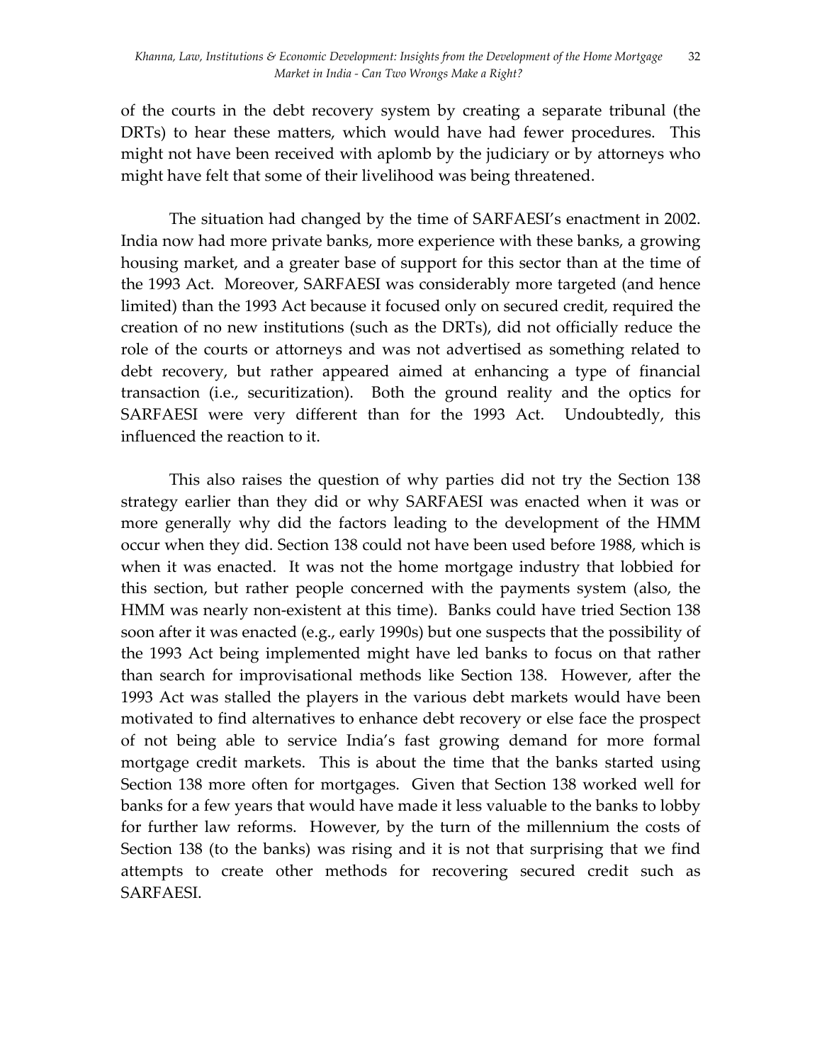of the courts in the debt recovery system by creating a separate tribunal (the DRTs) to hear these matters, which would have had fewer procedures. This might not have been received with aplomb by the judiciary or by attorneys who might have felt that some of their livelihood was being threatened.

The situation had changed by the time of SARFAESI's enactment in 2002. India now had more private banks, more experience with these banks, a growing housing market, and a greater base of support for this sector than at the time of the 1993 Act. Moreover, SARFAESI was considerably more targeted (and hence limited) than the 1993 Act because it focused only on secured credit, required the creation of no new institutions (such as the DRTs), did not officially reduce the role of the courts or attorneys and was not advertised as something related to debt recovery, but rather appeared aimed at enhancing a type of financial transaction (i.e., securitization). Both the ground reality and the optics for SARFAESI were very different than for the 1993 Act. Undoubtedly, this influenced the reaction to it.

This also raises the question of why parties did not try the Section 138 strategy earlier than they did or why SARFAESI was enacted when it was or more generally why did the factors leading to the development of the HMM occur when they did. Section 138 could not have been used before 1988, which is when it was enacted. It was not the home mortgage industry that lobbied for this section, but rather people concerned with the payments system (also, the HMM was nearly non-existent at this time). Banks could have tried Section 138 soon after it was enacted (e.g., early 1990s) but one suspects that the possibility of the 1993 Act being implemented might have led banks to focus on that rather than search for improvisational methods like Section 138. However, after the 1993 Act was stalled the players in the various debt markets would have been motivated to find alternatives to enhance debt recovery or else face the prospect of not being able to service India's fast growing demand for more formal mortgage credit markets. This is about the time that the banks started using Section 138 more often for mortgages. Given that Section 138 worked well for banks for a few years that would have made it less valuable to the banks to lobby for further law reforms. However, by the turn of the millennium the costs of Section 138 (to the banks) was rising and it is not that surprising that we find attempts to create other methods for recovering secured credit such as SARFAESI.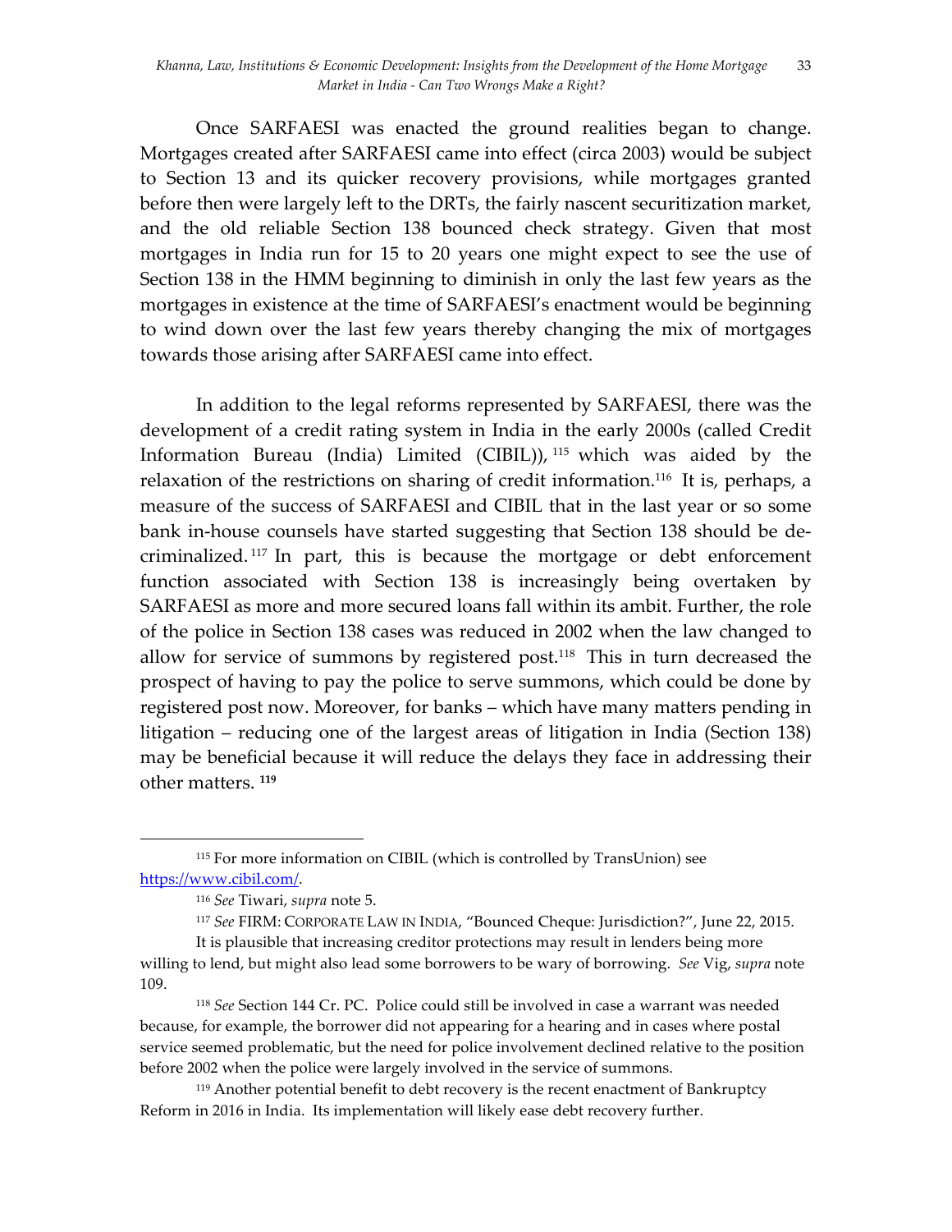Once SARFAESI was enacted the ground realities began to change. Mortgages created after SARFAESI came into effect (circa 2003) would be subject to Section 13 and its quicker recovery provisions, while mortgages granted before then were largely left to the DRTs, the fairly nascent securitization market, and the old reliable Section 138 bounced check strategy. Given that most mortgages in India run for 15 to 20 years one might expect to see the use of Section 138 in the HMM beginning to diminish in only the last few years as the mortgages in existence at the time of SARFAESI's enactment would be beginning to wind down over the last few years thereby changing the mix of mortgages towards those arising after SARFAESI came into effect.

In addition to the legal reforms represented by SARFAESI, there was the development of a credit rating system in India in the early 2000s (called Credit Information Bureau (India) Limited (CIBIL)), [115] which was aided by the relaxation of the restrictions on sharing of credit information.[116] It is, perhaps, a measure of the success of SARFAESI and CIBIL that in the last year or so some bank in-house counsels have started suggesting that Section 138 should be de-criminalized.[117] In part, this is because the mortgage or debt enforcement function associated with Section 138 is increasingly being overtaken by SARFAESI as more and more secured loans fall within its ambit. Further, the role of the police in Section 138 cases was reduced in 2002 when the law changed to allow for service of summons by registered post.[118] This in turn decreased the prospect of having to pay the police to serve summons, which could be done by registered post now. Moreover, for banks – which have many matters pending in litigation – reducing one of the largest areas of litigation in India (Section 138) may be beneficial because it will reduce the delays they face in addressing their other matters. **[119]**

---

[115] For more information on CIBIL (which is controlled by TransUnion) see [https://www.cibil.com/](https://www.cibil.com/).

[116] *See* Tiwari, *supra* note 5.

[117] *See* FIRM: CORPORATE LAW IN INDIA, "Bounced Cheque: Jurisdiction?", June 22, 2015.

It is plausible that increasing creditor protections may result in lenders being more willing to lend, but might also lead some borrowers to be wary of borrowing. *See* Vig, *supra* note 109.

[118] *See* Section 144 Cr. PC. Police could still be involved in case a warrant was needed because, for example, the borrower did not appearing for a hearing and in cases where postal service seemed problematic, but the need for police involvement declined relative to the position before 2002 when the police were largely involved in the service of summons.

[119] Another potential benefit to debt recovery is the recent enactment of Bankruptcy Reform in 2016 in India. Its implementation will likely ease debt recovery further.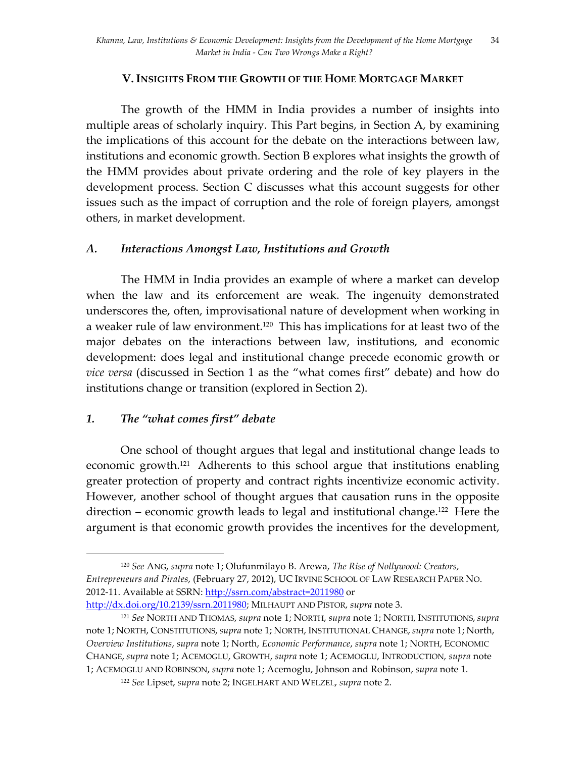## V. INSIGHTS FROM THE GROWTH OF THE HOME MORTGAGE MARKET

The growth of the HMM in India provides a number of insights into multiple areas of scholarly inquiry. This Part begins, in Section A, by examining the implications of this account for the debate on the interactions between law, institutions and economic growth. Section B explores what insights the growth of the HMM provides about private ordering and the role of key players in the development process. Section C discusses what this account suggests for other issues such as the impact of corruption and the role of foreign players, amongst others, in market development.

### *A. Interactions Amongst Law, Institutions and Growth*

The HMM in India provides an example of where a market can develop when the law and its enforcement are weak. The ingenuity demonstrated underscores the, often, improvisational nature of development when working in a weaker rule of law environment.[120] This has implications for at least two of the major debates on the interactions between law, institutions, and economic development: does legal and institutional change precede economic growth or *vice versa* (discussed in Section 1 as the "what comes first" debate) and how do institutions change or transition (explored in Section 2).

#### *1. The "what comes first" debate*

One school of thought argues that legal and institutional change leads to economic growth.[121] Adherents to this school argue that institutions enabling greater protection of property and contract rights incentivize economic activity. However, another school of thought argues that causation runs in the opposite direction – economic growth leads to legal and institutional change.[122] Here the argument is that economic growth provides the incentives for the development,

---

[120] *See* ANG, *supra* note 1; Olufunmilayo B. Arewa, *The Rise of Nollywood: Creators, Entrepreneurs and Pirates*, (February 27, 2012), UC IRVINE SCHOOL OF LAW RESEARCH PAPER NO. 2012-11. Available at SSRN: http://ssrn.com/abstract=2011980 or http://dx.doi.org/10.2139/ssrn.2011980; MILHAUPT AND PISTOR, *supra* note 3.

[121] *See* NORTH AND THOMAS, *supra* note 1; NORTH, *supra* note 1; NORTH, INSTITUTIONS, *supra* note 1; NORTH, CONSTITUTIONS, *supra* note 1; NORTH, INSTITUTIONAL CHANGE, *supra* note 1; North, *Overview Institutions*, *supra* note 1; North, *Economic Performance*, *supra* note 1; NORTH, ECONOMIC CHANGE, *supra* note 1; ACEMOGLU, GROWTH, *supra* note 1; ACEMOGLU, INTRODUCTION, *supra* note 1; ACEMOGLU AND ROBINSON, *supra* note 1; Acemoglu, Johnson and Robinson, *supra* note 1.

[122] *See* Lipset, *supra* note 2; INGELHART AND WELZEL, *supra* note 2.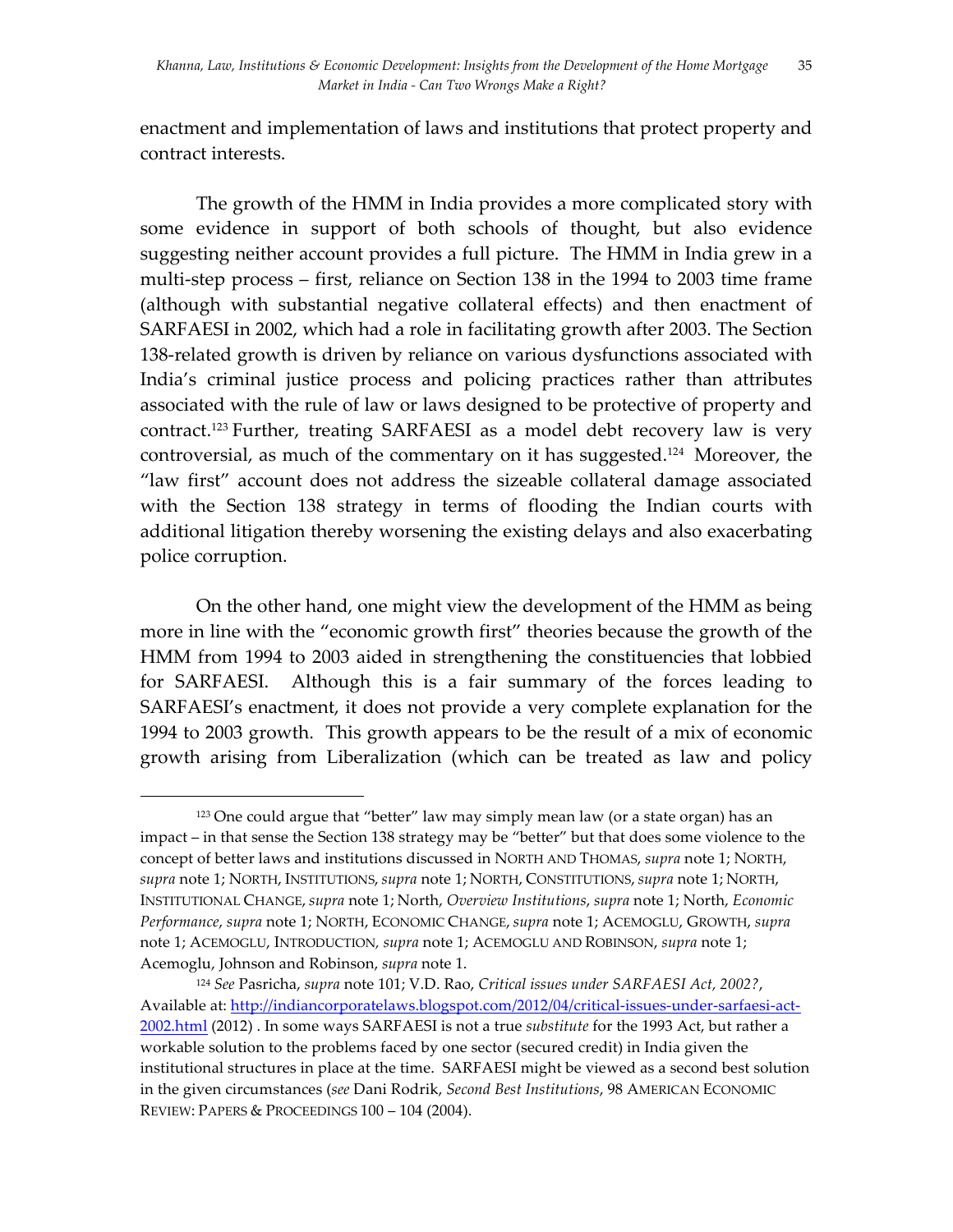enactment and implementation of laws and institutions that protect property and contract interests.

The growth of the HMM in India provides a more complicated story with some evidence in support of both schools of thought, but also evidence suggesting neither account provides a full picture. The HMM in India grew in a multi-step process – first, reliance on Section 138 in the 1994 to 2003 time frame (although with substantial negative collateral effects) and then enactment of SARFAESI in 2002, which had a role in facilitating growth after 2003. The Section 138-related growth is driven by reliance on various dysfunctions associated with India's criminal justice process and policing practices rather than attributes associated with the rule of law or laws designed to be protective of property and contract.[123] Further, treating SARFAESI as a model debt recovery law is very controversial, as much of the commentary on it has suggested.[124] Moreover, the "law first" account does not address the sizeable collateral damage associated with the Section 138 strategy in terms of flooding the Indian courts with additional litigation thereby worsening the existing delays and also exacerbating police corruption.

On the other hand, one might view the development of the HMM as being more in line with the "economic growth first" theories because the growth of the HMM from 1994 to 2003 aided in strengthening the constituencies that lobbied for SARFAESI. Although this is a fair summary of the forces leading to SARFAESI's enactment, it does not provide a very complete explanation for the 1994 to 2003 growth. This growth appears to be the result of a mix of economic growth arising from Liberalization (which can be treated as law and policy

---

[123] One could argue that "better" law may simply mean law (or a state organ) has an impact – in that sense the Section 138 strategy may be "better" but that does some violence to the concept of better laws and institutions discussed in NORTH AND THOMAS, *supra* note 1; NORTH, *supra* note 1; NORTH, INSTITUTIONS, *supra* note 1; NORTH, CONSTITUTIONS, *supra* note 1; NORTH, INSTITUTIONAL CHANGE, *supra* note 1; North, *Overview Institutions*, *supra* note 1; North, *Economic Performance*, *supra* note 1; NORTH, ECONOMIC CHANGE, *supra* note 1; ACEMOGLU, GROWTH, *supra* note 1; ACEMOGLU, INTRODUCTION, *supra* note 1; ACEMOGLU AND ROBINSON, *supra* note 1; Acemoglu, Johnson and Robinson, *supra* note 1.

[124] *See* Pasricha, *supra* note 101; V.D. Rao, *Critical issues under SARFAESI Act, 2002?*, Available at: http://indiancorporatelaws.blogspot.com/2012/04/critical-issues-under-sarfaesi-act-2002.html (2012) . In some ways SARFAESI is not a true *substitute* for the 1993 Act, but rather a workable solution to the problems faced by one sector (secured credit) in India given the institutional structures in place at the time. SARFAESI might be viewed as a second best solution in the given circumstances (*see* Dani Rodrik, *Second Best Institutions*, 98 AMERICAN ECONOMIC REVIEW: PAPERS & PROCEEDINGS 100 – 104 (2004).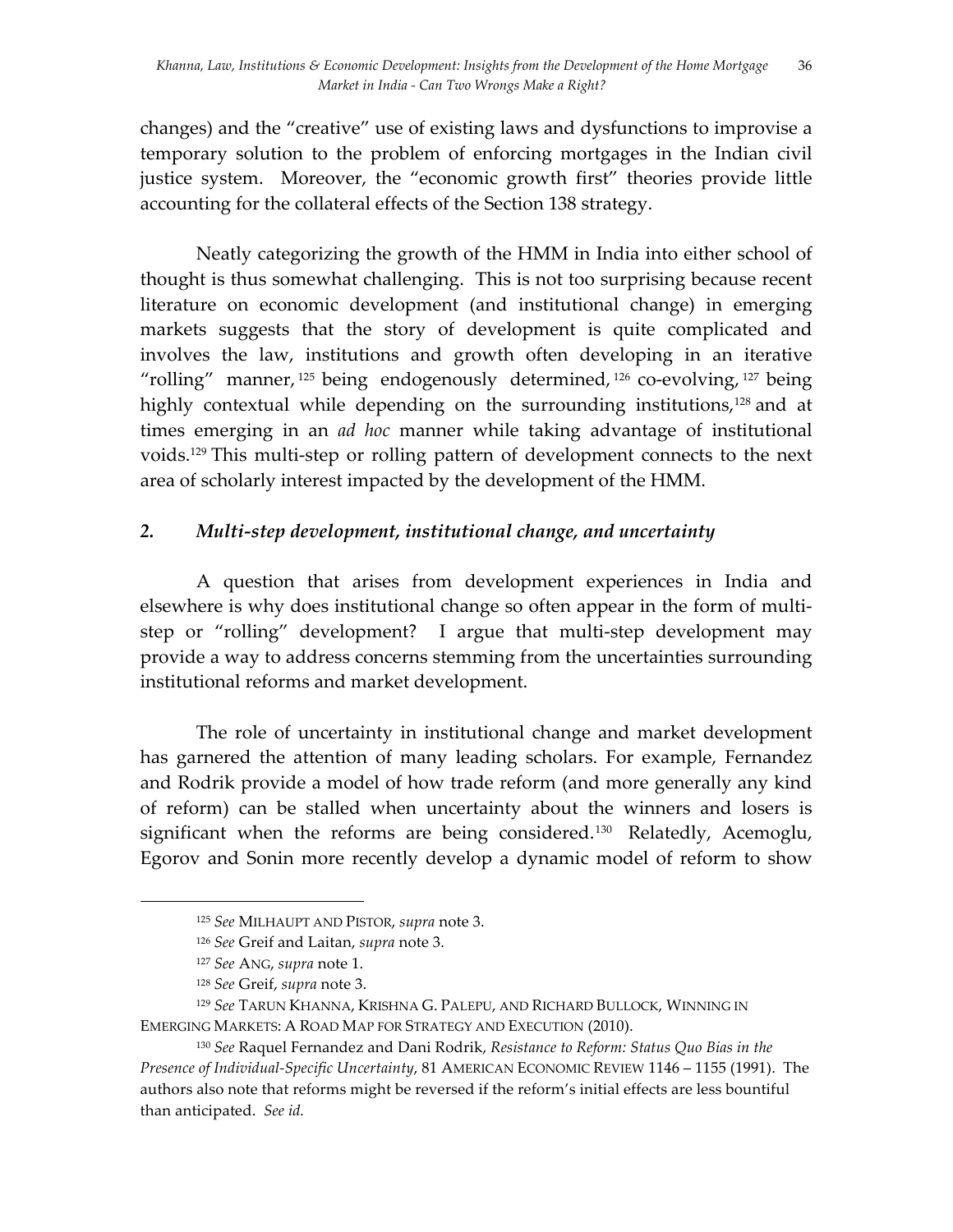changes) and the "creative" use of existing laws and dysfunctions to improvise a temporary solution to the problem of enforcing mortgages in the Indian civil justice system. Moreover, the "economic growth first" theories provide little accounting for the collateral effects of the Section 138 strategy.

Neatly categorizing the growth of the HMM in India into either school of thought is thus somewhat challenging. This is not too surprising because recent literature on economic development (and institutional change) in emerging markets suggests that the story of development is quite complicated and involves the law, institutions and growth often developing in an iterative "rolling" manner,[125] being endogenously determined,[126] co-evolving,[127] being highly contextual while depending on the surrounding institutions,[128] and at times emerging in an *ad hoc* manner while taking advantage of institutional voids.[129] This multi-step or rolling pattern of development connects to the next area of scholarly interest impacted by the development of the HMM.

### *2. Multi-step development, institutional change, and uncertainty*

A question that arises from development experiences in India and elsewhere is why does institutional change so often appear in the form of multi-step or "rolling" development? I argue that multi-step development may provide a way to address concerns stemming from the uncertainties surrounding institutional reforms and market development.

The role of uncertainty in institutional change and market development has garnered the attention of many leading scholars. For example, Fernandez and Rodrik provide a model of how trade reform (and more generally any kind of reform) can be stalled when uncertainty about the winners and losers is significant when the reforms are being considered.[130] Relatedly, Acemoglu, Egorov and Sonin more recently develop a dynamic model of reform to show

---

[125] *See* MILHAUPT AND PISTOR, *supra* note 3.

[126] *See* Greif and Laitan, *supra* note 3.

[127] *See* ANG, *supra* note 1.

[128] *See* Greif, *supra* note 3.

[129] *See* TARUN KHANNA, KRISHNA G. PALEPU, AND RICHARD BULLOCK, WINNING IN EMERGING MARKETS: A ROAD MAP FOR STRATEGY AND EXECUTION (2010).

[130] *See* Raquel Fernandez and Dani Rodrik, *Resistance to Reform: Status Quo Bias in the Presence of Individual-Specific Uncertainty*, 81 AMERICAN ECONOMIC REVIEW 1146 – 1155 (1991). The authors also note that reforms might be reversed if the reform's initial effects are less bountiful than anticipated. *See id.*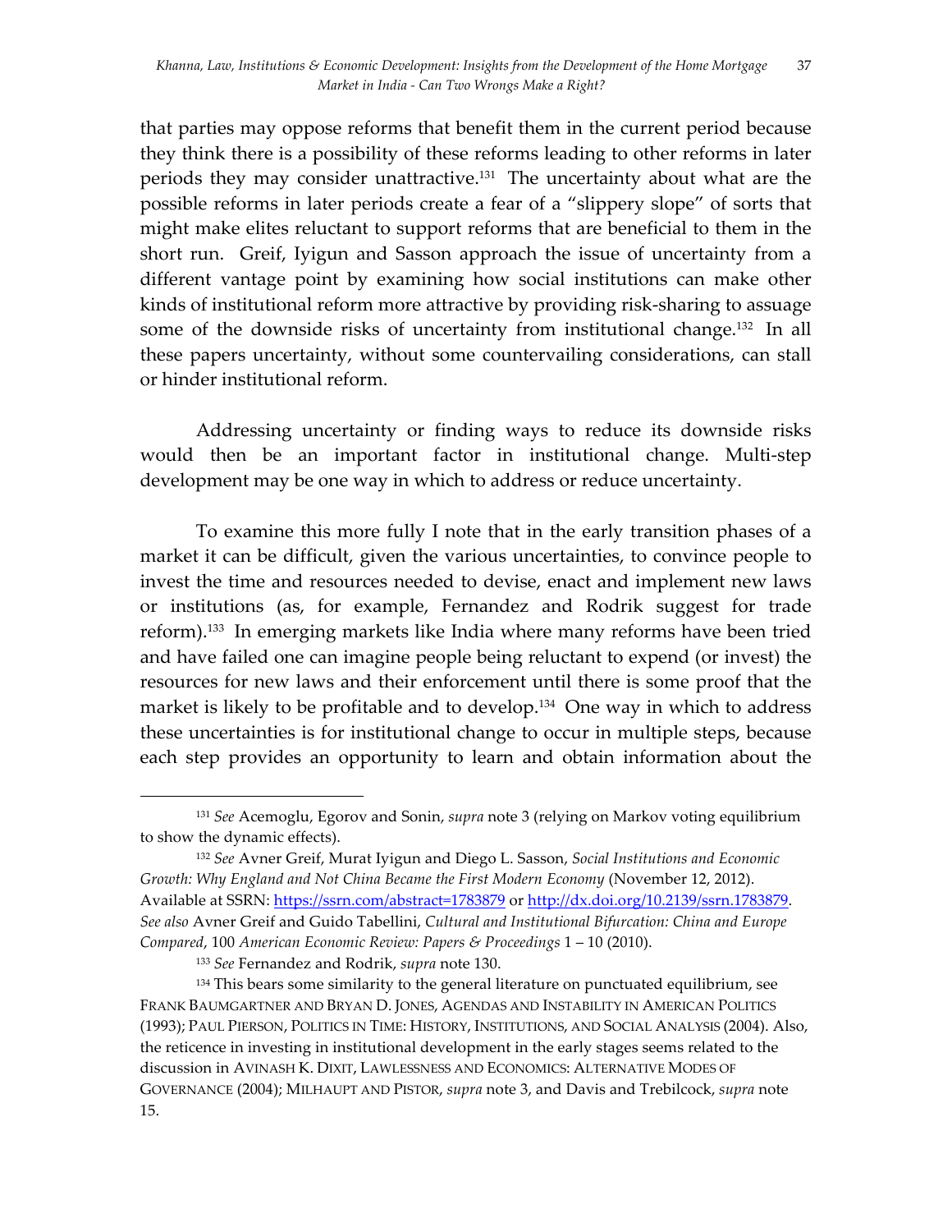that parties may oppose reforms that benefit them in the current period because they think there is a possibility of these reforms leading to other reforms in later periods they may consider unattractive.[131] The uncertainty about what are the possible reforms in later periods create a fear of a "slippery slope" of sorts that might make elites reluctant to support reforms that are beneficial to them in the short run. Greif, Iyigun and Sasson approach the issue of uncertainty from a different vantage point by examining how social institutions can make other kinds of institutional reform more attractive by providing risk-sharing to assuage some of the downside risks of uncertainty from institutional change.[132] In all these papers uncertainty, without some countervailing considerations, can stall or hinder institutional reform.

Addressing uncertainty or finding ways to reduce its downside risks would then be an important factor in institutional change. Multi-step development may be one way in which to address or reduce uncertainty.

To examine this more fully I note that in the early transition phases of a market it can be difficult, given the various uncertainties, to convince people to invest the time and resources needed to devise, enact and implement new laws or institutions (as, for example, Fernandez and Rodrik suggest for trade reform).[133] In emerging markets like India where many reforms have been tried and have failed one can imagine people being reluctant to expend (or invest) the resources for new laws and their enforcement until there is some proof that the market is likely to be profitable and to develop.[134] One way in which to address these uncertainties is for institutional change to occur in multiple steps, because each step provides an opportunity to learn and obtain information about the

---

[131] *See* Acemoglu, Egorov and Sonin, *supra* note 3 (relying on Markov voting equilibrium to show the dynamic effects).

[132] *See* Avner Greif, Murat Iyigun and Diego L. Sasson, *Social Institutions and Economic Growth: Why England and Not China Became the First Modern Economy* (November 12, 2012). Available at SSRN: https://ssrn.com/abstract=1783879 or http://dx.doi.org/10.2139/ssrn.1783879. *See also* Avner Greif and Guido Tabellini, *Cultural and Institutional Bifurcation: China and Europe Compared*, 100 *American Economic Review: Papers & Proceedings* 1 – 10 (2010).

[133] *See* Fernandez and Rodrik, *supra* note 130.

[134] This bears some similarity to the general literature on punctuated equilibrium, see FRANK BAUMGARTNER AND BRYAN D. JONES, AGENDAS AND INSTABILITY IN AMERICAN POLITICS (1993); PAUL PIERSON, POLITICS IN TIME: HISTORY, INSTITUTIONS, AND SOCIAL ANALYSIS (2004). Also, the reticence in investing in institutional development in the early stages seems related to the discussion in AVINASH K. DIXIT, LAWLESSNESS AND ECONOMICS: ALTERNATIVE MODES OF GOVERNANCE (2004); MILHAUPT AND PISTOR, *supra* note 3, and Davis and Trebilcock, *supra* note 15.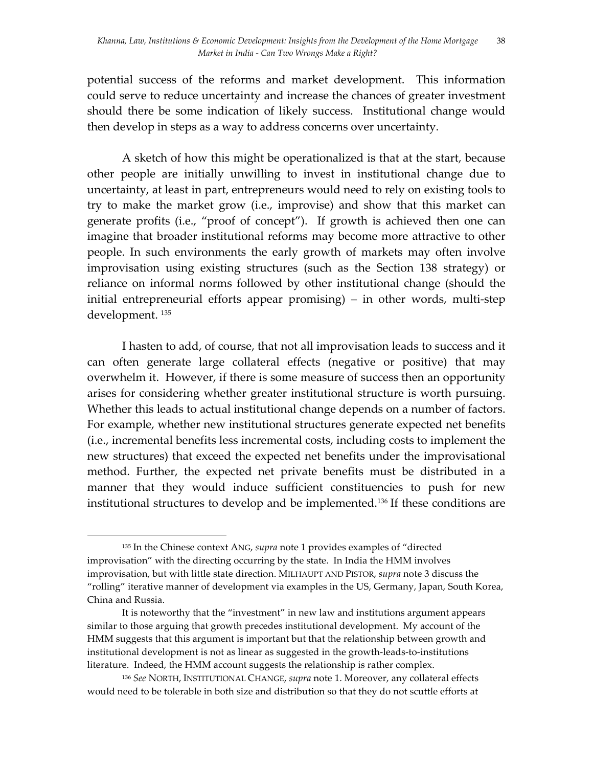potential success of the reforms and market development. This information could serve to reduce uncertainty and increase the chances of greater investment should there be some indication of likely success. Institutional change would then develop in steps as a way to address concerns over uncertainty.

A sketch of how this might be operationalized is that at the start, because other people are initially unwilling to invest in institutional change due to uncertainty, at least in part, entrepreneurs would need to rely on existing tools to try to make the market grow (i.e., improvise) and show that this market can generate profits (i.e., "proof of concept"). If growth is achieved then one can imagine that broader institutional reforms may become more attractive to other people. In such environments the early growth of markets may often involve improvisation using existing structures (such as the Section 138 strategy) or reliance on informal norms followed by other institutional change (should the initial entrepreneurial efforts appear promising) – in other words, multi-step development. [135]

I hasten to add, of course, that not all improvisation leads to success and it can often generate large collateral effects (negative or positive) that may overwhelm it. However, if there is some measure of success then an opportunity arises for considering whether greater institutional structure is worth pursuing. Whether this leads to actual institutional change depends on a number of factors. For example, whether new institutional structures generate expected net benefits (i.e., incremental benefits less incremental costs, including costs to implement the new structures) that exceed the expected net benefits under the improvisational method. Further, the expected net private benefits must be distributed in a manner that they would induce sufficient constituencies to push for new institutional structures to develop and be implemented.[136] If these conditions are

---

[135] In the Chinese context ANG, *supra* note 1 provides examples of "directed improvisation" with the directing occurring by the state. In India the HMM involves improvisation, but with little state direction. MILHAUPT AND PISTOR, *supra* note 3 discuss the "rolling" iterative manner of development via examples in the US, Germany, Japan, South Korea, China and Russia.

It is noteworthy that the "investment" in new law and institutions argument appears similar to those arguing that growth precedes institutional development. My account of the HMM suggests that this argument is important but that the relationship between growth and institutional development is not as linear as suggested in the growth-leads-to-institutions literature. Indeed, the HMM account suggests the relationship is rather complex.

[136] *See* NORTH, INSTITUTIONAL CHANGE, *supra* note 1. Moreover, any collateral effects would need to be tolerable in both size and distribution so that they do not scuttle efforts at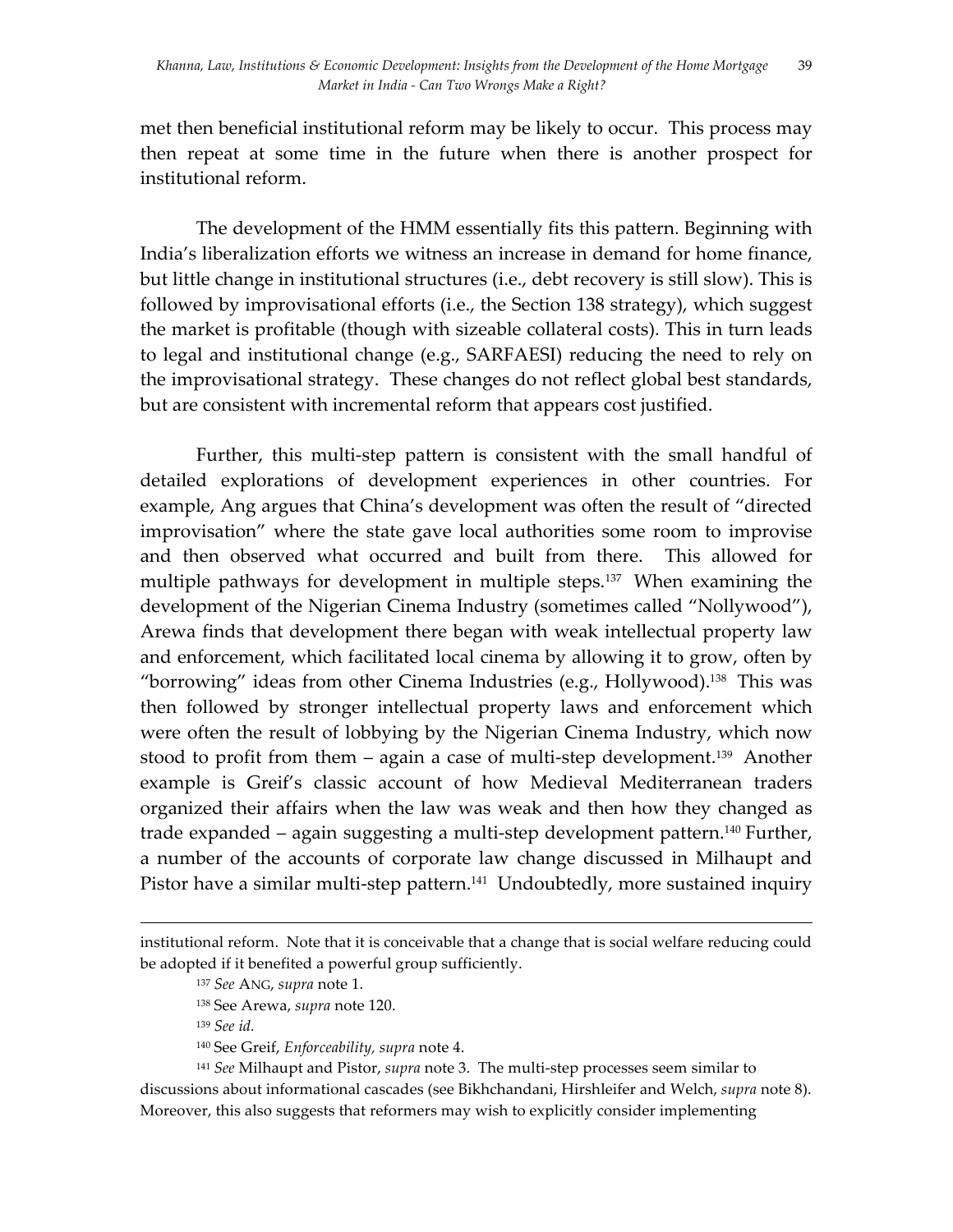met then beneficial institutional reform may be likely to occur. This process may then repeat at some time in the future when there is another prospect for institutional reform.

The development of the HMM essentially fits this pattern. Beginning with India's liberalization efforts we witness an increase in demand for home finance, but little change in institutional structures (i.e., debt recovery is still slow). This is followed by improvisational efforts (i.e., the Section 138 strategy), which suggest the market is profitable (though with sizeable collateral costs). This in turn leads to legal and institutional change (e.g., SARFAESI) reducing the need to rely on the improvisational strategy. These changes do not reflect global best standards, but are consistent with incremental reform that appears cost justified.

Further, this multi-step pattern is consistent with the small handful of detailed explorations of development experiences in other countries. For example, Ang argues that China's development was often the result of "directed improvisation" where the state gave local authorities some room to improvise and then observed what occurred and built from there. This allowed for multiple pathways for development in multiple steps.[137] When examining the development of the Nigerian Cinema Industry (sometimes called "Nollywood"), Arewa finds that development there began with weak intellectual property law and enforcement, which facilitated local cinema by allowing it to grow, often by "borrowing" ideas from other Cinema Industries (e.g., Hollywood).[138] This was then followed by stronger intellectual property laws and enforcement which were often the result of lobbying by the Nigerian Cinema Industry, which now stood to profit from them – again a case of multi-step development.[139] Another example is Greif's classic account of how Medieval Mediterranean traders organized their affairs when the law was weak and then how they changed as trade expanded – again suggesting a multi-step development pattern.[140] Further, a number of the accounts of corporate law change discussed in Milhaupt and Pistor have a similar multi-step pattern.[141] Undoubtedly, more sustained inquiry

---

institutional reform. Note that it is conceivable that a change that is social welfare reducing could be adopted if it benefited a powerful group sufficiently.

[137] *See* ANG, *supra* note 1.

[138] See Arewa, *supra* note 120.

[139] *See id.*

[140] See Greif, *Enforceability, supra* note 4.

[141] *See* Milhaupt and Pistor, *supra* note 3. The multi-step processes seem similar to discussions about informational cascades (see Bikhchandani, Hirshleifer and Welch, *supra* note 8). Moreover, this also suggests that reformers may wish to explicitly consider implementing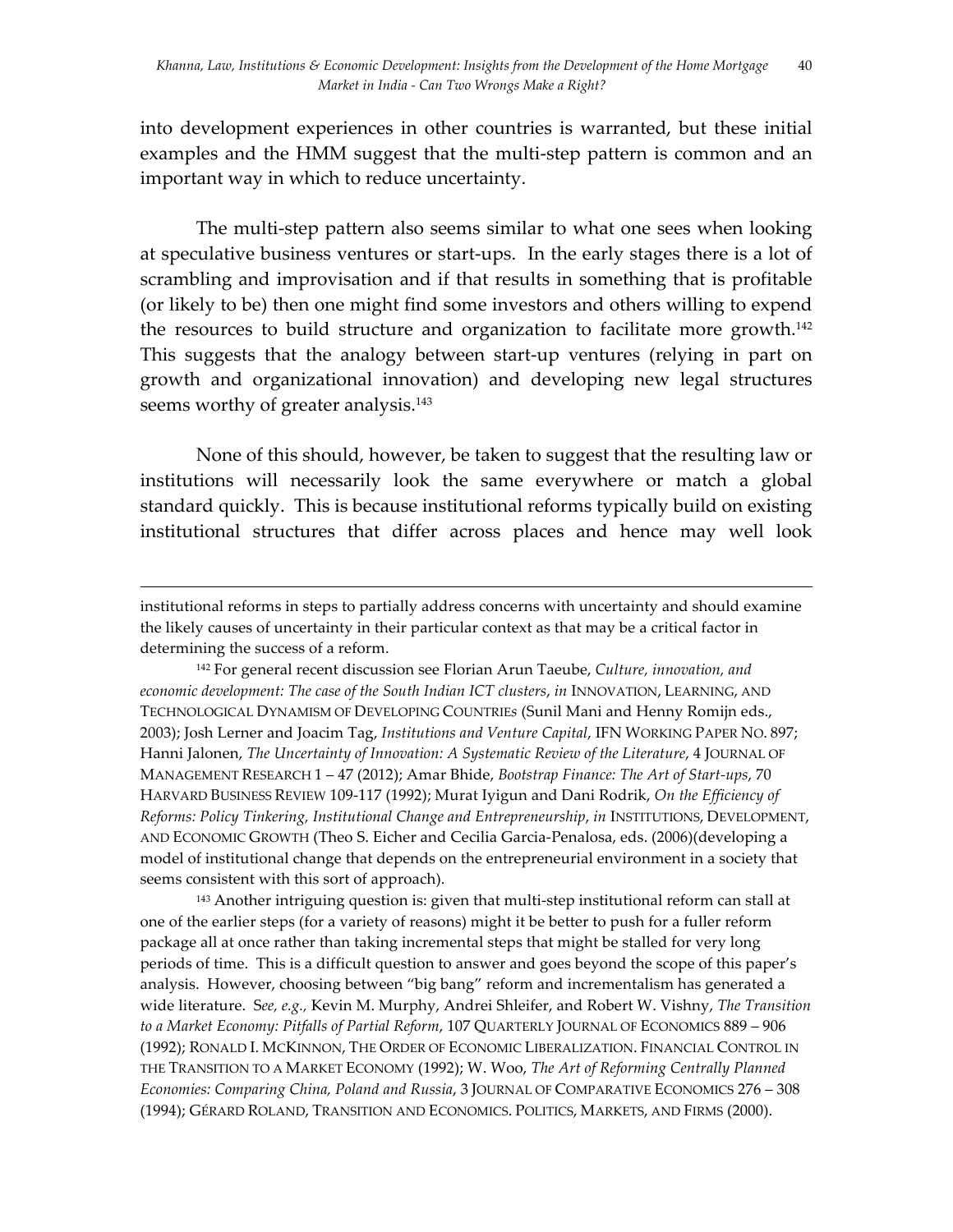into development experiences in other countries is warranted, but these initial examples and the HMM suggest that the multi-step pattern is common and an important way in which to reduce uncertainty.

The multi-step pattern also seems similar to what one sees when looking at speculative business ventures or start-ups. In the early stages there is a lot of scrambling and improvisation and if that results in something that is profitable (or likely to be) then one might find some investors and others willing to expend the resources to build structure and organization to facilitate more growth.[142] This suggests that the analogy between start-up ventures (relying in part on growth and organizational innovation) and developing new legal structures seems worthy of greater analysis.[143]

None of this should, however, be taken to suggest that the resulting law or institutions will necessarily look the same everywhere or match a global standard quickly. This is because institutional reforms typically build on existing institutional structures that differ across places and hence may well look

---

institutional reforms in steps to partially address concerns with uncertainty and should examine the likely causes of uncertainty in their particular context as that may be a critical factor in determining the success of a reform.

[142] For general recent discussion see Florian Arun Taeube, *Culture, innovation, and economic development: The case of the South Indian ICT clusters*, *in* INNOVATION, LEARNING, AND TECHNOLOGICAL DYNAMISM OF DEVELOPING COUNTRIES (Sunil Mani and Henny Romijn eds., 2003); Josh Lerner and Joacim Tag, *Institutions and Venture Capital*, IFN WORKING PAPER NO. 897; Hanni Jalonen, *The Uncertainty of Innovation: A Systematic Review of the Literature*, 4 JOURNAL OF MANAGEMENT RESEARCH 1 – 47 (2012); Amar Bhide, *Bootstrap Finance: The Art of Start-ups*, 70 HARVARD BUSINESS REVIEW 109-117 (1992); Murat Iyigun and Dani Rodrik, *On the Efficiency of Reforms: Policy Tinkering, Institutional Change and Entrepreneurship*, *in* INSTITUTIONS, DEVELOPMENT, AND ECONOMIC GROWTH (Theo S. Eicher and Cecilia Garcia-Penalosa, eds. (2006)(developing a model of institutional change that depends on the entrepreneurial environment in a society that seems consistent with this sort of approach).

[143] Another intriguing question is: given that multi-step institutional reform can stall at one of the earlier steps (for a variety of reasons) might it be better to push for a fuller reform package all at once rather than taking incremental steps that might be stalled for very long periods of time. This is a difficult question to answer and goes beyond the scope of this paper's analysis. However, choosing between "big bang" reform and incrementalism has generated a wide literature. S*ee, e.g.,* Kevin M. Murphy, Andrei Shleifer, and Robert W. Vishny, *The Transition to a Market Economy: Pitfalls of Partial Reform*, 107 QUARTERLY JOURNAL OF ECONOMICS 889 – 906 (1992); RONALD I. MCKINNON, THE ORDER OF ECONOMIC LIBERALIZATION. FINANCIAL CONTROL IN THE TRANSITION TO A MARKET ECONOMY (1992); W. Woo, *The Art of Reforming Centrally Planned Economies: Comparing China, Poland and Russia*, 3 JOURNAL OF COMPARATIVE ECONOMICS 276 – 308 (1994); GÉRARD ROLAND, TRANSITION AND ECONOMICS. POLITICS, MARKETS, AND FIRMS (2000).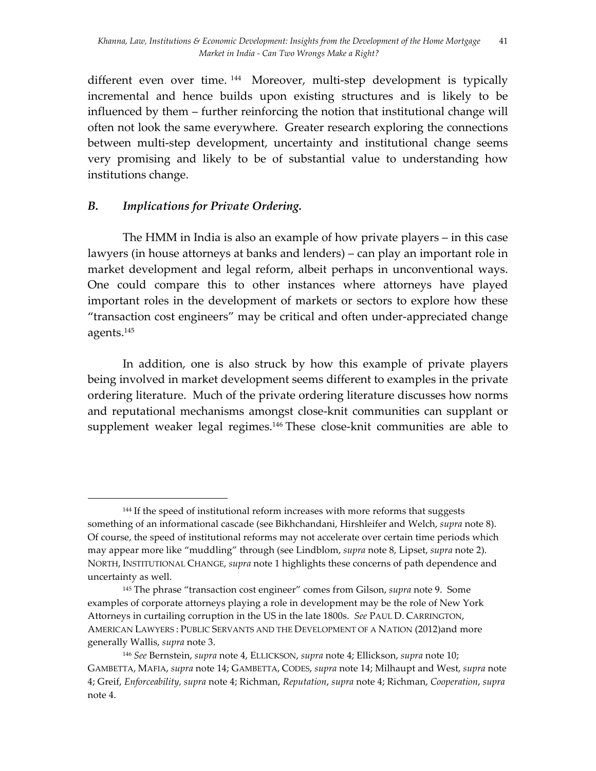different even over time. [144] Moreover, multi-step development is typically incremental and hence builds upon existing structures and is likely to be influenced by them – further reinforcing the notion that institutional change will often not look the same everywhere. Greater research exploring the connections between multi-step development, uncertainty and institutional change seems very promising and likely to be of substantial value to understanding how institutions change.

### *B. Implications for Private Ordering.*

The HMM in India is also an example of how private players – in this case lawyers (in house attorneys at banks and lenders) – can play an important role in market development and legal reform, albeit perhaps in unconventional ways. One could compare this to other instances where attorneys have played important roles in the development of markets or sectors to explore how these "transaction cost engineers" may be critical and often under-appreciated change agents.[145]

In addition, one is also struck by how this example of private players being involved in market development seems different to examples in the private ordering literature. Much of the private ordering literature discusses how norms and reputational mechanisms amongst close-knit communities can supplant or supplement weaker legal regimes.[146] These close-knit communities are able to

---

[144] If the speed of institutional reform increases with more reforms that suggests something of an informational cascade (see Bikhchandani, Hirshleifer and Welch, *supra* note 8). Of course, the speed of institutional reforms may not accelerate over certain time periods which may appear more like "muddling" through (see Lindblom, *supra* note 8, Lipset, *supra* note 2). NORTH, INSTITUTIONAL CHANGE, *supra* note 1 highlights these concerns of path dependence and uncertainty as well.

[145] The phrase "transaction cost engineer" comes from Gilson, *supra* note 9. Some examples of corporate attorneys playing a role in development may be the role of New York Attorneys in curtailing corruption in the US in the late 1800s. *See* PAUL D. CARRINGTON, AMERICAN LAWYERS : PUBLIC SERVANTS AND THE DEVELOPMENT OF A NATION (2012)and more generally Wallis, *supra* note 3.

[146] *See* Bernstein, *supra* note 4, ELLICKSON, *supra* note 4; Ellickson, *supra* note 10; GAMBETTA, MAFIA, *supra* note 14; GAMBETTA, CODES, *supra* note 14; Milhaupt and West, *supra* note 4; Greif, *Enforceability*, *supra* note 4; Richman, *Reputation*, *supra* note 4; Richman, *Cooperation*, *supra* note 4.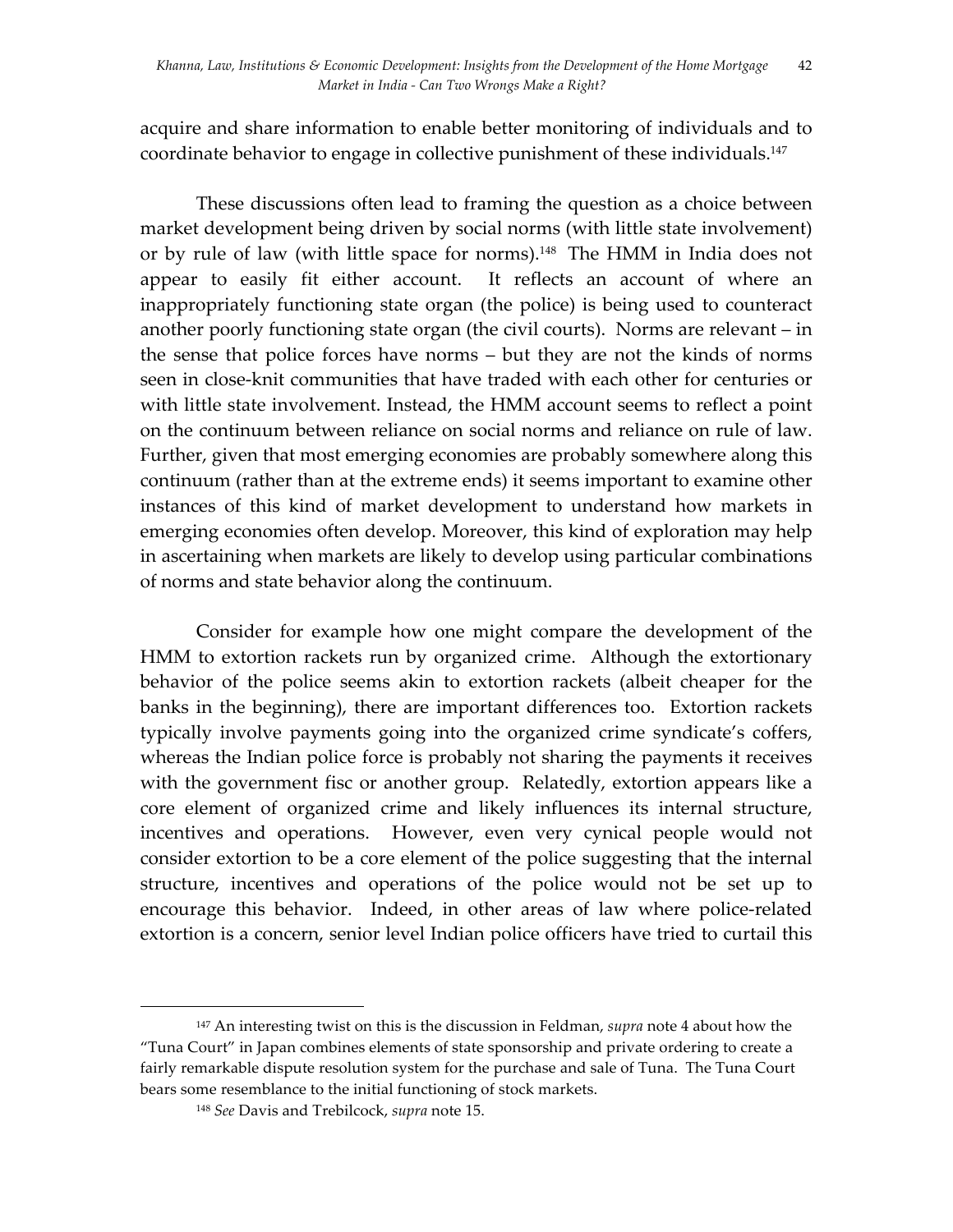acquire and share information to enable better monitoring of individuals and to coordinate behavior to engage in collective punishment of these individuals.[147]

These discussions often lead to framing the question as a choice between market development being driven by social norms (with little state involvement) or by rule of law (with little space for norms).[148] The HMM in India does not appear to easily fit either account. It reflects an account of where an inappropriately functioning state organ (the police) is being used to counteract another poorly functioning state organ (the civil courts). Norms are relevant – in the sense that police forces have norms – but they are not the kinds of norms seen in close-knit communities that have traded with each other for centuries or with little state involvement. Instead, the HMM account seems to reflect a point on the continuum between reliance on social norms and reliance on rule of law. Further, given that most emerging economies are probably somewhere along this continuum (rather than at the extreme ends) it seems important to examine other instances of this kind of market development to understand how markets in emerging economies often develop. Moreover, this kind of exploration may help in ascertaining when markets are likely to develop using particular combinations of norms and state behavior along the continuum.

Consider for example how one might compare the development of the HMM to extortion rackets run by organized crime. Although the extortionary behavior of the police seems akin to extortion rackets (albeit cheaper for the banks in the beginning), there are important differences too. Extortion rackets typically involve payments going into the organized crime syndicate's coffers, whereas the Indian police force is probably not sharing the payments it receives with the government fisc or another group. Relatedly, extortion appears like a core element of organized crime and likely influences its internal structure, incentives and operations. However, even very cynical people would not consider extortion to be a core element of the police suggesting that the internal structure, incentives and operations of the police would not be set up to encourage this behavior. Indeed, in other areas of law where police-related extortion is a concern, senior level Indian police officers have tried to curtail this

---

[147] An interesting twist on this is the discussion in Feldman, *supra* note 4 about how the "Tuna Court" in Japan combines elements of state sponsorship and private ordering to create a fairly remarkable dispute resolution system for the purchase and sale of Tuna. The Tuna Court bears some resemblance to the initial functioning of stock markets.

[148] *See* Davis and Trebilcock, *supra* note 15.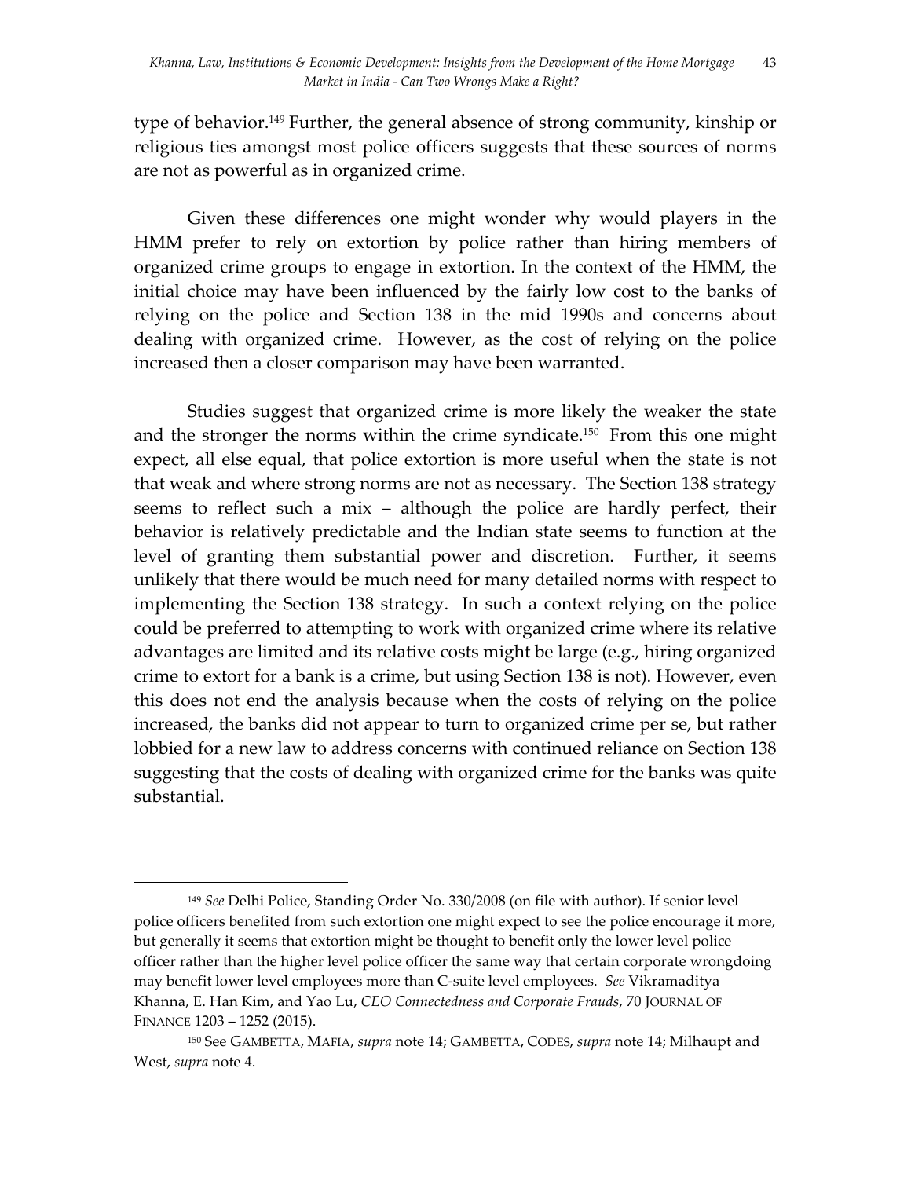type of behavior.[149] Further, the general absence of strong community, kinship or religious ties amongst most police officers suggests that these sources of norms are not as powerful as in organized crime.

Given these differences one might wonder why would players in the HMM prefer to rely on extortion by police rather than hiring members of organized crime groups to engage in extortion. In the context of the HMM, the initial choice may have been influenced by the fairly low cost to the banks of relying on the police and Section 138 in the mid 1990s and concerns about dealing with organized crime. However, as the cost of relying on the police increased then a closer comparison may have been warranted.

Studies suggest that organized crime is more likely the weaker the state and the stronger the norms within the crime syndicate.[150] From this one might expect, all else equal, that police extortion is more useful when the state is not that weak and where strong norms are not as necessary. The Section 138 strategy seems to reflect such a mix – although the police are hardly perfect, their behavior is relatively predictable and the Indian state seems to function at the level of granting them substantial power and discretion. Further, it seems unlikely that there would be much need for many detailed norms with respect to implementing the Section 138 strategy. In such a context relying on the police could be preferred to attempting to work with organized crime where its relative advantages are limited and its relative costs might be large (e.g., hiring organized crime to extort for a bank is a crime, but using Section 138 is not). However, even this does not end the analysis because when the costs of relying on the police increased, the banks did not appear to turn to organized crime per se, but rather lobbied for a new law to address concerns with continued reliance on Section 138 suggesting that the costs of dealing with organized crime for the banks was quite substantial.

---

[149] *See* Delhi Police, Standing Order No. 330/2008 (on file with author). If senior level police officers benefited from such extortion one might expect to see the police encourage it more, but generally it seems that extortion might be thought to benefit only the lower level police officer rather than the higher level police officer the same way that certain corporate wrongdoing may benefit lower level employees more than C-suite level employees. *See* Vikramaditya Khanna, E. Han Kim, and Yao Lu, *CEO Connectedness and Corporate Frauds*, 70 JOURNAL OF FINANCE 1203 – 1252 (2015).

[150] See GAMBETTA, MAFIA, *supra* note 14; GAMBETTA, CODES, *supra* note 14; Milhaupt and West, *supra* note 4.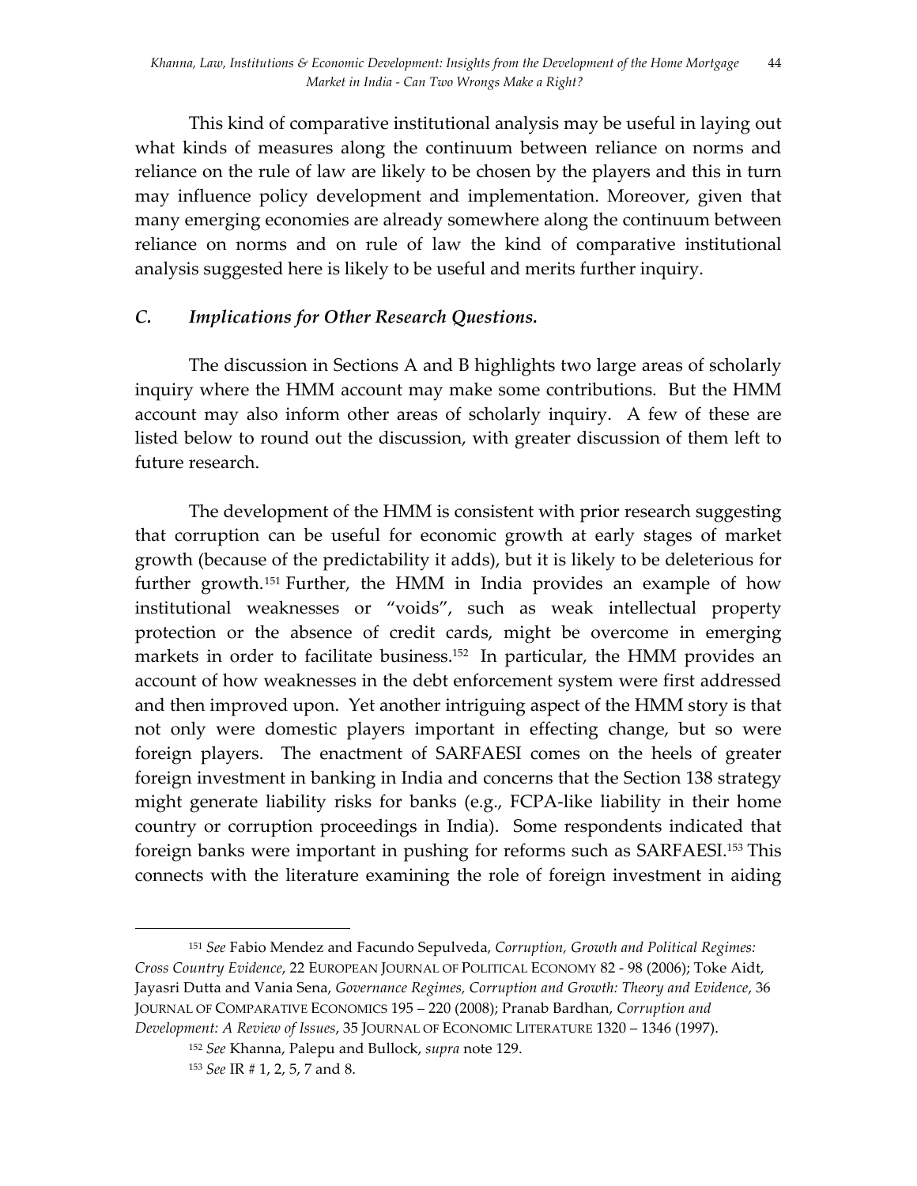This kind of comparative institutional analysis may be useful in laying out what kinds of measures along the continuum between reliance on norms and reliance on the rule of law are likely to be chosen by the players and this in turn may influence policy development and implementation. Moreover, given that many emerging economies are already somewhere along the continuum between reliance on norms and on rule of law the kind of comparative institutional analysis suggested here is likely to be useful and merits further inquiry.

### *C. Implications for Other Research Questions.*

The discussion in Sections A and B highlights two large areas of scholarly inquiry where the HMM account may make some contributions. But the HMM account may also inform other areas of scholarly inquiry. A few of these are listed below to round out the discussion, with greater discussion of them left to future research.

The development of the HMM is consistent with prior research suggesting that corruption can be useful for economic growth at early stages of market growth (because of the predictability it adds), but it is likely to be deleterious for further growth.[151] Further, the HMM in India provides an example of how institutional weaknesses or "voids", such as weak intellectual property protection or the absence of credit cards, might be overcome in emerging markets in order to facilitate business.[152] In particular, the HMM provides an account of how weaknesses in the debt enforcement system were first addressed and then improved upon. Yet another intriguing aspect of the HMM story is that not only were domestic players important in effecting change, but so were foreign players. The enactment of SARFAESI comes on the heels of greater foreign investment in banking in India and concerns that the Section 138 strategy might generate liability risks for banks (e.g., FCPA-like liability in their home country or corruption proceedings in India). Some respondents indicated that foreign banks were important in pushing for reforms such as SARFAESI.[153] This connects with the literature examining the role of foreign investment in aiding

---

[151] *See* Fabio Mendez and Facundo Sepulveda, *Corruption, Growth and Political Regimes: Cross Country Evidence*, 22 EUROPEAN JOURNAL OF POLITICAL ECONOMY 82 - 98 (2006); Toke Aidt, Jayasri Dutta and Vania Sena, *Governance Regimes, Corruption and Growth: Theory and Evidence*, 36 JOURNAL OF COMPARATIVE ECONOMICS 195 – 220 (2008); Pranab Bardhan, *Corruption and Development: A Review of Issues*, 35 JOURNAL OF ECONOMIC LITERATURE 1320 – 1346 (1997).

[152] *See* Khanna, Palepu and Bullock, *supra* note 129.

[153] *See* IR # 1, 2, 5, 7 and 8.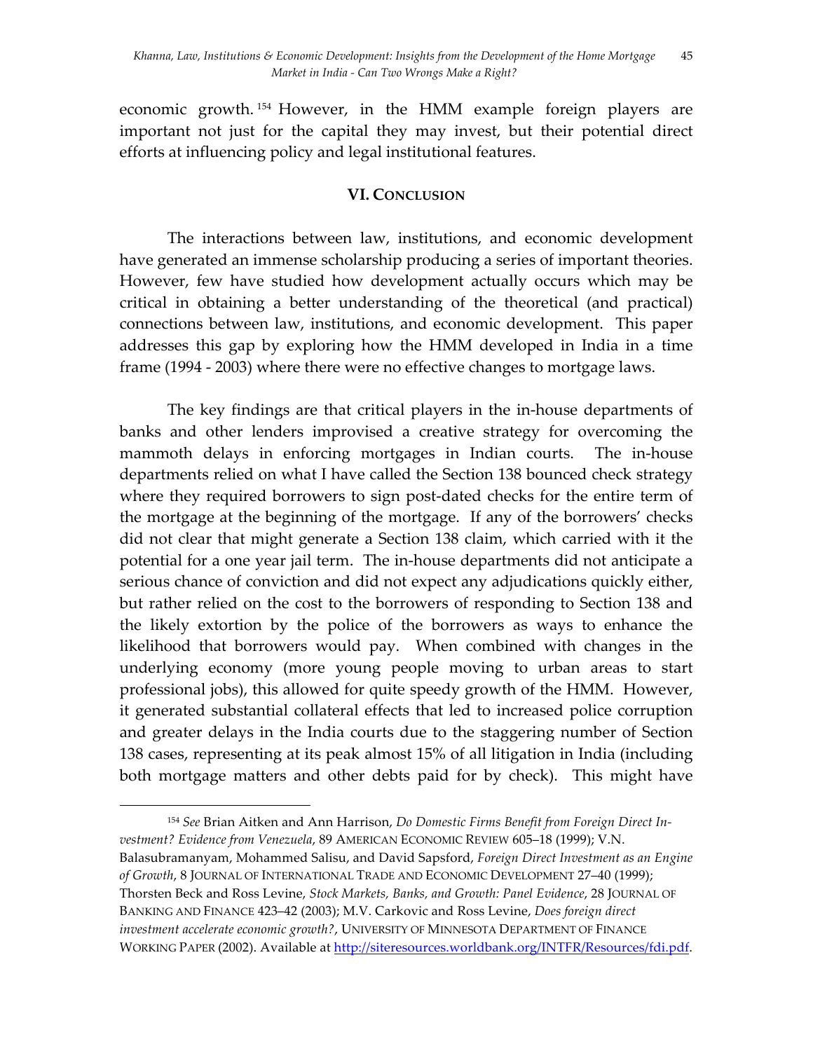economic growth.[154] However, in the HMM example foreign players are important not just for the capital they may invest, but their potential direct efforts at influencing policy and legal institutional features.

## VI. Conclusion

The interactions between law, institutions, and economic development have generated an immense scholarship producing a series of important theories. However, few have studied how development actually occurs which may be critical in obtaining a better understanding of the theoretical (and practical) connections between law, institutions, and economic development. This paper addresses this gap by exploring how the HMM developed in India in a time frame (1994 - 2003) where there were no effective changes to mortgage laws.

The key findings are that critical players in the in-house departments of banks and other lenders improvised a creative strategy for overcoming the mammoth delays in enforcing mortgages in Indian courts. The in-house departments relied on what I have called the Section 138 bounced check strategy where they required borrowers to sign post-dated checks for the entire term of the mortgage at the beginning of the mortgage. If any of the borrowers' checks did not clear that might generate a Section 138 claim, which carried with it the potential for a one year jail term. The in-house departments did not anticipate a serious chance of conviction and did not expect any adjudications quickly either, but rather relied on the cost to the borrowers of responding to Section 138 and the likely extortion by the police of the borrowers as ways to enhance the likelihood that borrowers would pay. When combined with changes in the underlying economy (more young people moving to urban areas to start professional jobs), this allowed for quite speedy growth of the HMM. However, it generated substantial collateral effects that led to increased police corruption and greater delays in the India courts due to the staggering number of Section 138 cases, representing at its peak almost 15% of all litigation in India (including both mortgage matters and other debts paid for by check). This might have

[154] *See* Brian Aitken and Ann Harrison, *Do Domestic Firms Benefit from Foreign Direct Investment? Evidence from Venezuela*, 89 American Economic Review 605–18 (1999); V.N. Balasubramanyam, Mohammed Salisu, and David Sapsford, *Foreign Direct Investment as an Engine of Growth*, 8 Journal of International Trade and Economic Development 27–40 (1999); Thorsten Beck and Ross Levine, *Stock Markets, Banks, and Growth: Panel Evidence*, 28 Journal of Banking and Finance 423–42 (2003); M.V. Carkovic and Ross Levine, *Does foreign direct investment accelerate economic growth?*, University of Minnesota Department of Finance Working Paper (2002). Available at http://siteresources.worldbank.org/INTFR/Resources/fdi.pdf.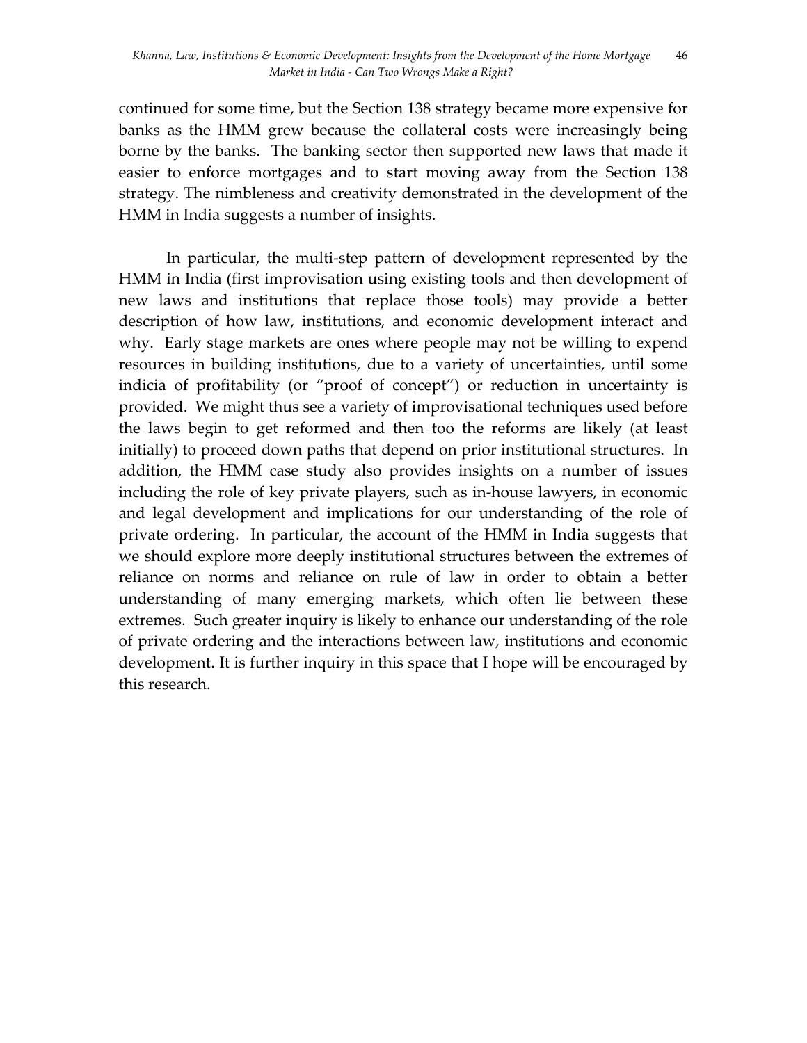continued for some time, but the Section 138 strategy became more expensive for banks as the HMM grew because the collateral costs were increasingly being borne by the banks. The banking sector then supported new laws that made it easier to enforce mortgages and to start moving away from the Section 138 strategy. The nimbleness and creativity demonstrated in the development of the HMM in India suggests a number of insights.

In particular, the multi-step pattern of development represented by the HMM in India (first improvisation using existing tools and then development of new laws and institutions that replace those tools) may provide a better description of how law, institutions, and economic development interact and why. Early stage markets are ones where people may not be willing to expend resources in building institutions, due to a variety of uncertainties, until some indicia of profitability (or "proof of concept") or reduction in uncertainty is provided. We might thus see a variety of improvisational techniques used before the laws begin to get reformed and then too the reforms are likely (at least initially) to proceed down paths that depend on prior institutional structures. In addition, the HMM case study also provides insights on a number of issues including the role of key private players, such as in-house lawyers, in economic and legal development and implications for our understanding of the role of private ordering. In particular, the account of the HMM in India suggests that we should explore more deeply institutional structures between the extremes of reliance on norms and reliance on rule of law in order to obtain a better understanding of many emerging markets, which often lie between these extremes. Such greater inquiry is likely to enhance our understanding of the role of private ordering and the interactions between law, institutions and economic development. It is further inquiry in this space that I hope will be encouraged by this research.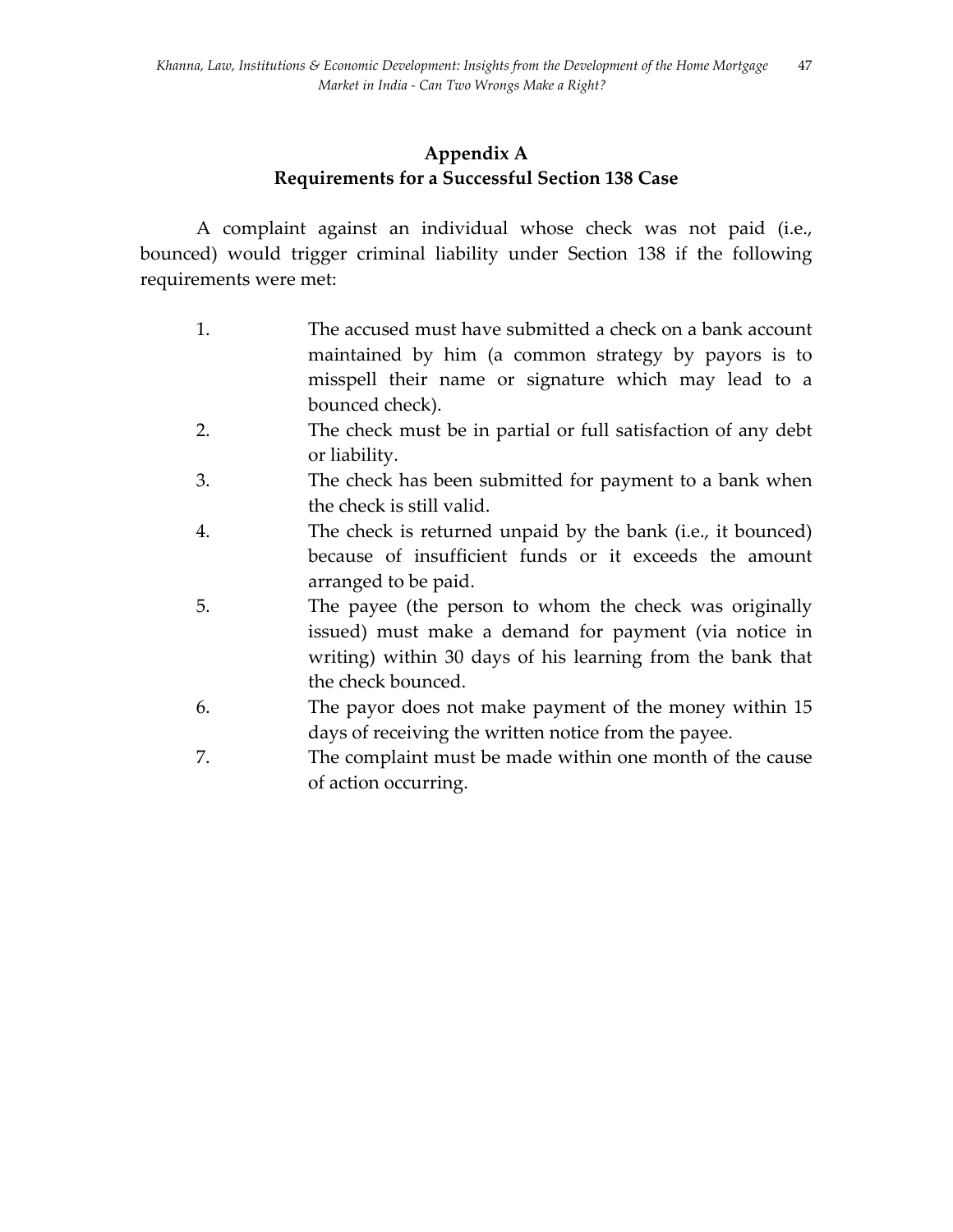## Appendix A
## Requirements for a Successful Section 138 Case

A complaint against an individual whose check was not paid (i.e., bounced) would trigger criminal liability under Section 138 if the following requirements were met:

1. The accused must have submitted a check on a bank account maintained by him (a common strategy by payors is to misspell their name or signature which may lead to a bounced check).
2. The check must be in partial or full satisfaction of any debt or liability.
3. The check has been submitted for payment to a bank when the check is still valid.
4. The check is returned unpaid by the bank (i.e., it bounced) because of insufficient funds or it exceeds the amount arranged to be paid.
5. The payee (the person to whom the check was originally issued) must make a demand for payment (via notice in writing) within 30 days of his learning from the bank that the check bounced.
6. The payor does not make payment of the money within 15 days of receiving the written notice from the payee.
7. The complaint must be made within one month of the cause of action occurring.